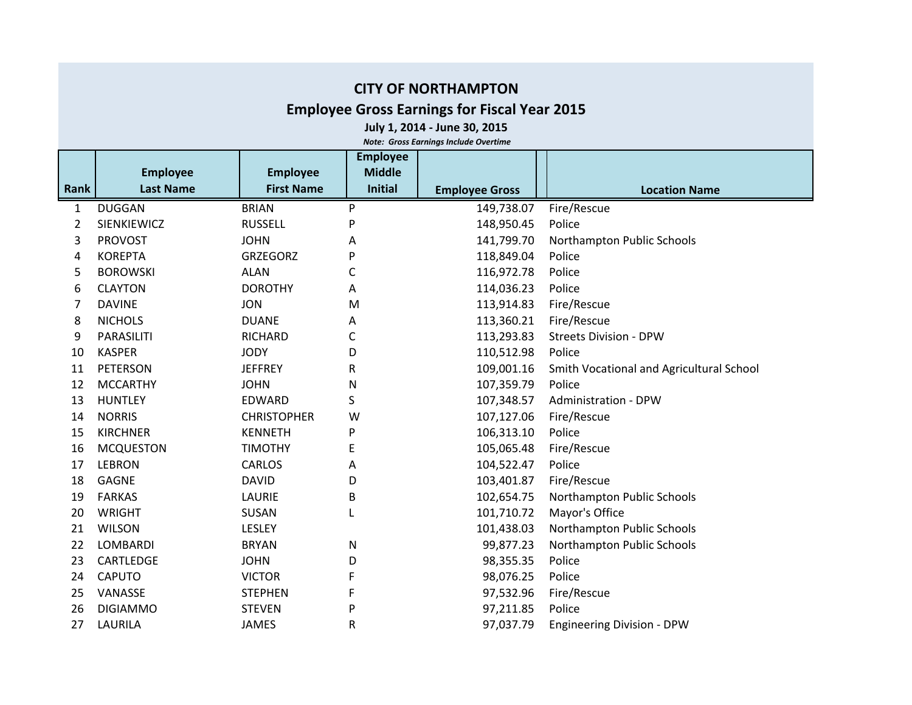# CITY OF NORTHAMPTON

## Employee Gross Earnings for Fiscal Year 2015

**July 1, 2014 - June 30, 2015**

***Note: Gross Earnings Include Overtime***

| Rank | Employee Last Name | Employee First Name | Employee Middle Initial | Employee Gross | Location Name |
|---|---|---|---|---|---|
| 1 | DUGGAN | BRIAN | P | 149,738.07 | Fire/Rescue |
| 2 | SIENKIEWICZ | RUSSELL | P | 148,950.45 | Police |
| 3 | PROVOST | JOHN | A | 141,799.70 | Northampton Public Schools |
| 4 | KOREPTA | GRZEGORZ | P | 118,849.04 | Police |
| 5 | BOROWSKI | ALAN | C | 116,972.78 | Police |
| 6 | CLAYTON | DOROTHY | A | 114,036.23 | Police |
| 7 | DAVINE | JON | M | 113,914.83 | Fire/Rescue |
| 8 | NICHOLS | DUANE | A | 113,360.21 | Fire/Rescue |
| 9 | PARASILITI | RICHARD | C | 113,293.83 | Streets Division - DPW |
| 10 | KASPER | JODY | D | 110,512.98 | Police |
| 11 | PETERSON | JEFFREY | R | 109,001.16 | Smith Vocational and Agricultural School |
| 12 | MCCARTHY | JOHN | N | 107,359.79 | Police |
| 13 | HUNTLEY | EDWARD | S | 107,348.57 | Administration - DPW |
| 14 | NORRIS | CHRISTOPHER | W | 107,127.06 | Fire/Rescue |
| 15 | KIRCHNER | KENNETH | P | 106,313.10 | Police |
| 16 | MCQUESTON | TIMOTHY | E | 105,065.48 | Fire/Rescue |
| 17 | LEBRON | CARLOS | A | 104,522.47 | Police |
| 18 | GAGNE | DAVID | D | 103,401.87 | Fire/Rescue |
| 19 | FARKAS | LAURIE | B | 102,654.75 | Northampton Public Schools |
| 20 | WRIGHT | SUSAN | L | 101,710.72 | Mayor's Office |
| 21 | WILSON | LESLEY | | 101,438.03 | Northampton Public Schools |
| 22 | LOMBARDI | BRYAN | N | 99,877.23 | Northampton Public Schools |
| 23 | CARTLEDGE | JOHN | D | 98,355.35 | Police |
| 24 | CAPUTO | VICTOR | F | 98,076.25 | Police |
| 25 | VANASSE | STEPHEN | F | 97,532.96 | Fire/Rescue |
| 26 | DIGIAMMO | STEVEN | P | 97,211.85 | Police |
| 27 | LAURILA | JAMES | R | 97,037.79 | Engineering Division - DPW |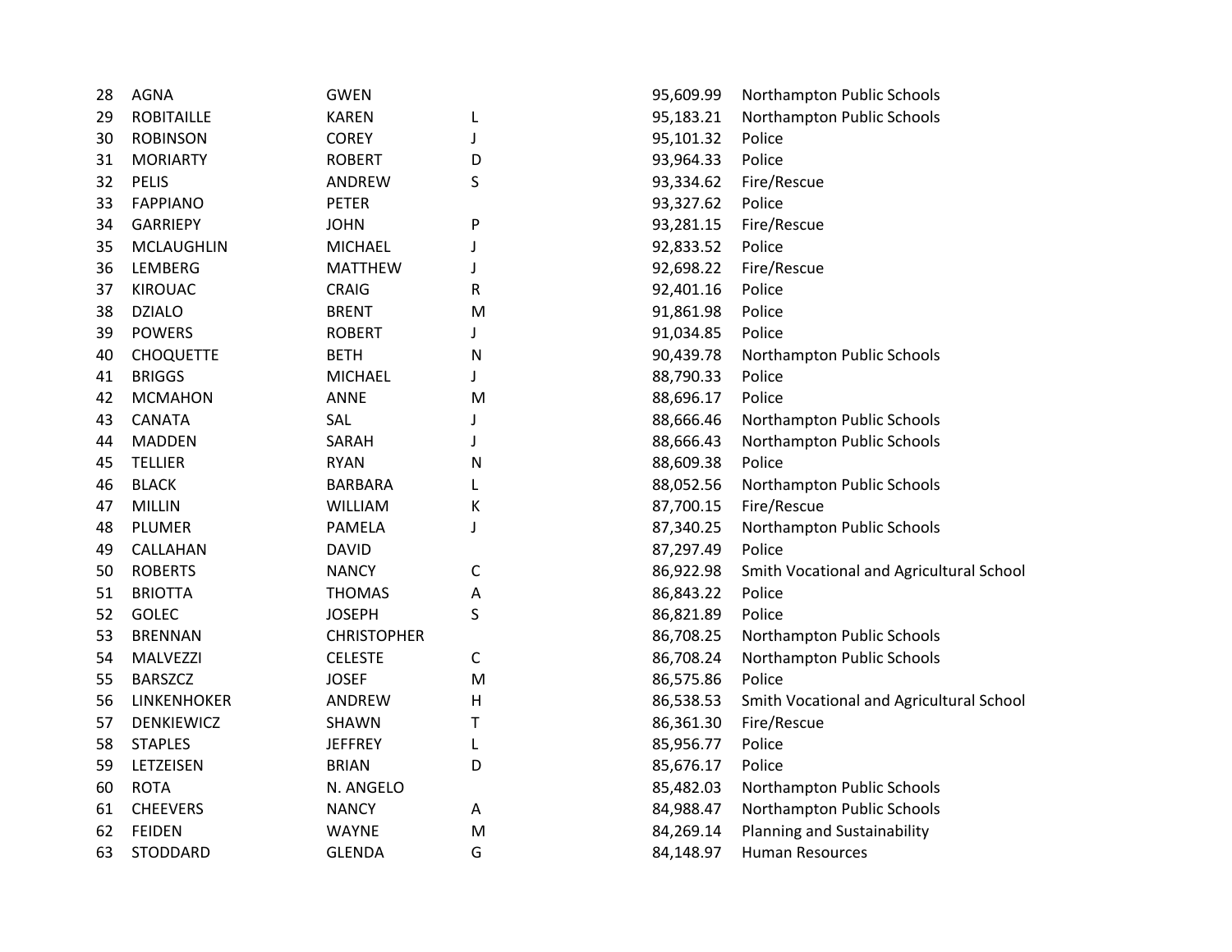| | | | | | |
|---|---|---|---|---|---|
| 28 | AGNA | GWEN | | 95,609.99 | Northampton Public Schools |
| 29 | ROBITAILLE | KAREN | L | 95,183.21 | Northampton Public Schools |
| 30 | ROBINSON | COREY | J | 95,101.32 | Police |
| 31 | MORIARTY | ROBERT | D | 93,964.33 | Police |
| 32 | PELIS | ANDREW | S | 93,334.62 | Fire/Rescue |
| 33 | FAPPIANO | PETER | | 93,327.62 | Police |
| 34 | GARRIEPY | JOHN | P | 93,281.15 | Fire/Rescue |
| 35 | MCLAUGHLIN | MICHAEL | J | 92,833.52 | Police |
| 36 | LEMBERG | MATTHEW | J | 92,698.22 | Fire/Rescue |
| 37 | KIROUAC | CRAIG | R | 92,401.16 | Police |
| 38 | DZIALO | BRENT | M | 91,861.98 | Police |
| 39 | POWERS | ROBERT | J | 91,034.85 | Police |
| 40 | CHOQUETTE | BETH | N | 90,439.78 | Northampton Public Schools |
| 41 | BRIGGS | MICHAEL | J | 88,790.33 | Police |
| 42 | MCMAHON | ANNE | M | 88,696.17 | Police |
| 43 | CANATA | SAL | J | 88,666.46 | Northampton Public Schools |
| 44 | MADDEN | SARAH | J | 88,666.43 | Northampton Public Schools |
| 45 | TELLIER | RYAN | N | 88,609.38 | Police |
| 46 | BLACK | BARBARA | L | 88,052.56 | Northampton Public Schools |
| 47 | MILLIN | WILLIAM | K | 87,700.15 | Fire/Rescue |
| 48 | PLUMER | PAMELA | J | 87,340.25 | Northampton Public Schools |
| 49 | CALLAHAN | DAVID | | 87,297.49 | Police |
| 50 | ROBERTS | NANCY | C | 86,922.98 | Smith Vocational and Agricultural School |
| 51 | BRIOTTA | THOMAS | A | 86,843.22 | Police |
| 52 | GOLEC | JOSEPH | S | 86,821.89 | Police |
| 53 | BRENNAN | CHRISTOPHER | | 86,708.25 | Northampton Public Schools |
| 54 | MALVEZZI | CELESTE | C | 86,708.24 | Northampton Public Schools |
| 55 | BARSZCZ | JOSEF | M | 86,575.86 | Police |
| 56 | LINKENHOKER | ANDREW | H | 86,538.53 | Smith Vocational and Agricultural School |
| 57 | DENKIEWICZ | SHAWN | T | 86,361.30 | Fire/Rescue |
| 58 | STAPLES | JEFFREY | L | 85,956.77 | Police |
| 59 | LETZEISEN | BRIAN | D | 85,676.17 | Police |
| 60 | ROTA | N. ANGELO | | 85,482.03 | Northampton Public Schools |
| 61 | CHEEVERS | NANCY | A | 84,988.47 | Northampton Public Schools |
| 62 | FEIDEN | WAYNE | M | 84,269.14 | Planning and Sustainability |
| 63 | STODDARD | GLENDA | G | 84,148.97 | Human Resources |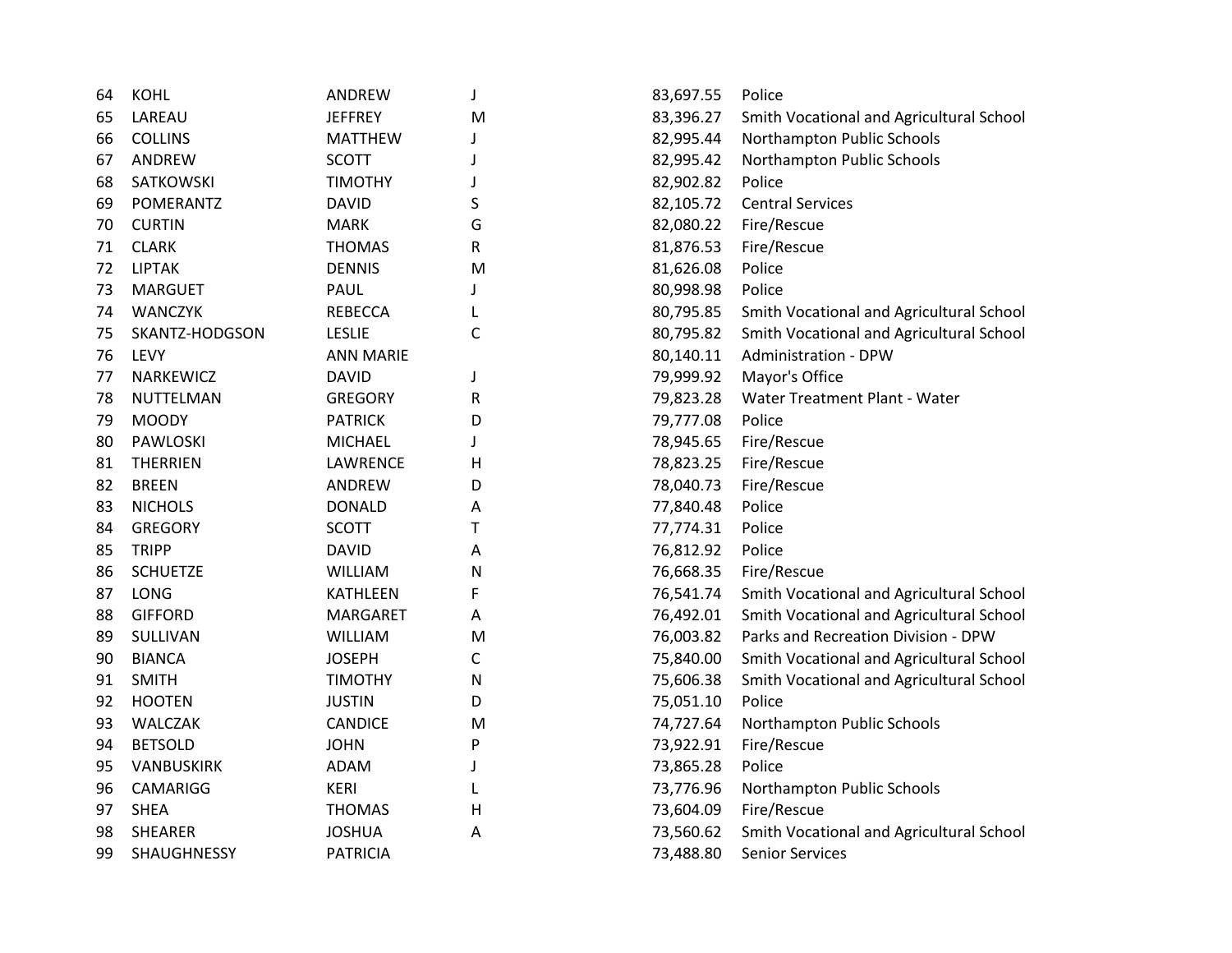| | | | | | |
|---|---|---|---|---|---|
| 64 | KOHL | ANDREW | J | 83,697.55 | Police |
| 65 | LAREAU | JEFFREY | M | 83,396.27 | Smith Vocational and Agricultural School |
| 66 | COLLINS | MATTHEW | J | 82,995.44 | Northampton Public Schools |
| 67 | ANDREW | SCOTT | J | 82,995.42 | Northampton Public Schools |
| 68 | SATKOWSKI | TIMOTHY | J | 82,902.82 | Police |
| 69 | POMERANTZ | DAVID | S | 82,105.72 | Central Services |
| 70 | CURTIN | MARK | G | 82,080.22 | Fire/Rescue |
| 71 | CLARK | THOMAS | R | 81,876.53 | Fire/Rescue |
| 72 | LIPTAK | DENNIS | M | 81,626.08 | Police |
| 73 | MARGUET | PAUL | J | 80,998.98 | Police |
| 74 | WANCZYK | REBECCA | L | 80,795.85 | Smith Vocational and Agricultural School |
| 75 | SKANTZ-HODGSON | LESLIE | C | 80,795.82 | Smith Vocational and Agricultural School |
| 76 | LEVY | ANN MARIE | | 80,140.11 | Administration - DPW |
| 77 | NARKEWICZ | DAVID | J | 79,999.92 | Mayor's Office |
| 78 | NUTTELMAN | GREGORY | R | 79,823.28 | Water Treatment Plant - Water |
| 79 | MOODY | PATRICK | D | 79,777.08 | Police |
| 80 | PAWLOSKI | MICHAEL | J | 78,945.65 | Fire/Rescue |
| 81 | THERRIEN | LAWRENCE | H | 78,823.25 | Fire/Rescue |
| 82 | BREEN | ANDREW | D | 78,040.73 | Fire/Rescue |
| 83 | NICHOLS | DONALD | A | 77,840.48 | Police |
| 84 | GREGORY | SCOTT | T | 77,774.31 | Police |
| 85 | TRIPP | DAVID | A | 76,812.92 | Police |
| 86 | SCHUETZE | WILLIAM | N | 76,668.35 | Fire/Rescue |
| 87 | LONG | KATHLEEN | F | 76,541.74 | Smith Vocational and Agricultural School |
| 88 | GIFFORD | MARGARET | A | 76,492.01 | Smith Vocational and Agricultural School |
| 89 | SULLIVAN | WILLIAM | M | 76,003.82 | Parks and Recreation Division - DPW |
| 90 | BIANCA | JOSEPH | C | 75,840.00 | Smith Vocational and Agricultural School |
| 91 | SMITH | TIMOTHY | N | 75,606.38 | Smith Vocational and Agricultural School |
| 92 | HOOTEN | JUSTIN | D | 75,051.10 | Police |
| 93 | WALCZAK | CANDICE | M | 74,727.64 | Northampton Public Schools |
| 94 | BETSOLD | JOHN | P | 73,922.91 | Fire/Rescue |
| 95 | VANBUSKIRK | ADAM | J | 73,865.28 | Police |
| 96 | CAMARIGG | KERI | L | 73,776.96 | Northampton Public Schools |
| 97 | SHEA | THOMAS | H | 73,604.09 | Fire/Rescue |
| 98 | SHEARER | JOSHUA | A | 73,560.62 | Smith Vocational and Agricultural School |
| 99 | SHAUGHNESSY | PATRICIA | | 73,488.80 | Senior Services |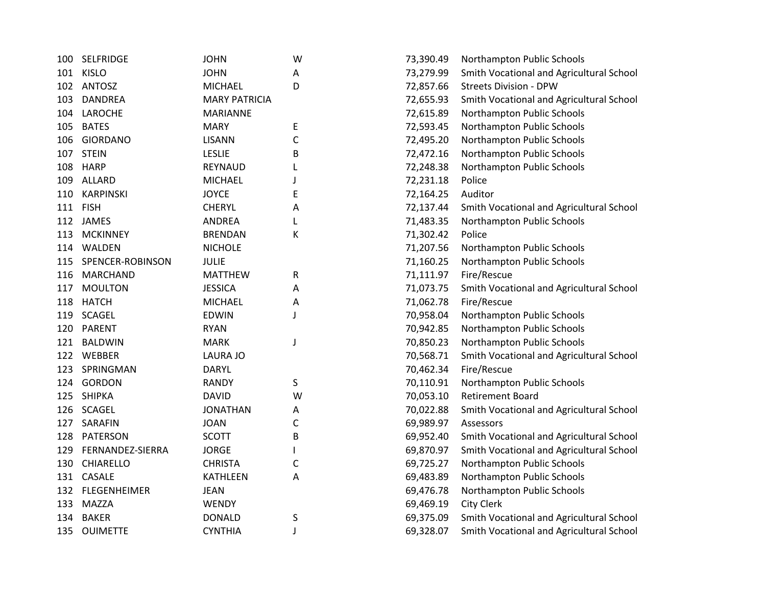| | | | | | |
|---|---|---|---|---|---|
| 100 | SELFRIDGE | JOHN | W | 73,390.49 | Northampton Public Schools |
| 101 | KISLO | JOHN | A | 73,279.99 | Smith Vocational and Agricultural School |
| 102 | ANTOSZ | MICHAEL | D | 72,857.66 | Streets Division - DPW |
| 103 | DANDREA | MARY PATRICIA | | 72,655.93 | Smith Vocational and Agricultural School |
| 104 | LAROCHE | MARIANNE | | 72,615.89 | Northampton Public Schools |
| 105 | BATES | MARY | E | 72,593.45 | Northampton Public Schools |
| 106 | GIORDANO | LISANN | C | 72,495.20 | Northampton Public Schools |
| 107 | STEIN | LESLIE | B | 72,472.16 | Northampton Public Schools |
| 108 | HARP | REYNAUD | L | 72,248.38 | Northampton Public Schools |
| 109 | ALLARD | MICHAEL | J | 72,231.18 | Police |
| 110 | KARPINSKI | JOYCE | E | 72,164.25 | Auditor |
| 111 | FISH | CHERYL | A | 72,137.44 | Smith Vocational and Agricultural School |
| 112 | JAMES | ANDREA | L | 71,483.35 | Northampton Public Schools |
| 113 | MCKINNEY | BRENDAN | K | 71,302.42 | Police |
| 114 | WALDEN | NICHOLE | | 71,207.56 | Northampton Public Schools |
| 115 | SPENCER-ROBINSON | JULIE | | 71,160.25 | Northampton Public Schools |
| 116 | MARCHAND | MATTHEW | R | 71,111.97 | Fire/Rescue |
| 117 | MOULTON | JESSICA | A | 71,073.75 | Smith Vocational and Agricultural School |
| 118 | HATCH | MICHAEL | A | 71,062.78 | Fire/Rescue |
| 119 | SCAGEL | EDWIN | J | 70,958.04 | Northampton Public Schools |
| 120 | PARENT | RYAN | | 70,942.85 | Northampton Public Schools |
| 121 | BALDWIN | MARK | J | 70,850.23 | Northampton Public Schools |
| 122 | WEBBER | LAURA JO | | 70,568.71 | Smith Vocational and Agricultural School |
| 123 | SPRINGMAN | DARYL | | 70,462.34 | Fire/Rescue |
| 124 | GORDON | RANDY | S | 70,110.91 | Northampton Public Schools |
| 125 | SHIPKA | DAVID | W | 70,053.10 | Retirement Board |
| 126 | SCAGEL | JONATHAN | A | 70,022.88 | Smith Vocational and Agricultural School |
| 127 | SARAFIN | JOAN | C | 69,989.97 | Assessors |
| 128 | PATERSON | SCOTT | B | 69,952.40 | Smith Vocational and Agricultural School |
| 129 | FERNANDEZ-SIERRA | JORGE | I | 69,870.97 | Smith Vocational and Agricultural School |
| 130 | CHIARELLO | CHRISTA | C | 69,725.27 | Northampton Public Schools |
| 131 | CASALE | KATHLEEN | A | 69,483.89 | Northampton Public Schools |
| 132 | FLEGENHEIMER | JEAN | | 69,476.78 | Northampton Public Schools |
| 133 | MAZZA | WENDY | | 69,469.19 | City Clerk |
| 134 | BAKER | DONALD | S | 69,375.09 | Smith Vocational and Agricultural School |
| 135 | OUIMETTE | CYNTHIA | J | 69,328.07 | Smith Vocational and Agricultural School |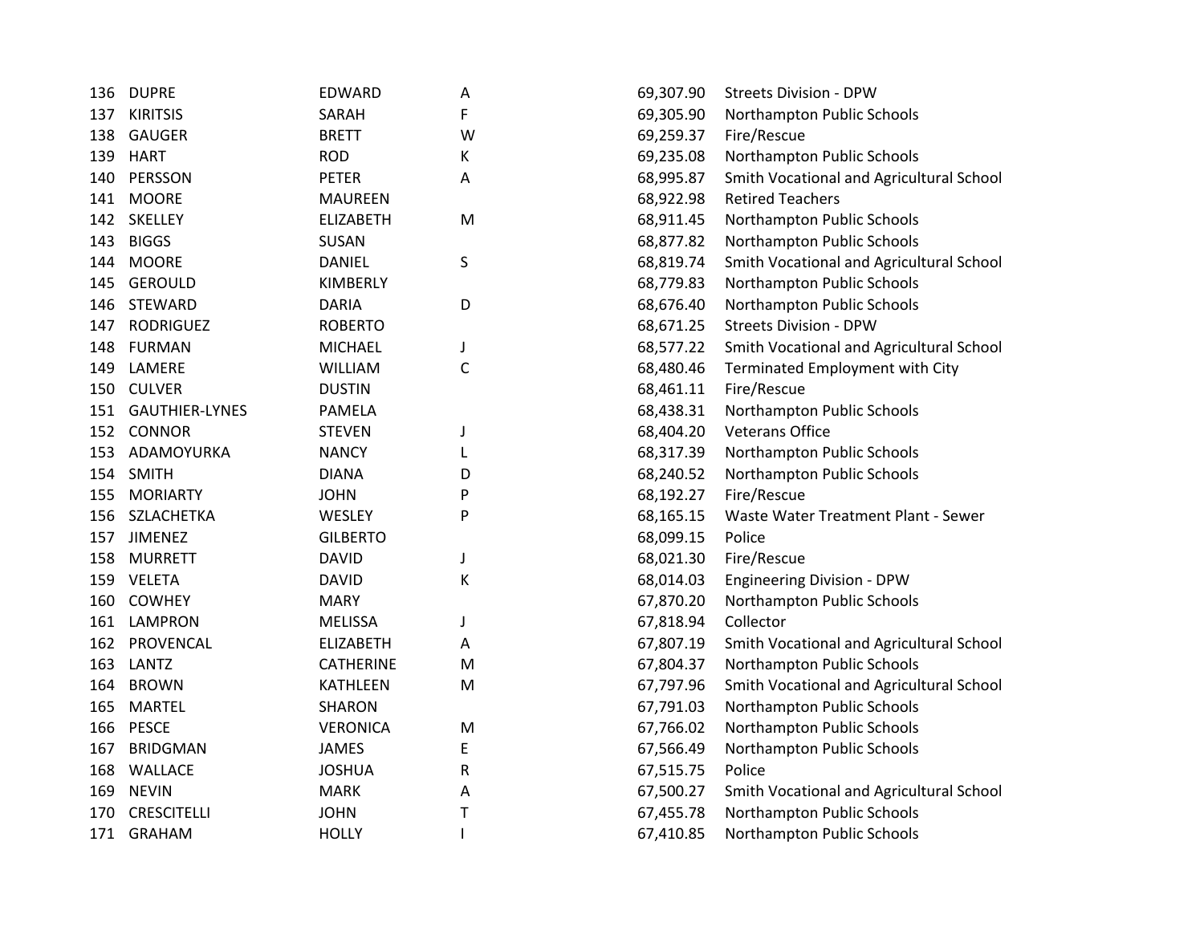| | | | | | |
|---|---|---|---|---|---|
| 136 | DUPRE | EDWARD | A | 69,307.90 | Streets Division - DPW |
| 137 | KIRITSIS | SARAH | F | 69,305.90 | Northampton Public Schools |
| 138 | GAUGER | BRETT | W | 69,259.37 | Fire/Rescue |
| 139 | HART | ROD | K | 69,235.08 | Northampton Public Schools |
| 140 | PERSSON | PETER | A | 68,995.87 | Smith Vocational and Agricultural School |
| 141 | MOORE | MAUREEN | | 68,922.98 | Retired Teachers |
| 142 | SKELLEY | ELIZABETH | M | 68,911.45 | Northampton Public Schools |
| 143 | BIGGS | SUSAN | | 68,877.82 | Northampton Public Schools |
| 144 | MOORE | DANIEL | S | 68,819.74 | Smith Vocational and Agricultural School |
| 145 | GEROULD | KIMBERLY | | 68,779.83 | Northampton Public Schools |
| 146 | STEWARD | DARIA | D | 68,676.40 | Northampton Public Schools |
| 147 | RODRIGUEZ | ROBERTO | | 68,671.25 | Streets Division - DPW |
| 148 | FURMAN | MICHAEL | J | 68,577.22 | Smith Vocational and Agricultural School |
| 149 | LAMERE | WILLIAM | C | 68,480.46 | Terminated Employment with City |
| 150 | CULVER | DUSTIN | | 68,461.11 | Fire/Rescue |
| 151 | GAUTHIER-LYNES | PAMELA | | 68,438.31 | Northampton Public Schools |
| 152 | CONNOR | STEVEN | J | 68,404.20 | Veterans Office |
| 153 | ADAMOYURKA | NANCY | L | 68,317.39 | Northampton Public Schools |
| 154 | SMITH | DIANA | D | 68,240.52 | Northampton Public Schools |
| 155 | MORIARTY | JOHN | P | 68,192.27 | Fire/Rescue |
| 156 | SZLACHETKA | WESLEY | P | 68,165.15 | Waste Water Treatment Plant - Sewer |
| 157 | JIMENEZ | GILBERTO | | 68,099.15 | Police |
| 158 | MURRETT | DAVID | J | 68,021.30 | Fire/Rescue |
| 159 | VELETA | DAVID | K | 68,014.03 | Engineering Division - DPW |
| 160 | COWHEY | MARY | | 67,870.20 | Northampton Public Schools |
| 161 | LAMPRON | MELISSA | J | 67,818.94 | Collector |
| 162 | PROVENCAL | ELIZABETH | A | 67,807.19 | Smith Vocational and Agricultural School |
| 163 | LANTZ | CATHERINE | M | 67,804.37 | Northampton Public Schools |
| 164 | BROWN | KATHLEEN | M | 67,797.96 | Smith Vocational and Agricultural School |
| 165 | MARTEL | SHARON | | 67,791.03 | Northampton Public Schools |
| 166 | PESCE | VERONICA | M | 67,766.02 | Northampton Public Schools |
| 167 | BRIDGMAN | JAMES | E | 67,566.49 | Northampton Public Schools |
| 168 | WALLACE | JOSHUA | R | 67,515.75 | Police |
| 169 | NEVIN | MARK | A | 67,500.27 | Smith Vocational and Agricultural School |
| 170 | CRESCITELLI | JOHN | T | 67,455.78 | Northampton Public Schools |
| 171 | GRAHAM | HOLLY | I | 67,410.85 | Northampton Public Schools |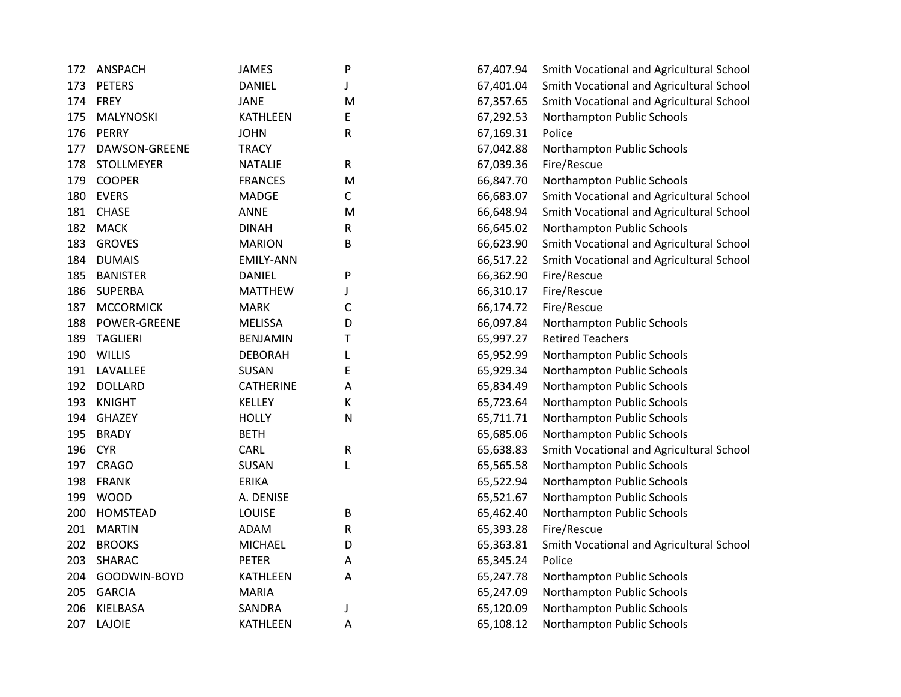| | | | | | |
|---|---|---|---|---|---|
| 172 | ANSPACH | JAMES | P | 67,407.94 | Smith Vocational and Agricultural School |
| 173 | PETERS | DANIEL | J | 67,401.04 | Smith Vocational and Agricultural School |
| 174 | FREY | JANE | M | 67,357.65 | Smith Vocational and Agricultural School |
| 175 | MALYNOSKI | KATHLEEN | E | 67,292.53 | Northampton Public Schools |
| 176 | PERRY | JOHN | R | 67,169.31 | Police |
| 177 | DAWSON-GREENE | TRACY | | 67,042.88 | Northampton Public Schools |
| 178 | STOLLMEYER | NATALIE | R | 67,039.36 | Fire/Rescue |
| 179 | COOPER | FRANCES | M | 66,847.70 | Northampton Public Schools |
| 180 | EVERS | MADGE | C | 66,683.07 | Smith Vocational and Agricultural School |
| 181 | CHASE | ANNE | M | 66,648.94 | Smith Vocational and Agricultural School |
| 182 | MACK | DINAH | R | 66,645.02 | Northampton Public Schools |
| 183 | GROVES | MARION | B | 66,623.90 | Smith Vocational and Agricultural School |
| 184 | DUMAIS | EMILY-ANN | | 66,517.22 | Smith Vocational and Agricultural School |
| 185 | BANISTER | DANIEL | P | 66,362.90 | Fire/Rescue |
| 186 | SUPERBA | MATTHEW | J | 66,310.17 | Fire/Rescue |
| 187 | MCCORMICK | MARK | C | 66,174.72 | Fire/Rescue |
| 188 | POWER-GREENE | MELISSA | D | 66,097.84 | Northampton Public Schools |
| 189 | TAGLIERI | BENJAMIN | T | 65,997.27 | Retired Teachers |
| 190 | WILLIS | DEBORAH | L | 65,952.99 | Northampton Public Schools |
| 191 | LAVALLEE | SUSAN | E | 65,929.34 | Northampton Public Schools |
| 192 | DOLLARD | CATHERINE | A | 65,834.49 | Northampton Public Schools |
| 193 | KNIGHT | KELLEY | K | 65,723.64 | Northampton Public Schools |
| 194 | GHAZEY | HOLLY | N | 65,711.71 | Northampton Public Schools |
| 195 | BRADY | BETH | | 65,685.06 | Northampton Public Schools |
| 196 | CYR | CARL | R | 65,638.83 | Smith Vocational and Agricultural School |
| 197 | CRAGO | SUSAN | L | 65,565.58 | Northampton Public Schools |
| 198 | FRANK | ERIKA | | 65,522.94 | Northampton Public Schools |
| 199 | WOOD | A. DENISE | | 65,521.67 | Northampton Public Schools |
| 200 | HOMSTEAD | LOUISE | B | 65,462.40 | Northampton Public Schools |
| 201 | MARTIN | ADAM | R | 65,393.28 | Fire/Rescue |
| 202 | BROOKS | MICHAEL | D | 65,363.81 | Smith Vocational and Agricultural School |
| 203 | SHARAC | PETER | A | 65,345.24 | Police |
| 204 | GOODWIN-BOYD | KATHLEEN | A | 65,247.78 | Northampton Public Schools |
| 205 | GARCIA | MARIA | | 65,247.09 | Northampton Public Schools |
| 206 | KIELBASA | SANDRA | J | 65,120.09 | Northampton Public Schools |
| 207 | LAJOIE | KATHLEEN | A | 65,108.12 | Northampton Public Schools |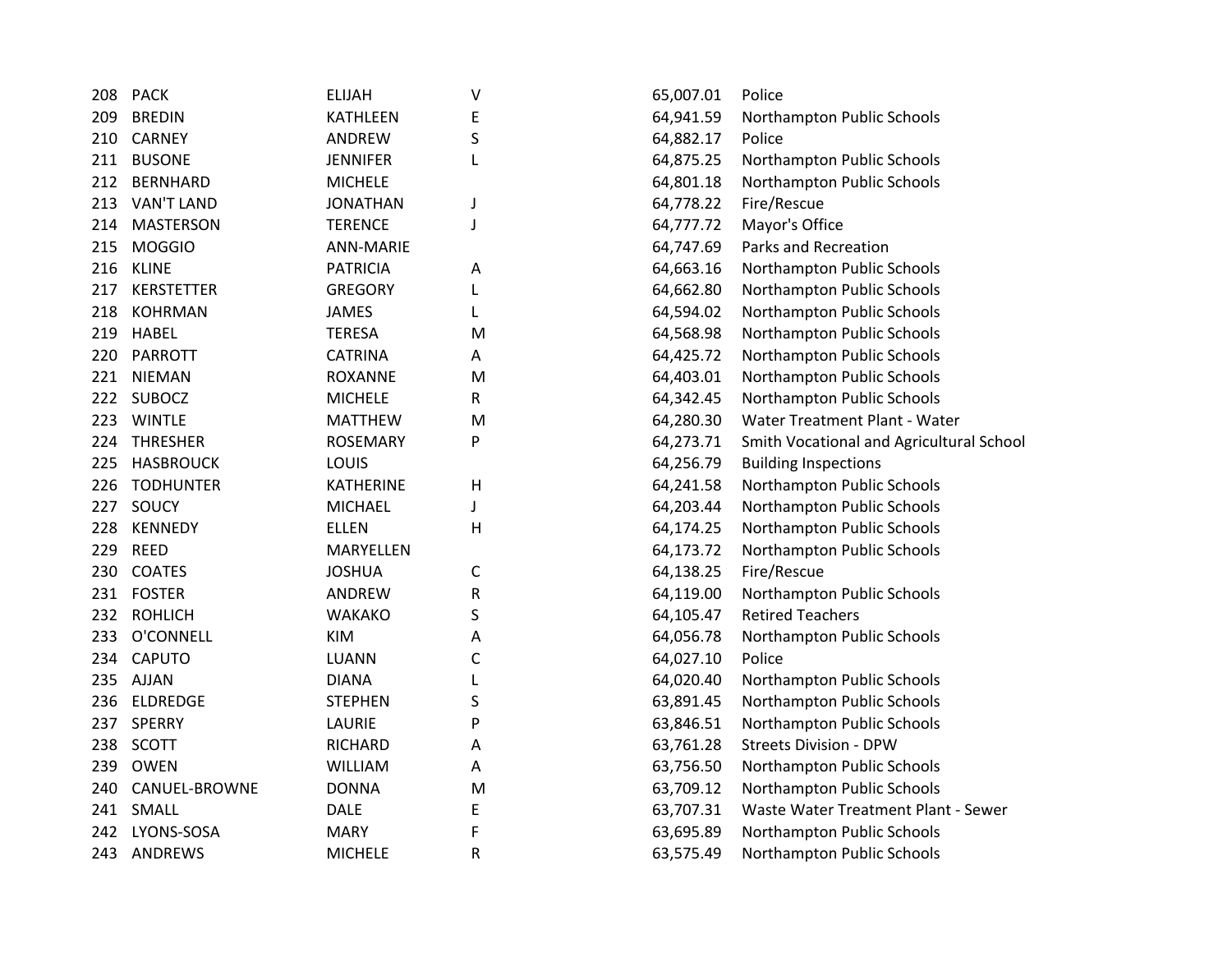| | | | | | |
|---|---|---|---|---|---|
| 208 | PACK | ELIJAH | V | 65,007.01 | Police |
| 209 | BREDIN | KATHLEEN | E | 64,941.59 | Northampton Public Schools |
| 210 | CARNEY | ANDREW | S | 64,882.17 | Police |
| 211 | BUSONE | JENNIFER | L | 64,875.25 | Northampton Public Schools |
| 212 | BERNHARD | MICHELE | | 64,801.18 | Northampton Public Schools |
| 213 | VAN'T LAND | JONATHAN | J | 64,778.22 | Fire/Rescue |
| 214 | MASTERSON | TERENCE | J | 64,777.72 | Mayor's Office |
| 215 | MOGGIO | ANN-MARIE | | 64,747.69 | Parks and Recreation |
| 216 | KLINE | PATRICIA | A | 64,663.16 | Northampton Public Schools |
| 217 | KERSTETTER | GREGORY | L | 64,662.80 | Northampton Public Schools |
| 218 | KOHRMAN | JAMES | L | 64,594.02 | Northampton Public Schools |
| 219 | HABEL | TERESA | M | 64,568.98 | Northampton Public Schools |
| 220 | PARROTT | CATRINA | A | 64,425.72 | Northampton Public Schools |
| 221 | NIEMAN | ROXANNE | M | 64,403.01 | Northampton Public Schools |
| 222 | SUBOCZ | MICHELE | R | 64,342.45 | Northampton Public Schools |
| 223 | WINTLE | MATTHEW | M | 64,280.30 | Water Treatment Plant - Water |
| 224 | THRESHER | ROSEMARY | P | 64,273.71 | Smith Vocational and Agricultural School |
| 225 | HASBROUCK | LOUIS | | 64,256.79 | Building Inspections |
| 226 | TODHUNTER | KATHERINE | H | 64,241.58 | Northampton Public Schools |
| 227 | SOUCY | MICHAEL | J | 64,203.44 | Northampton Public Schools |
| 228 | KENNEDY | ELLEN | H | 64,174.25 | Northampton Public Schools |
| 229 | REED | MARYELLEN | | 64,173.72 | Northampton Public Schools |
| 230 | COATES | JOSHUA | C | 64,138.25 | Fire/Rescue |
| 231 | FOSTER | ANDREW | R | 64,119.00 | Northampton Public Schools |
| 232 | ROHLICH | WAKAKO | S | 64,105.47 | Retired Teachers |
| 233 | O'CONNELL | KIM | A | 64,056.78 | Northampton Public Schools |
| 234 | CAPUTO | LUANN | C | 64,027.10 | Police |
| 235 | AJJAN | DIANA | L | 64,020.40 | Northampton Public Schools |
| 236 | ELDREDGE | STEPHEN | S | 63,891.45 | Northampton Public Schools |
| 237 | SPERRY | LAURIE | P | 63,846.51 | Northampton Public Schools |
| 238 | SCOTT | RICHARD | A | 63,761.28 | Streets Division - DPW |
| 239 | OWEN | WILLIAM | A | 63,756.50 | Northampton Public Schools |
| 240 | CANUEL-BROWNE | DONNA | M | 63,709.12 | Northampton Public Schools |
| 241 | SMALL | DALE | E | 63,707.31 | Waste Water Treatment Plant - Sewer |
| 242 | LYONS-SOSA | MARY | F | 63,695.89 | Northampton Public Schools |
| 243 | ANDREWS | MICHELE | R | 63,575.49 | Northampton Public Schools |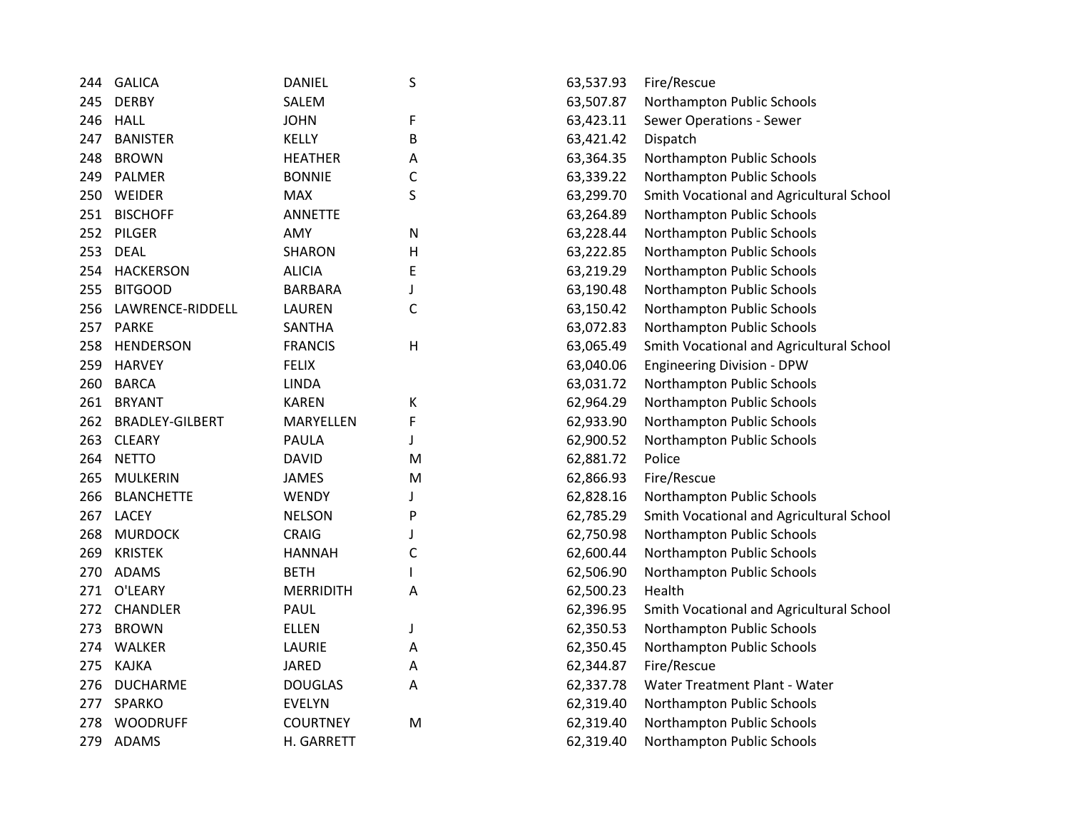| | | | | | |
|---|---|---|---|---|---|
| 244 | GALICA | DANIEL | S | 63,537.93 | Fire/Rescue |
| 245 | DERBY | SALEM | | 63,507.87 | Northampton Public Schools |
| 246 | HALL | JOHN | F | 63,423.11 | Sewer Operations - Sewer |
| 247 | BANISTER | KELLY | B | 63,421.42 | Dispatch |
| 248 | BROWN | HEATHER | A | 63,364.35 | Northampton Public Schools |
| 249 | PALMER | BONNIE | C | 63,339.22 | Northampton Public Schools |
| 250 | WEIDER | MAX | S | 63,299.70 | Smith Vocational and Agricultural School |
| 251 | BISCHOFF | ANNETTE | | 63,264.89 | Northampton Public Schools |
| 252 | PILGER | AMY | N | 63,228.44 | Northampton Public Schools |
| 253 | DEAL | SHARON | H | 63,222.85 | Northampton Public Schools |
| 254 | HACKERSON | ALICIA | E | 63,219.29 | Northampton Public Schools |
| 255 | BITGOOD | BARBARA | J | 63,190.48 | Northampton Public Schools |
| 256 | LAWRENCE-RIDDELL | LAUREN | C | 63,150.42 | Northampton Public Schools |
| 257 | PARKE | SANTHA | | 63,072.83 | Northampton Public Schools |
| 258 | HENDERSON | FRANCIS | H | 63,065.49 | Smith Vocational and Agricultural School |
| 259 | HARVEY | FELIX | | 63,040.06 | Engineering Division - DPW |
| 260 | BARCA | LINDA | | 63,031.72 | Northampton Public Schools |
| 261 | BRYANT | KAREN | K | 62,964.29 | Northampton Public Schools |
| 262 | BRADLEY-GILBERT | MARYELLEN | F | 62,933.90 | Northampton Public Schools |
| 263 | CLEARY | PAULA | J | 62,900.52 | Northampton Public Schools |
| 264 | NETTO | DAVID | M | 62,881.72 | Police |
| 265 | MULKERIN | JAMES | M | 62,866.93 | Fire/Rescue |
| 266 | BLANCHETTE | WENDY | J | 62,828.16 | Northampton Public Schools |
| 267 | LACEY | NELSON | P | 62,785.29 | Smith Vocational and Agricultural School |
| 268 | MURDOCK | CRAIG | J | 62,750.98 | Northampton Public Schools |
| 269 | KRISTEK | HANNAH | C | 62,600.44 | Northampton Public Schools |
| 270 | ADAMS | BETH | I | 62,506.90 | Northampton Public Schools |
| 271 | O'LEARY | MERRIDITH | A | 62,500.23 | Health |
| 272 | CHANDLER | PAUL | | 62,396.95 | Smith Vocational and Agricultural School |
| 273 | BROWN | ELLEN | J | 62,350.53 | Northampton Public Schools |
| 274 | WALKER | LAURIE | A | 62,350.45 | Northampton Public Schools |
| 275 | KAJKA | JARED | A | 62,344.87 | Fire/Rescue |
| 276 | DUCHARME | DOUGLAS | A | 62,337.78 | Water Treatment Plant - Water |
| 277 | SPARKO | EVELYN | | 62,319.40 | Northampton Public Schools |
| 278 | WOODRUFF | COURTNEY | M | 62,319.40 | Northampton Public Schools |
| 279 | ADAMS | H. GARRETT | | 62,319.40 | Northampton Public Schools |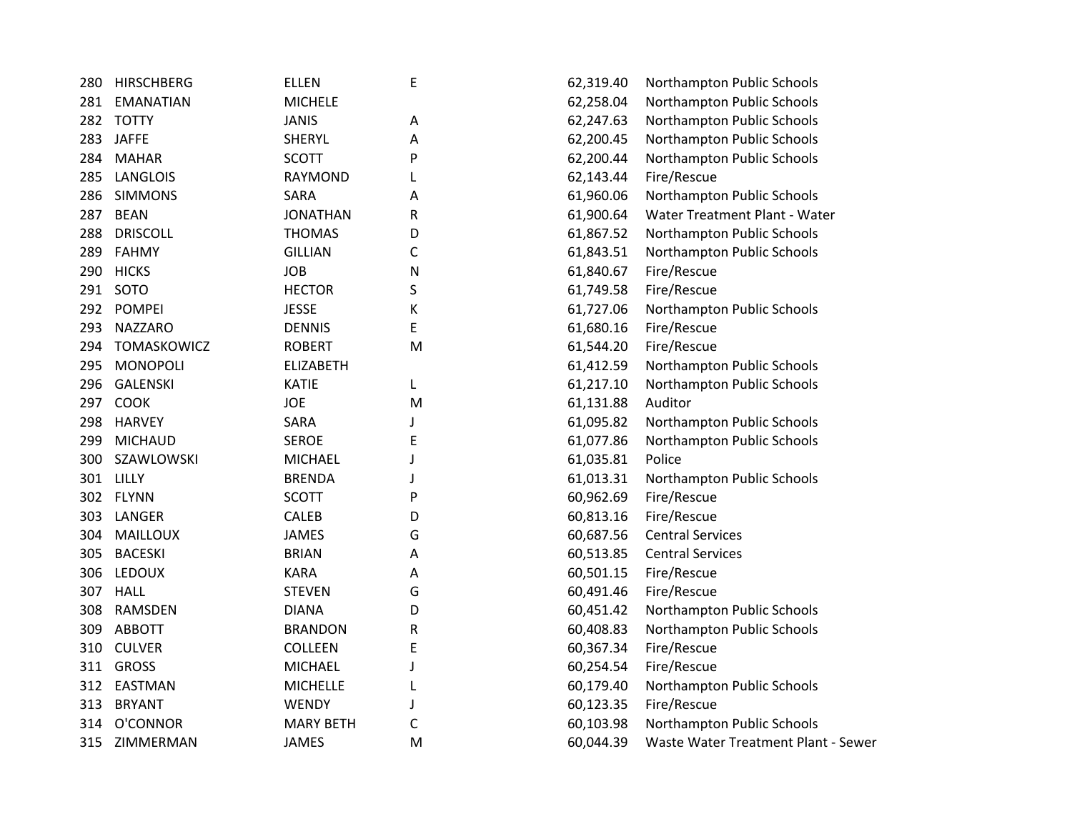| | | | | | |
|---|---|---|---|---|---|
| 280 | HIRSCHBERG | ELLEN | E | 62,319.40 | Northampton Public Schools |
| 281 | EMANATIAN | MICHELE | | 62,258.04 | Northampton Public Schools |
| 282 | TOTTY | JANIS | A | 62,247.63 | Northampton Public Schools |
| 283 | JAFFE | SHERYL | A | 62,200.45 | Northampton Public Schools |
| 284 | MAHAR | SCOTT | P | 62,200.44 | Northampton Public Schools |
| 285 | LANGLOIS | RAYMOND | L | 62,143.44 | Fire/Rescue |
| 286 | SIMMONS | SARA | A | 61,960.06 | Northampton Public Schools |
| 287 | BEAN | JONATHAN | R | 61,900.64 | Water Treatment Plant - Water |
| 288 | DRISCOLL | THOMAS | D | 61,867.52 | Northampton Public Schools |
| 289 | FAHMY | GILLIAN | C | 61,843.51 | Northampton Public Schools |
| 290 | HICKS | JOB | N | 61,840.67 | Fire/Rescue |
| 291 | SOTO | HECTOR | S | 61,749.58 | Fire/Rescue |
| 292 | POMPEI | JESSE | K | 61,727.06 | Northampton Public Schools |
| 293 | NAZZARO | DENNIS | E | 61,680.16 | Fire/Rescue |
| 294 | TOMASKOWICZ | ROBERT | M | 61,544.20 | Fire/Rescue |
| 295 | MONOPOLI | ELIZABETH | | 61,412.59 | Northampton Public Schools |
| 296 | GALENSKI | KATIE | L | 61,217.10 | Northampton Public Schools |
| 297 | COOK | JOE | M | 61,131.88 | Auditor |
| 298 | HARVEY | SARA | J | 61,095.82 | Northampton Public Schools |
| 299 | MICHAUD | SEROE | E | 61,077.86 | Northampton Public Schools |
| 300 | SZAWLOWSKI | MICHAEL | J | 61,035.81 | Police |
| 301 | LILLY | BRENDA | J | 61,013.31 | Northampton Public Schools |
| 302 | FLYNN | SCOTT | P | 60,962.69 | Fire/Rescue |
| 303 | LANGER | CALEB | D | 60,813.16 | Fire/Rescue |
| 304 | MAILLOUX | JAMES | G | 60,687.56 | Central Services |
| 305 | BACESKI | BRIAN | A | 60,513.85 | Central Services |
| 306 | LEDOUX | KARA | A | 60,501.15 | Fire/Rescue |
| 307 | HALL | STEVEN | G | 60,491.46 | Fire/Rescue |
| 308 | RAMSDEN | DIANA | D | 60,451.42 | Northampton Public Schools |
| 309 | ABBOTT | BRANDON | R | 60,408.83 | Northampton Public Schools |
| 310 | CULVER | COLLEEN | E | 60,367.34 | Fire/Rescue |
| 311 | GROSS | MICHAEL | J | 60,254.54 | Fire/Rescue |
| 312 | EASTMAN | MICHELLE | L | 60,179.40 | Northampton Public Schools |
| 313 | BRYANT | WENDY | J | 60,123.35 | Fire/Rescue |
| 314 | O'CONNOR | MARY BETH | C | 60,103.98 | Northampton Public Schools |
| 315 | ZIMMERMAN | JAMES | M | 60,044.39 | Waste Water Treatment Plant - Sewer |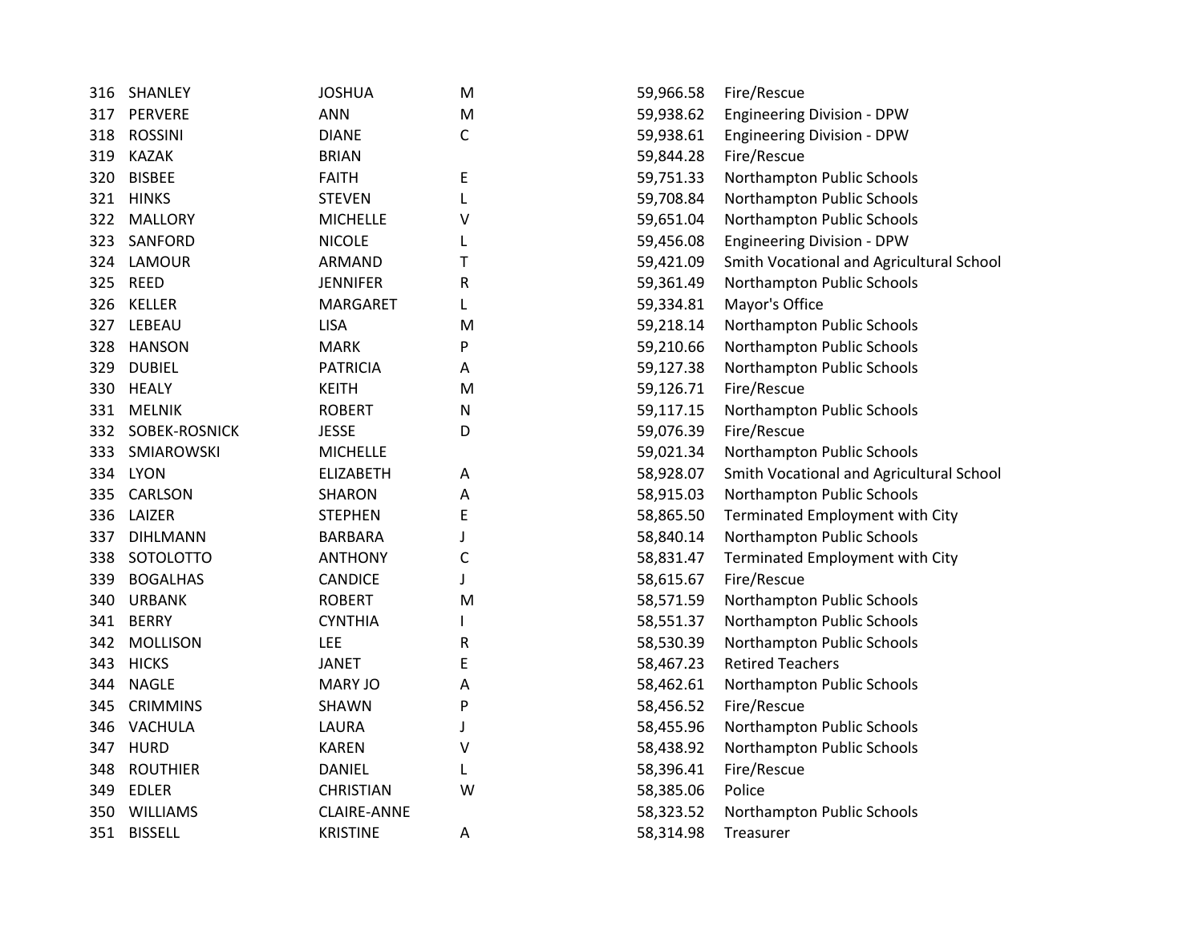|  |  |  |  |  |  |
|---|---|---|---|---|---|
| 316 | SHANLEY | JOSHUA | M | 59,966.58 | Fire/Rescue |
| 317 | PERVERE | ANN | M | 59,938.62 | Engineering Division - DPW |
| 318 | ROSSINI | DIANE | C | 59,938.61 | Engineering Division - DPW |
| 319 | KAZAK | BRIAN |  | 59,844.28 | Fire/Rescue |
| 320 | BISBEE | FAITH | E | 59,751.33 | Northampton Public Schools |
| 321 | HINKS | STEVEN | L | 59,708.84 | Northampton Public Schools |
| 322 | MALLORY | MICHELLE | V | 59,651.04 | Northampton Public Schools |
| 323 | SANFORD | NICOLE | L | 59,456.08 | Engineering Division - DPW |
| 324 | LAMOUR | ARMAND | T | 59,421.09 | Smith Vocational and Agricultural School |
| 325 | REED | JENNIFER | R | 59,361.49 | Northampton Public Schools |
| 326 | KELLER | MARGARET | L | 59,334.81 | Mayor's Office |
| 327 | LEBEAU | LISA | M | 59,218.14 | Northampton Public Schools |
| 328 | HANSON | MARK | P | 59,210.66 | Northampton Public Schools |
| 329 | DUBIEL | PATRICIA | A | 59,127.38 | Northampton Public Schools |
| 330 | HEALY | KEITH | M | 59,126.71 | Fire/Rescue |
| 331 | MELNIK | ROBERT | N | 59,117.15 | Northampton Public Schools |
| 332 | SOBEK-ROSNICK | JESSE | D | 59,076.39 | Fire/Rescue |
| 333 | SMIAROWSKI | MICHELLE |  | 59,021.34 | Northampton Public Schools |
| 334 | LYON | ELIZABETH | A | 58,928.07 | Smith Vocational and Agricultural School |
| 335 | CARLSON | SHARON | A | 58,915.03 | Northampton Public Schools |
| 336 | LAIZER | STEPHEN | E | 58,865.50 | Terminated Employment with City |
| 337 | DIHLMANN | BARBARA | J | 58,840.14 | Northampton Public Schools |
| 338 | SOTOLOTTO | ANTHONY | C | 58,831.47 | Terminated Employment with City |
| 339 | BOGALHAS | CANDICE | J | 58,615.67 | Fire/Rescue |
| 340 | URBANK | ROBERT | M | 58,571.59 | Northampton Public Schools |
| 341 | BERRY | CYNTHIA | I | 58,551.37 | Northampton Public Schools |
| 342 | MOLLISON | LEE | R | 58,530.39 | Northampton Public Schools |
| 343 | HICKS | JANET | E | 58,467.23 | Retired Teachers |
| 344 | NAGLE | MARY JO | A | 58,462.61 | Northampton Public Schools |
| 345 | CRIMMINS | SHAWN | P | 58,456.52 | Fire/Rescue |
| 346 | VACHULA | LAURA | J | 58,455.96 | Northampton Public Schools |
| 347 | HURD | KAREN | V | 58,438.92 | Northampton Public Schools |
| 348 | ROUTHIER | DANIEL | L | 58,396.41 | Fire/Rescue |
| 349 | EDLER | CHRISTIAN | W | 58,385.06 | Police |
| 350 | WILLIAMS | CLAIRE-ANNE |  | 58,323.52 | Northampton Public Schools |
| 351 | BISSELL | KRISTINE | A | 58,314.98 | Treasurer |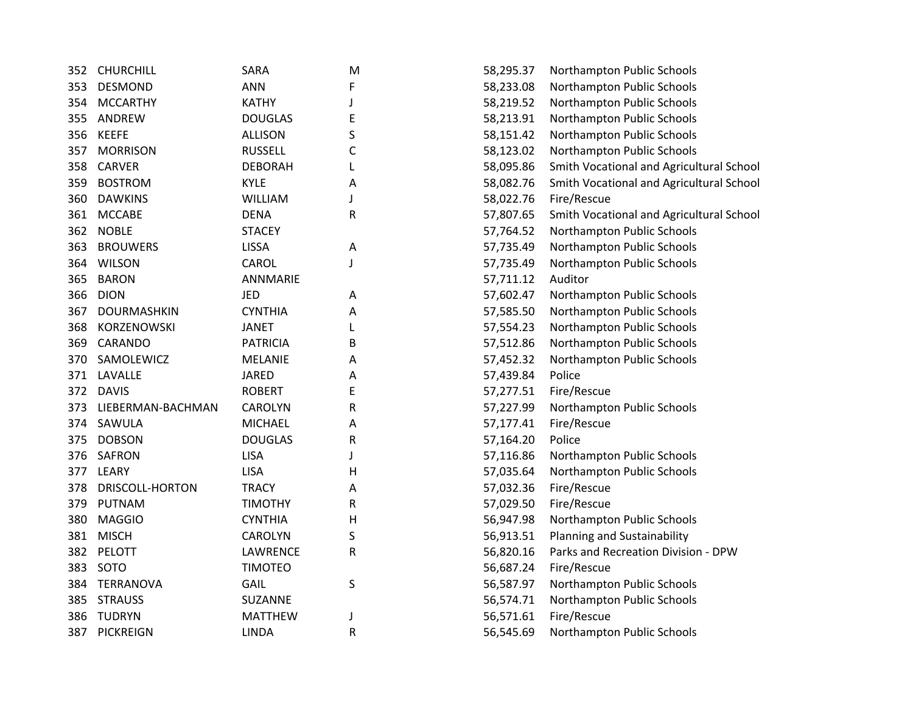| | | | | | |
|---|---|---|---|---|---|
| 352 | CHURCHILL | SARA | M | 58,295.37 | Northampton Public Schools |
| 353 | DESMOND | ANN | F | 58,233.08 | Northampton Public Schools |
| 354 | MCCARTHY | KATHY | J | 58,219.52 | Northampton Public Schools |
| 355 | ANDREW | DOUGLAS | E | 58,213.91 | Northampton Public Schools |
| 356 | KEEFE | ALLISON | S | 58,151.42 | Northampton Public Schools |
| 357 | MORRISON | RUSSELL | C | 58,123.02 | Northampton Public Schools |
| 358 | CARVER | DEBORAH | L | 58,095.86 | Smith Vocational and Agricultural School |
| 359 | BOSTROM | KYLE | A | 58,082.76 | Smith Vocational and Agricultural School |
| 360 | DAWKINS | WILLIAM | J | 58,022.76 | Fire/Rescue |
| 361 | MCCABE | DENA | R | 57,807.65 | Smith Vocational and Agricultural School |
| 362 | NOBLE | STACEY | | 57,764.52 | Northampton Public Schools |
| 363 | BROUWERS | LISSA | A | 57,735.49 | Northampton Public Schools |
| 364 | WILSON | CAROL | J | 57,735.49 | Northampton Public Schools |
| 365 | BARON | ANNMARIE | | 57,711.12 | Auditor |
| 366 | DION | JED | A | 57,602.47 | Northampton Public Schools |
| 367 | DOURMASHKIN | CYNTHIA | A | 57,585.50 | Northampton Public Schools |
| 368 | KORZENOWSKI | JANET | L | 57,554.23 | Northampton Public Schools |
| 369 | CARANDO | PATRICIA | B | 57,512.86 | Northampton Public Schools |
| 370 | SAMOLEWICZ | MELANIE | A | 57,452.32 | Northampton Public Schools |
| 371 | LAVALLE | JARED | A | 57,439.84 | Police |
| 372 | DAVIS | ROBERT | E | 57,277.51 | Fire/Rescue |
| 373 | LIEBERMAN-BACHMAN | CAROLYN | R | 57,227.99 | Northampton Public Schools |
| 374 | SAWULA | MICHAEL | A | 57,177.41 | Fire/Rescue |
| 375 | DOBSON | DOUGLAS | R | 57,164.20 | Police |
| 376 | SAFRON | LISA | J | 57,116.86 | Northampton Public Schools |
| 377 | LEARY | LISA | H | 57,035.64 | Northampton Public Schools |
| 378 | DRISCOLL-HORTON | TRACY | A | 57,032.36 | Fire/Rescue |
| 379 | PUTNAM | TIMOTHY | R | 57,029.50 | Fire/Rescue |
| 380 | MAGGIO | CYNTHIA | H | 56,947.98 | Northampton Public Schools |
| 381 | MISCH | CAROLYN | S | 56,913.51 | Planning and Sustainability |
| 382 | PELOTT | LAWRENCE | R | 56,820.16 | Parks and Recreation Division - DPW |
| 383 | SOTO | TIMOTEO | | 56,687.24 | Fire/Rescue |
| 384 | TERRANOVA | GAIL | S | 56,587.97 | Northampton Public Schools |
| 385 | STRAUSS | SUZANNE | | 56,574.71 | Northampton Public Schools |
| 386 | TUDRYN | MATTHEW | J | 56,571.61 | Fire/Rescue |
| 387 | PICKREIGN | LINDA | R | 56,545.69 | Northampton Public Schools |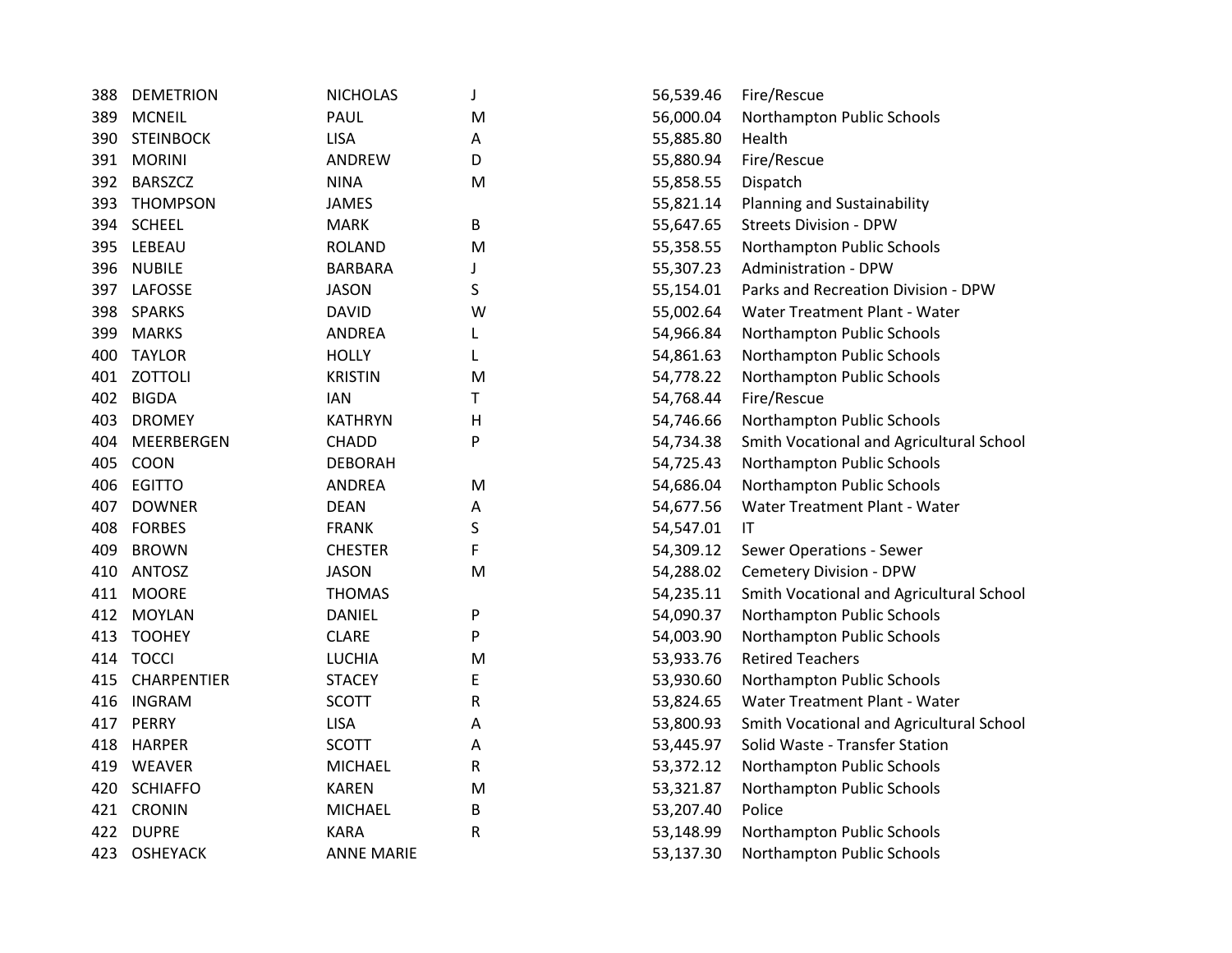| | | | | | |
|---|---|---|---|---|---|
| 388 | DEMETRION | NICHOLAS | J | 56,539.46 | Fire/Rescue |
| 389 | MCNEIL | PAUL | M | 56,000.04 | Northampton Public Schools |
| 390 | STEINBOCK | LISA | A | 55,885.80 | Health |
| 391 | MORINI | ANDREW | D | 55,880.94 | Fire/Rescue |
| 392 | BARSZCZ | NINA | M | 55,858.55 | Dispatch |
| 393 | THOMPSON | JAMES | | 55,821.14 | Planning and Sustainability |
| 394 | SCHEEL | MARK | B | 55,647.65 | Streets Division - DPW |
| 395 | LEBEAU | ROLAND | M | 55,358.55 | Northampton Public Schools |
| 396 | NUBILE | BARBARA | J | 55,307.23 | Administration - DPW |
| 397 | LAFOSSE | JASON | S | 55,154.01 | Parks and Recreation Division - DPW |
| 398 | SPARKS | DAVID | W | 55,002.64 | Water Treatment Plant - Water |
| 399 | MARKS | ANDREA | L | 54,966.84 | Northampton Public Schools |
| 400 | TAYLOR | HOLLY | L | 54,861.63 | Northampton Public Schools |
| 401 | ZOTTOLI | KRISTIN | M | 54,778.22 | Northampton Public Schools |
| 402 | BIGDA | IAN | T | 54,768.44 | Fire/Rescue |
| 403 | DROMEY | KATHRYN | H | 54,746.66 | Northampton Public Schools |
| 404 | MEERBERGEN | CHADD | P | 54,734.38 | Smith Vocational and Agricultural School |
| 405 | COON | DEBORAH | | 54,725.43 | Northampton Public Schools |
| 406 | EGITTO | ANDREA | M | 54,686.04 | Northampton Public Schools |
| 407 | DOWNER | DEAN | A | 54,677.56 | Water Treatment Plant - Water |
| 408 | FORBES | FRANK | S | 54,547.01 | IT |
| 409 | BROWN | CHESTER | F | 54,309.12 | Sewer Operations - Sewer |
| 410 | ANTOSZ | JASON | M | 54,288.02 | Cemetery Division - DPW |
| 411 | MOORE | THOMAS | | 54,235.11 | Smith Vocational and Agricultural School |
| 412 | MOYLAN | DANIEL | P | 54,090.37 | Northampton Public Schools |
| 413 | TOOHEY | CLARE | P | 54,003.90 | Northampton Public Schools |
| 414 | TOCCI | LUCHIA | M | 53,933.76 | Retired Teachers |
| 415 | CHARPENTIER | STACEY | E | 53,930.60 | Northampton Public Schools |
| 416 | INGRAM | SCOTT | R | 53,824.65 | Water Treatment Plant - Water |
| 417 | PERRY | LISA | A | 53,800.93 | Smith Vocational and Agricultural School |
| 418 | HARPER | SCOTT | A | 53,445.97 | Solid Waste - Transfer Station |
| 419 | WEAVER | MICHAEL | R | 53,372.12 | Northampton Public Schools |
| 420 | SCHIAFFO | KAREN | M | 53,321.87 | Northampton Public Schools |
| 421 | CRONIN | MICHAEL | B | 53,207.40 | Police |
| 422 | DUPRE | KARA | R | 53,148.99 | Northampton Public Schools |
| 423 | OSHEYACK | ANNE MARIE | | 53,137.30 | Northampton Public Schools |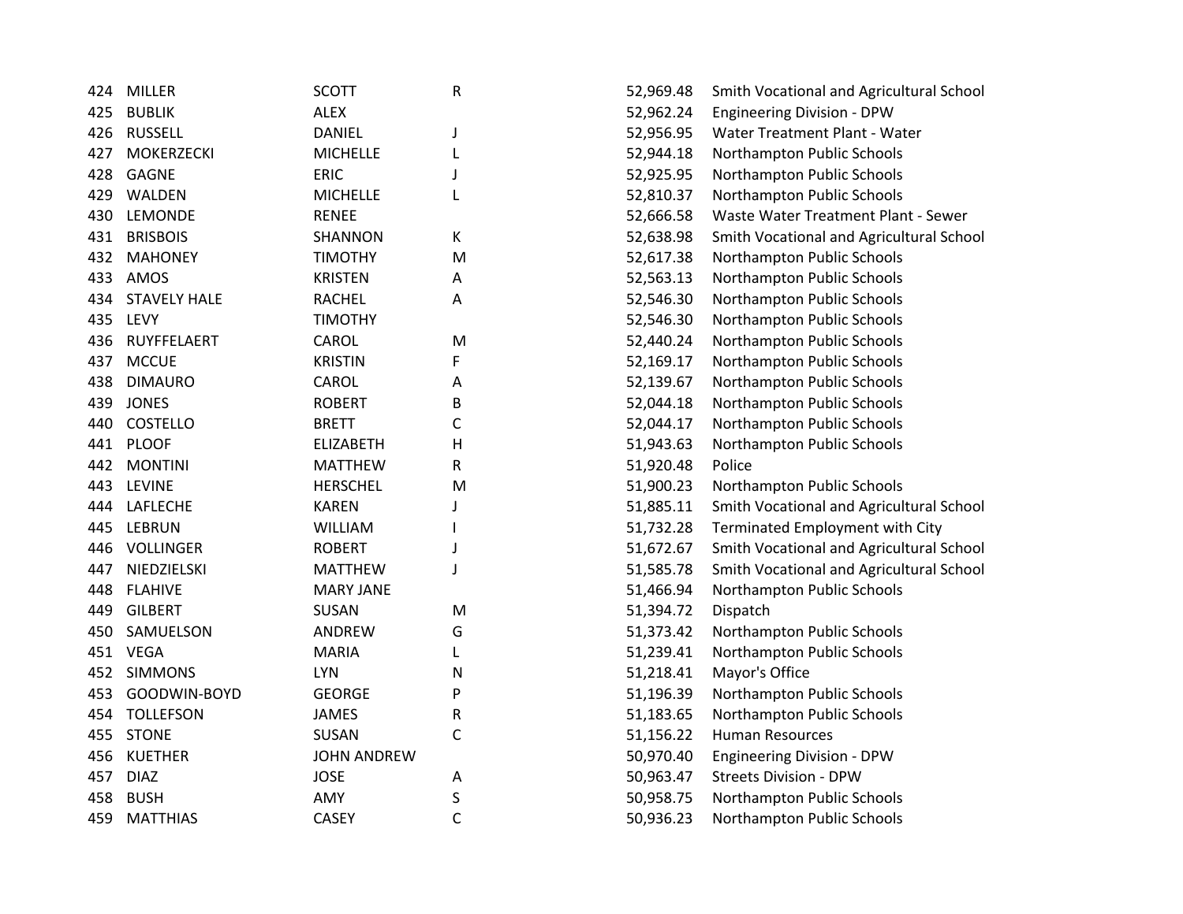| | | | | | |
|---|---|---|---|---|---|
| 424 | MILLER | SCOTT | R | 52,969.48 | Smith Vocational and Agricultural School |
| 425 | BUBLIK | ALEX | | 52,962.24 | Engineering Division - DPW |
| 426 | RUSSELL | DANIEL | J | 52,956.95 | Water Treatment Plant - Water |
| 427 | MOKERZECKI | MICHELLE | L | 52,944.18 | Northampton Public Schools |
| 428 | GAGNE | ERIC | J | 52,925.95 | Northampton Public Schools |
| 429 | WALDEN | MICHELLE | L | 52,810.37 | Northampton Public Schools |
| 430 | LEMONDE | RENEE | | 52,666.58 | Waste Water Treatment Plant - Sewer |
| 431 | BRISBOIS | SHANNON | K | 52,638.98 | Smith Vocational and Agricultural School |
| 432 | MAHONEY | TIMOTHY | M | 52,617.38 | Northampton Public Schools |
| 433 | AMOS | KRISTEN | A | 52,563.13 | Northampton Public Schools |
| 434 | STAVELY HALE | RACHEL | A | 52,546.30 | Northampton Public Schools |
| 435 | LEVY | TIMOTHY | | 52,546.30 | Northampton Public Schools |
| 436 | RUYFFELAERT | CAROL | M | 52,440.24 | Northampton Public Schools |
| 437 | MCCUE | KRISTIN | F | 52,169.17 | Northampton Public Schools |
| 438 | DIMAURO | CAROL | A | 52,139.67 | Northampton Public Schools |
| 439 | JONES | ROBERT | B | 52,044.18 | Northampton Public Schools |
| 440 | COSTELLO | BRETT | C | 52,044.17 | Northampton Public Schools |
| 441 | PLOOF | ELIZABETH | H | 51,943.63 | Northampton Public Schools |
| 442 | MONTINI | MATTHEW | R | 51,920.48 | Police |
| 443 | LEVINE | HERSCHEL | M | 51,900.23 | Northampton Public Schools |
| 444 | LAFLECHE | KAREN | J | 51,885.11 | Smith Vocational and Agricultural School |
| 445 | LEBRUN | WILLIAM | I | 51,732.28 | Terminated Employment with City |
| 446 | VOLLINGER | ROBERT | J | 51,672.67 | Smith Vocational and Agricultural School |
| 447 | NIEDZIELSKI | MATTHEW | J | 51,585.78 | Smith Vocational and Agricultural School |
| 448 | FLAHIVE | MARY JANE | | 51,466.94 | Northampton Public Schools |
| 449 | GILBERT | SUSAN | M | 51,394.72 | Dispatch |
| 450 | SAMUELSON | ANDREW | G | 51,373.42 | Northampton Public Schools |
| 451 | VEGA | MARIA | L | 51,239.41 | Northampton Public Schools |
| 452 | SIMMONS | LYN | N | 51,218.41 | Mayor's Office |
| 453 | GOODWIN-BOYD | GEORGE | P | 51,196.39 | Northampton Public Schools |
| 454 | TOLLEFSON | JAMES | R | 51,183.65 | Northampton Public Schools |
| 455 | STONE | SUSAN | C | 51,156.22 | Human Resources |
| 456 | KUETHER | JOHN ANDREW | | 50,970.40 | Engineering Division - DPW |
| 457 | DIAZ | JOSE | A | 50,963.47 | Streets Division - DPW |
| 458 | BUSH | AMY | S | 50,958.75 | Northampton Public Schools |
| 459 | MATTHIAS | CASEY | C | 50,936.23 | Northampton Public Schools |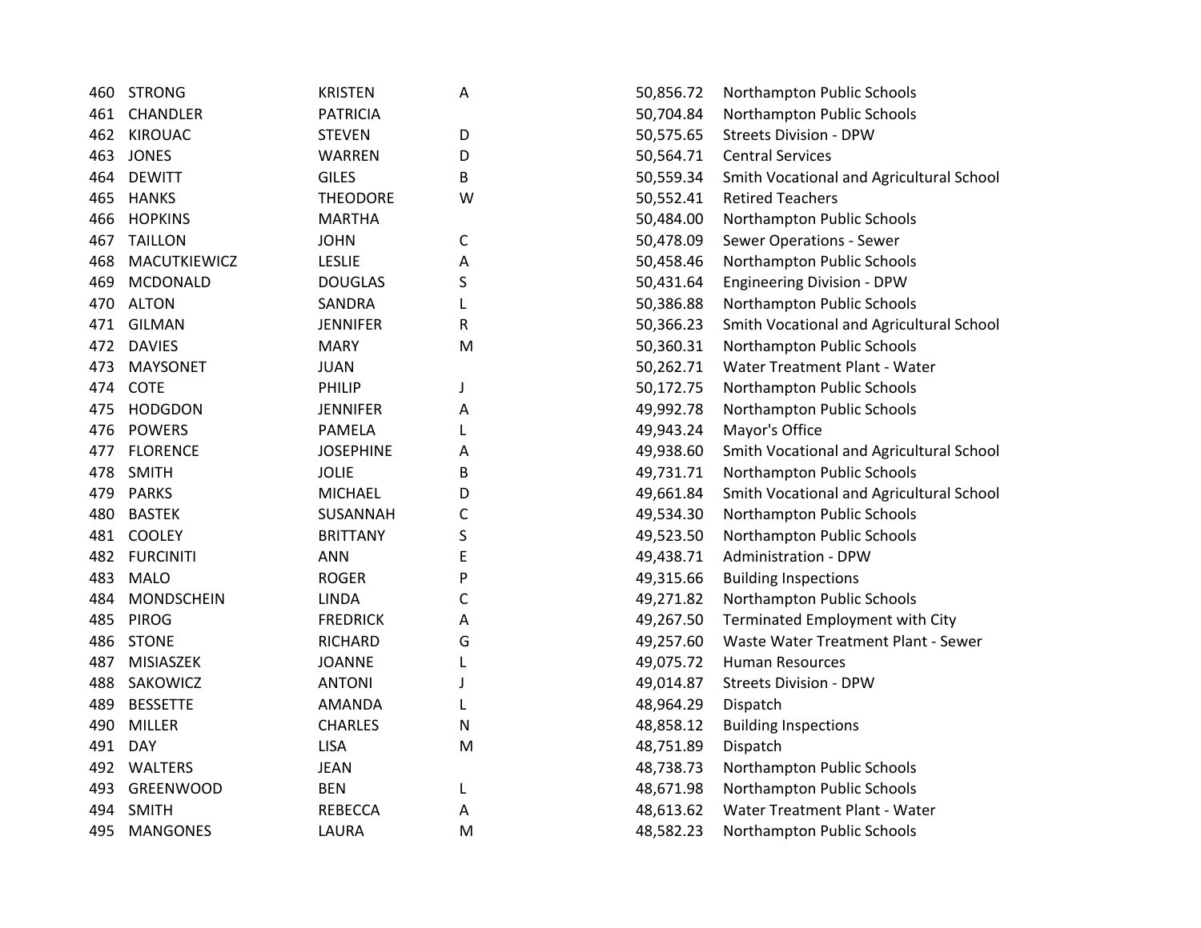| | | | | | |
|---|---|---|---|---|---|
| 460 | STRONG | KRISTEN | A | 50,856.72 | Northampton Public Schools |
| 461 | CHANDLER | PATRICIA | | 50,704.84 | Northampton Public Schools |
| 462 | KIROUAC | STEVEN | D | 50,575.65 | Streets Division - DPW |
| 463 | JONES | WARREN | D | 50,564.71 | Central Services |
| 464 | DEWITT | GILES | B | 50,559.34 | Smith Vocational and Agricultural School |
| 465 | HANKS | THEODORE | W | 50,552.41 | Retired Teachers |
| 466 | HOPKINS | MARTHA | | 50,484.00 | Northampton Public Schools |
| 467 | TAILLON | JOHN | C | 50,478.09 | Sewer Operations - Sewer |
| 468 | MACUTKIEWICZ | LESLIE | A | 50,458.46 | Northampton Public Schools |
| 469 | MCDONALD | DOUGLAS | S | 50,431.64 | Engineering Division - DPW |
| 470 | ALTON | SANDRA | L | 50,386.88 | Northampton Public Schools |
| 471 | GILMAN | JENNIFER | R | 50,366.23 | Smith Vocational and Agricultural School |
| 472 | DAVIES | MARY | M | 50,360.31 | Northampton Public Schools |
| 473 | MAYSONET | JUAN | | 50,262.71 | Water Treatment Plant - Water |
| 474 | COTE | PHILIP | J | 50,172.75 | Northampton Public Schools |
| 475 | HODGDON | JENNIFER | A | 49,992.78 | Northampton Public Schools |
| 476 | POWERS | PAMELA | L | 49,943.24 | Mayor's Office |
| 477 | FLORENCE | JOSEPHINE | A | 49,938.60 | Smith Vocational and Agricultural School |
| 478 | SMITH | JOLIE | B | 49,731.71 | Northampton Public Schools |
| 479 | PARKS | MICHAEL | D | 49,661.84 | Smith Vocational and Agricultural School |
| 480 | BASTEK | SUSANNAH | C | 49,534.30 | Northampton Public Schools |
| 481 | COOLEY | BRITTANY | S | 49,523.50 | Northampton Public Schools |
| 482 | FURCINITI | ANN | E | 49,438.71 | Administration - DPW |
| 483 | MALO | ROGER | P | 49,315.66 | Building Inspections |
| 484 | MONDSCHEIN | LINDA | C | 49,271.82 | Northampton Public Schools |
| 485 | PIROG | FREDRICK | A | 49,267.50 | Terminated Employment with City |
| 486 | STONE | RICHARD | G | 49,257.60 | Waste Water Treatment Plant - Sewer |
| 487 | MISIASZEK | JOANNE | L | 49,075.72 | Human Resources |
| 488 | SAKOWICZ | ANTONI | J | 49,014.87 | Streets Division - DPW |
| 489 | BESSETTE | AMANDA | L | 48,964.29 | Dispatch |
| 490 | MILLER | CHARLES | N | 48,858.12 | Building Inspections |
| 491 | DAY | LISA | M | 48,751.89 | Dispatch |
| 492 | WALTERS | JEAN | | 48,738.73 | Northampton Public Schools |
| 493 | GREENWOOD | BEN | L | 48,671.98 | Northampton Public Schools |
| 494 | SMITH | REBECCA | A | 48,613.62 | Water Treatment Plant - Water |
| 495 | MANGONES | LAURA | M | 48,582.23 | Northampton Public Schools |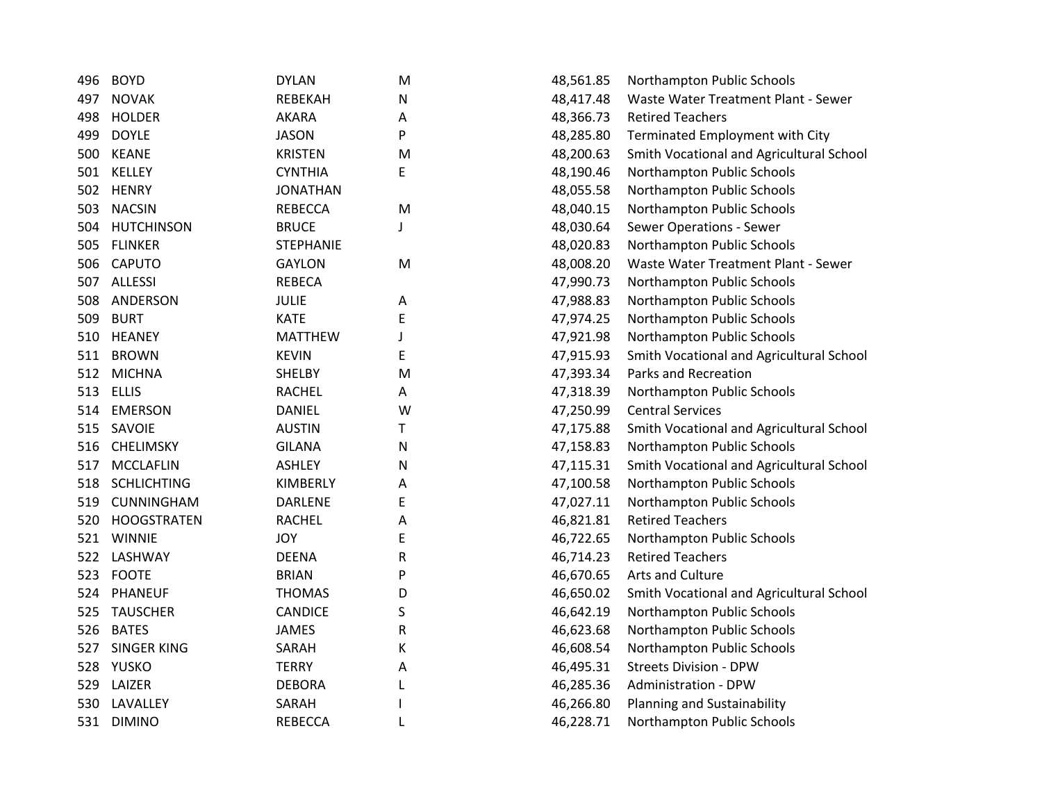| | | | | | |
|---|---|---|---|---|---|
| 496 | BOYD | DYLAN | M | 48,561.85 | Northampton Public Schools |
| 497 | NOVAK | REBEKAH | N | 48,417.48 | Waste Water Treatment Plant - Sewer |
| 498 | HOLDER | AKARA | A | 48,366.73 | Retired Teachers |
| 499 | DOYLE | JASON | P | 48,285.80 | Terminated Employment with City |
| 500 | KEANE | KRISTEN | M | 48,200.63 | Smith Vocational and Agricultural School |
| 501 | KELLEY | CYNTHIA | E | 48,190.46 | Northampton Public Schools |
| 502 | HENRY | JONATHAN | | 48,055.58 | Northampton Public Schools |
| 503 | NACSIN | REBECCA | M | 48,040.15 | Northampton Public Schools |
| 504 | HUTCHINSON | BRUCE | J | 48,030.64 | Sewer Operations - Sewer |
| 505 | FLINKER | STEPHANIE | | 48,020.83 | Northampton Public Schools |
| 506 | CAPUTO | GAYLON | M | 48,008.20 | Waste Water Treatment Plant - Sewer |
| 507 | ALLESSI | REBECA | | 47,990.73 | Northampton Public Schools |
| 508 | ANDERSON | JULIE | A | 47,988.83 | Northampton Public Schools |
| 509 | BURT | KATE | E | 47,974.25 | Northampton Public Schools |
| 510 | HEANEY | MATTHEW | J | 47,921.98 | Northampton Public Schools |
| 511 | BROWN | KEVIN | E | 47,915.93 | Smith Vocational and Agricultural School |
| 512 | MICHNA | SHELBY | M | 47,393.34 | Parks and Recreation |
| 513 | ELLIS | RACHEL | A | 47,318.39 | Northampton Public Schools |
| 514 | EMERSON | DANIEL | W | 47,250.99 | Central Services |
| 515 | SAVOIE | AUSTIN | T | 47,175.88 | Smith Vocational and Agricultural School |
| 516 | CHELIMSKY | GILANA | N | 47,158.83 | Northampton Public Schools |
| 517 | MCCLAFLIN | ASHLEY | N | 47,115.31 | Smith Vocational and Agricultural School |
| 518 | SCHLICHTING | KIMBERLY | A | 47,100.58 | Northampton Public Schools |
| 519 | CUNNINGHAM | DARLENE | E | 47,027.11 | Northampton Public Schools |
| 520 | HOOGSTRATEN | RACHEL | A | 46,821.81 | Retired Teachers |
| 521 | WINNIE | JOY | E | 46,722.65 | Northampton Public Schools |
| 522 | LASHWAY | DEENA | R | 46,714.23 | Retired Teachers |
| 523 | FOOTE | BRIAN | P | 46,670.65 | Arts and Culture |
| 524 | PHANEUF | THOMAS | D | 46,650.02 | Smith Vocational and Agricultural School |
| 525 | TAUSCHER | CANDICE | S | 46,642.19 | Northampton Public Schools |
| 526 | BATES | JAMES | R | 46,623.68 | Northampton Public Schools |
| 527 | SINGER KING | SARAH | K | 46,608.54 | Northampton Public Schools |
| 528 | YUSKO | TERRY | A | 46,495.31 | Streets Division - DPW |
| 529 | LAIZER | DEBORA | L | 46,285.36 | Administration - DPW |
| 530 | LAVALLEY | SARAH | I | 46,266.80 | Planning and Sustainability |
| 531 | DIMINO | REBECCA | L | 46,228.71 | Northampton Public Schools |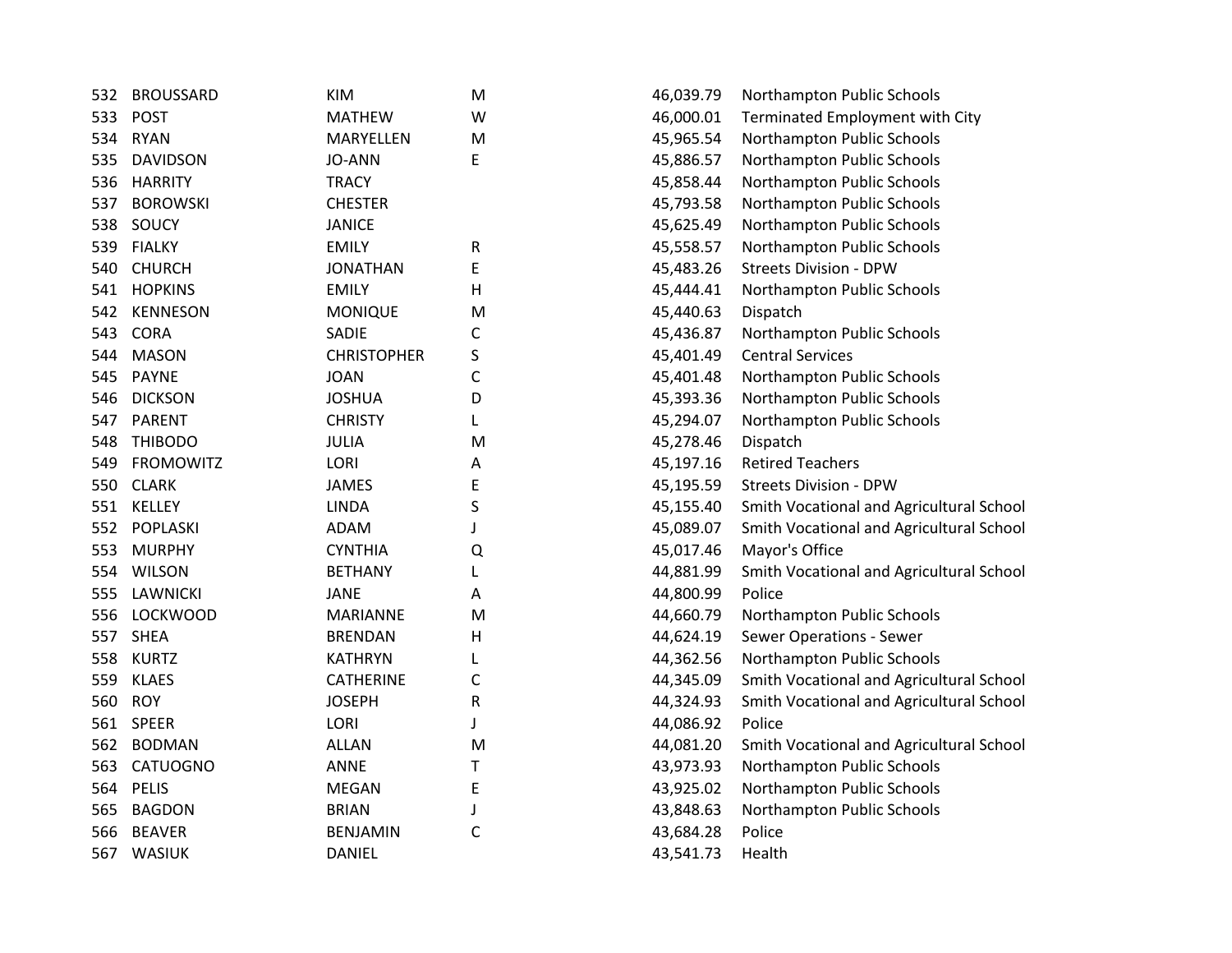| | | | | | |
|---|---|---|---|---|---|
| 532 | BROUSSARD | KIM | M | 46,039.79 | Northampton Public Schools |
| 533 | POST | MATHEW | W | 46,000.01 | Terminated Employment with City |
| 534 | RYAN | MARYELLEN | M | 45,965.54 | Northampton Public Schools |
| 535 | DAVIDSON | JO-ANN | E | 45,886.57 | Northampton Public Schools |
| 536 | HARRITY | TRACY | | 45,858.44 | Northampton Public Schools |
| 537 | BOROWSKI | CHESTER | | 45,793.58 | Northampton Public Schools |
| 538 | SOUCY | JANICE | | 45,625.49 | Northampton Public Schools |
| 539 | FIALKY | EMILY | R | 45,558.57 | Northampton Public Schools |
| 540 | CHURCH | JONATHAN | E | 45,483.26 | Streets Division - DPW |
| 541 | HOPKINS | EMILY | H | 45,444.41 | Northampton Public Schools |
| 542 | KENNESON | MONIQUE | M | 45,440.63 | Dispatch |
| 543 | CORA | SADIE | C | 45,436.87 | Northampton Public Schools |
| 544 | MASON | CHRISTOPHER | S | 45,401.49 | Central Services |
| 545 | PAYNE | JOAN | C | 45,401.48 | Northampton Public Schools |
| 546 | DICKSON | JOSHUA | D | 45,393.36 | Northampton Public Schools |
| 547 | PARENT | CHRISTY | L | 45,294.07 | Northampton Public Schools |
| 548 | THIBODO | JULIA | M | 45,278.46 | Dispatch |
| 549 | FROMOWITZ | LORI | A | 45,197.16 | Retired Teachers |
| 550 | CLARK | JAMES | E | 45,195.59 | Streets Division - DPW |
| 551 | KELLEY | LINDA | S | 45,155.40 | Smith Vocational and Agricultural School |
| 552 | POPLASKI | ADAM | J | 45,089.07 | Smith Vocational and Agricultural School |
| 553 | MURPHY | CYNTHIA | Q | 45,017.46 | Mayor's Office |
| 554 | WILSON | BETHANY | L | 44,881.99 | Smith Vocational and Agricultural School |
| 555 | LAWNICKI | JANE | A | 44,800.99 | Police |
| 556 | LOCKWOOD | MARIANNE | M | 44,660.79 | Northampton Public Schools |
| 557 | SHEA | BRENDAN | H | 44,624.19 | Sewer Operations - Sewer |
| 558 | KURTZ | KATHRYN | L | 44,362.56 | Northampton Public Schools |
| 559 | KLAES | CATHERINE | C | 44,345.09 | Smith Vocational and Agricultural School |
| 560 | ROY | JOSEPH | R | 44,324.93 | Smith Vocational and Agricultural School |
| 561 | SPEER | LORI | J | 44,086.92 | Police |
| 562 | BODMAN | ALLAN | M | 44,081.20 | Smith Vocational and Agricultural School |
| 563 | CATUOGNO | ANNE | T | 43,973.93 | Northampton Public Schools |
| 564 | PELIS | MEGAN | E | 43,925.02 | Northampton Public Schools |
| 565 | BAGDON | BRIAN | J | 43,848.63 | Northampton Public Schools |
| 566 | BEAVER | BENJAMIN | C | 43,684.28 | Police |
| 567 | WASIUK | DANIEL | | 43,541.73 | Health |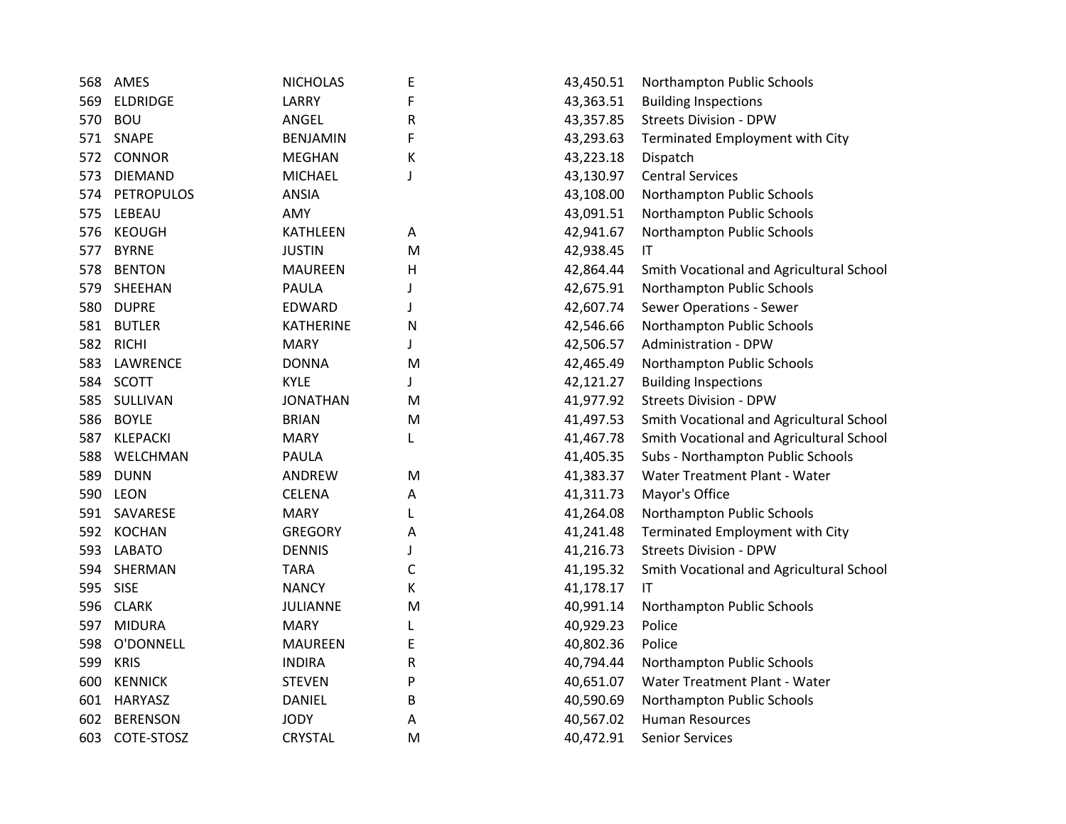| | | | | | |
|---|---|---|---|---|---|
| 568 | AMES | NICHOLAS | E | 43,450.51 | Northampton Public Schools |
| 569 | ELDRIDGE | LARRY | F | 43,363.51 | Building Inspections |
| 570 | BOU | ANGEL | R | 43,357.85 | Streets Division - DPW |
| 571 | SNAPE | BENJAMIN | F | 43,293.63 | Terminated Employment with City |
| 572 | CONNOR | MEGHAN | K | 43,223.18 | Dispatch |
| 573 | DIEMAND | MICHAEL | J | 43,130.97 | Central Services |
| 574 | PETROPULOS | ANSIA | | 43,108.00 | Northampton Public Schools |
| 575 | LEBEAU | AMY | | 43,091.51 | Northampton Public Schools |
| 576 | KEOUGH | KATHLEEN | A | 42,941.67 | Northampton Public Schools |
| 577 | BYRNE | JUSTIN | M | 42,938.45 | IT |
| 578 | BENTON | MAUREEN | H | 42,864.44 | Smith Vocational and Agricultural School |
| 579 | SHEEHAN | PAULA | J | 42,675.91 | Northampton Public Schools |
| 580 | DUPRE | EDWARD | J | 42,607.74 | Sewer Operations - Sewer |
| 581 | BUTLER | KATHERINE | N | 42,546.66 | Northampton Public Schools |
| 582 | RICHI | MARY | J | 42,506.57 | Administration - DPW |
| 583 | LAWRENCE | DONNA | M | 42,465.49 | Northampton Public Schools |
| 584 | SCOTT | KYLE | J | 42,121.27 | Building Inspections |
| 585 | SULLIVAN | JONATHAN | M | 41,977.92 | Streets Division - DPW |
| 586 | BOYLE | BRIAN | M | 41,497.53 | Smith Vocational and Agricultural School |
| 587 | KLEPACKI | MARY | L | 41,467.78 | Smith Vocational and Agricultural School |
| 588 | WELCHMAN | PAULA | | 41,405.35 | Subs - Northampton Public Schools |
| 589 | DUNN | ANDREW | M | 41,383.37 | Water Treatment Plant - Water |
| 590 | LEON | CELENA | A | 41,311.73 | Mayor's Office |
| 591 | SAVARESE | MARY | L | 41,264.08 | Northampton Public Schools |
| 592 | KOCHAN | GREGORY | A | 41,241.48 | Terminated Employment with City |
| 593 | LABATO | DENNIS | J | 41,216.73 | Streets Division - DPW |
| 594 | SHERMAN | TARA | C | 41,195.32 | Smith Vocational and Agricultural School |
| 595 | SISE | NANCY | K | 41,178.17 | IT |
| 596 | CLARK | JULIANNE | M | 40,991.14 | Northampton Public Schools |
| 597 | MIDURA | MARY | L | 40,929.23 | Police |
| 598 | O'DONNELL | MAUREEN | E | 40,802.36 | Police |
| 599 | KRIS | INDIRA | R | 40,794.44 | Northampton Public Schools |
| 600 | KENNICK | STEVEN | P | 40,651.07 | Water Treatment Plant - Water |
| 601 | HARYASZ | DANIEL | B | 40,590.69 | Northampton Public Schools |
| 602 | BERENSON | JODY | A | 40,567.02 | Human Resources |
| 603 | COTE-STOSZ | CRYSTAL | M | 40,472.91 | Senior Services |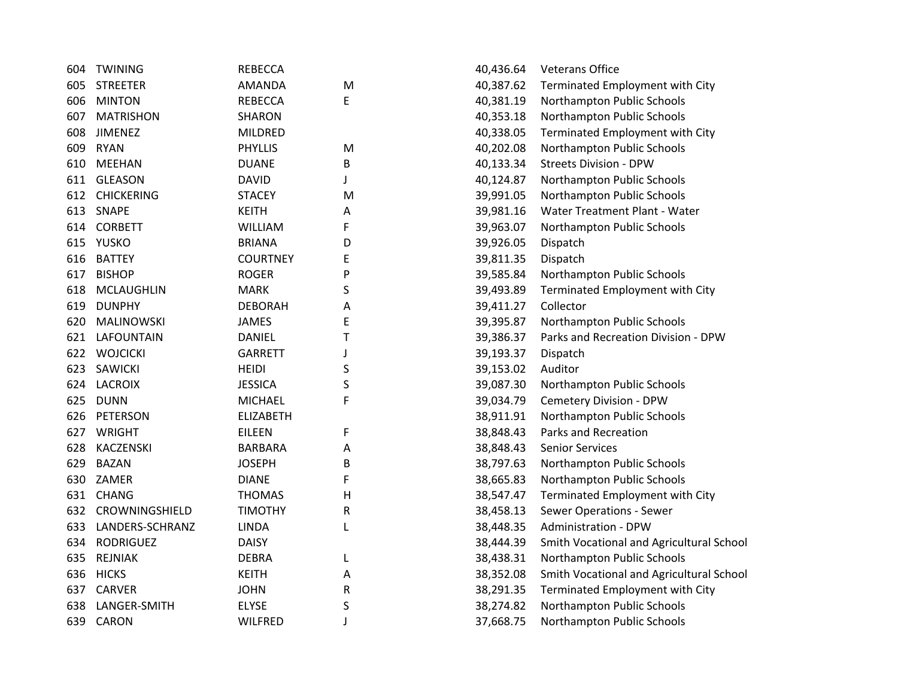| | | | | | |
|---|---|---|---|---|---|
| 604 | TWINING | REBECCA | | 40,436.64 | Veterans Office |
| 605 | STREETER | AMANDA | M | 40,387.62 | Terminated Employment with City |
| 606 | MINTON | REBECCA | E | 40,381.19 | Northampton Public Schools |
| 607 | MATRISHON | SHARON | | 40,353.18 | Northampton Public Schools |
| 608 | JIMENEZ | MILDRED | | 40,338.05 | Terminated Employment with City |
| 609 | RYAN | PHYLLIS | M | 40,202.08 | Northampton Public Schools |
| 610 | MEEHAN | DUANE | B | 40,133.34 | Streets Division - DPW |
| 611 | GLEASON | DAVID | J | 40,124.87 | Northampton Public Schools |
| 612 | CHICKERING | STACEY | M | 39,991.05 | Northampton Public Schools |
| 613 | SNAPE | KEITH | A | 39,981.16 | Water Treatment Plant - Water |
| 614 | CORBETT | WILLIAM | F | 39,963.07 | Northampton Public Schools |
| 615 | YUSKO | BRIANA | D | 39,926.05 | Dispatch |
| 616 | BATTEY | COURTNEY | E | 39,811.35 | Dispatch |
| 617 | BISHOP | ROGER | P | 39,585.84 | Northampton Public Schools |
| 618 | MCLAUGHLIN | MARK | S | 39,493.89 | Terminated Employment with City |
| 619 | DUNPHY | DEBORAH | A | 39,411.27 | Collector |
| 620 | MALINOWSKI | JAMES | E | 39,395.87 | Northampton Public Schools |
| 621 | LAFOUNTAIN | DANIEL | T | 39,386.37 | Parks and Recreation Division - DPW |
| 622 | WOJCICKI | GARRETT | J | 39,193.37 | Dispatch |
| 623 | SAWICKI | HEIDI | S | 39,153.02 | Auditor |
| 624 | LACROIX | JESSICA | S | 39,087.30 | Northampton Public Schools |
| 625 | DUNN | MICHAEL | F | 39,034.79 | Cemetery Division - DPW |
| 626 | PETERSON | ELIZABETH | | 38,911.91 | Northampton Public Schools |
| 627 | WRIGHT | EILEEN | F | 38,848.43 | Parks and Recreation |
| 628 | KACZENSKI | BARBARA | A | 38,848.43 | Senior Services |
| 629 | BAZAN | JOSEPH | B | 38,797.63 | Northampton Public Schools |
| 630 | ZAMER | DIANE | F | 38,665.83 | Northampton Public Schools |
| 631 | CHANG | THOMAS | H | 38,547.47 | Terminated Employment with City |
| 632 | CROWNINGSHIELD | TIMOTHY | R | 38,458.13 | Sewer Operations - Sewer |
| 633 | LANDERS-SCHRANZ | LINDA | L | 38,448.35 | Administration - DPW |
| 634 | RODRIGUEZ | DAISY | | 38,444.39 | Smith Vocational and Agricultural School |
| 635 | REJNIAK | DEBRA | L | 38,438.31 | Northampton Public Schools |
| 636 | HICKS | KEITH | A | 38,352.08 | Smith Vocational and Agricultural School |
| 637 | CARVER | JOHN | R | 38,291.35 | Terminated Employment with City |
| 638 | LANGER-SMITH | ELYSE | S | 38,274.82 | Northampton Public Schools |
| 639 | CARON | WILFRED | J | 37,668.75 | Northampton Public Schools |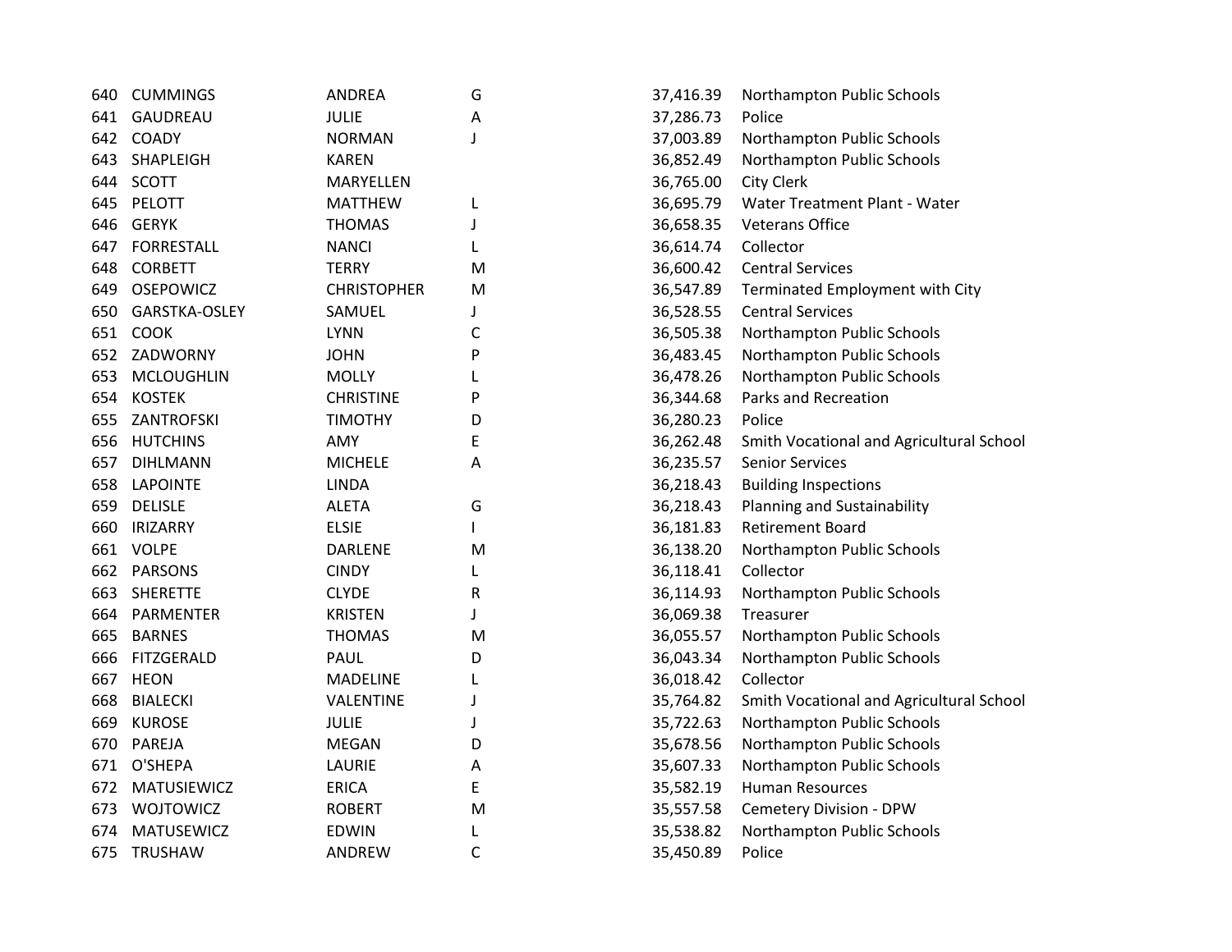| | | | | | |
|---|---|---|---|---|---|
| 640 | CUMMINGS | ANDREA | G | 37,416.39 | Northampton Public Schools |
| 641 | GAUDREAU | JULIE | A | 37,286.73 | Police |
| 642 | COADY | NORMAN | J | 37,003.89 | Northampton Public Schools |
| 643 | SHAPLEIGH | KAREN | | 36,852.49 | Northampton Public Schools |
| 644 | SCOTT | MARYELLEN | | 36,765.00 | City Clerk |
| 645 | PELOTT | MATTHEW | L | 36,695.79 | Water Treatment Plant - Water |
| 646 | GERYK | THOMAS | J | 36,658.35 | Veterans Office |
| 647 | FORRESTALL | NANCI | L | 36,614.74 | Collector |
| 648 | CORBETT | TERRY | M | 36,600.42 | Central Services |
| 649 | OSEPOWICZ | CHRISTOPHER | M | 36,547.89 | Terminated Employment with City |
| 650 | GARSTKA-OSLEY | SAMUEL | J | 36,528.55 | Central Services |
| 651 | COOK | LYNN | C | 36,505.38 | Northampton Public Schools |
| 652 | ZADWORNY | JOHN | P | 36,483.45 | Northampton Public Schools |
| 653 | MCLOUGHLIN | MOLLY | L | 36,478.26 | Northampton Public Schools |
| 654 | KOSTEK | CHRISTINE | P | 36,344.68 | Parks and Recreation |
| 655 | ZANTROFSKI | TIMOTHY | D | 36,280.23 | Police |
| 656 | HUTCHINS | AMY | E | 36,262.48 | Smith Vocational and Agricultural School |
| 657 | DIHLMANN | MICHELE | A | 36,235.57 | Senior Services |
| 658 | LAPOINTE | LINDA | | 36,218.43 | Building Inspections |
| 659 | DELISLE | ALETA | G | 36,218.43 | Planning and Sustainability |
| 660 | IRIZARRY | ELSIE | I | 36,181.83 | Retirement Board |
| 661 | VOLPE | DARLENE | M | 36,138.20 | Northampton Public Schools |
| 662 | PARSONS | CINDY | L | 36,118.41 | Collector |
| 663 | SHERETTE | CLYDE | R | 36,114.93 | Northampton Public Schools |
| 664 | PARMENTER | KRISTEN | J | 36,069.38 | Treasurer |
| 665 | BARNES | THOMAS | M | 36,055.57 | Northampton Public Schools |
| 666 | FITZGERALD | PAUL | D | 36,043.34 | Northampton Public Schools |
| 667 | HEON | MADELINE | L | 36,018.42 | Collector |
| 668 | BIALECKI | VALENTINE | J | 35,764.82 | Smith Vocational and Agricultural School |
| 669 | KUROSE | JULIE | J | 35,722.63 | Northampton Public Schools |
| 670 | PAREJA | MEGAN | D | 35,678.56 | Northampton Public Schools |
| 671 | O'SHEPA | LAURIE | A | 35,607.33 | Northampton Public Schools |
| 672 | MATUSIEWICZ | ERICA | E | 35,582.19 | Human Resources |
| 673 | WOJTOWICZ | ROBERT | M | 35,557.58 | Cemetery Division - DPW |
| 674 | MATUSEWICZ | EDWIN | L | 35,538.82 | Northampton Public Schools |
| 675 | TRUSHAW | ANDREW | C | 35,450.89 | Police |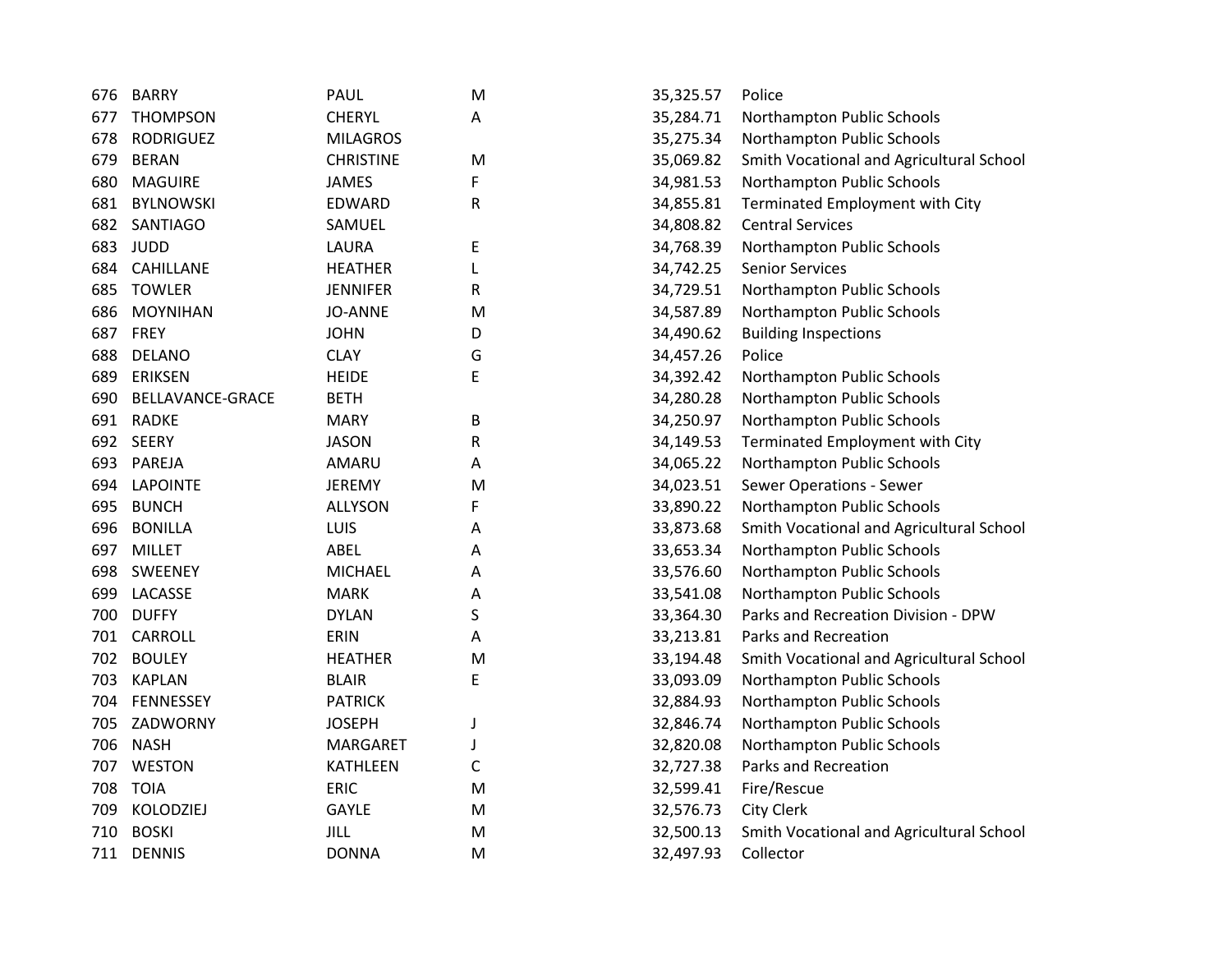| | | | | | |
|---|---|---|---|---|---|
| 676 | BARRY | PAUL | M | 35,325.57 | Police |
| 677 | THOMPSON | CHERYL | A | 35,284.71 | Northampton Public Schools |
| 678 | RODRIGUEZ | MILAGROS | | 35,275.34 | Northampton Public Schools |
| 679 | BERAN | CHRISTINE | M | 35,069.82 | Smith Vocational and Agricultural School |
| 680 | MAGUIRE | JAMES | F | 34,981.53 | Northampton Public Schools |
| 681 | BYLNOWSKI | EDWARD | R | 34,855.81 | Terminated Employment with City |
| 682 | SANTIAGO | SAMUEL | | 34,808.82 | Central Services |
| 683 | JUDD | LAURA | E | 34,768.39 | Northampton Public Schools |
| 684 | CAHILLANE | HEATHER | L | 34,742.25 | Senior Services |
| 685 | TOWLER | JENNIFER | R | 34,729.51 | Northampton Public Schools |
| 686 | MOYNIHAN | JO-ANNE | M | 34,587.89 | Northampton Public Schools |
| 687 | FREY | JOHN | D | 34,490.62 | Building Inspections |
| 688 | DELANO | CLAY | G | 34,457.26 | Police |
| 689 | ERIKSEN | HEIDE | E | 34,392.42 | Northampton Public Schools |
| 690 | BELLAVANCE-GRACE | BETH | | 34,280.28 | Northampton Public Schools |
| 691 | RADKE | MARY | B | 34,250.97 | Northampton Public Schools |
| 692 | SEERY | JASON | R | 34,149.53 | Terminated Employment with City |
| 693 | PAREJA | AMARU | A | 34,065.22 | Northampton Public Schools |
| 694 | LAPOINTE | JEREMY | M | 34,023.51 | Sewer Operations - Sewer |
| 695 | BUNCH | ALLYSON | F | 33,890.22 | Northampton Public Schools |
| 696 | BONILLA | LUIS | A | 33,873.68 | Smith Vocational and Agricultural School |
| 697 | MILLET | ABEL | A | 33,653.34 | Northampton Public Schools |
| 698 | SWEENEY | MICHAEL | A | 33,576.60 | Northampton Public Schools |
| 699 | LACASSE | MARK | A | 33,541.08 | Northampton Public Schools |
| 700 | DUFFY | DYLAN | S | 33,364.30 | Parks and Recreation Division - DPW |
| 701 | CARROLL | ERIN | A | 33,213.81 | Parks and Recreation |
| 702 | BOULEY | HEATHER | M | 33,194.48 | Smith Vocational and Agricultural School |
| 703 | KAPLAN | BLAIR | E | 33,093.09 | Northampton Public Schools |
| 704 | FENNESSEY | PATRICK | | 32,884.93 | Northampton Public Schools |
| 705 | ZADWORNY | JOSEPH | J | 32,846.74 | Northampton Public Schools |
| 706 | NASH | MARGARET | J | 32,820.08 | Northampton Public Schools |
| 707 | WESTON | KATHLEEN | C | 32,727.38 | Parks and Recreation |
| 708 | TOIA | ERIC | M | 32,599.41 | Fire/Rescue |
| 709 | KOLODZIEJ | GAYLE | M | 32,576.73 | City Clerk |
| 710 | BOSKI | JILL | M | 32,500.13 | Smith Vocational and Agricultural School |
| 711 | DENNIS | DONNA | M | 32,497.93 | Collector |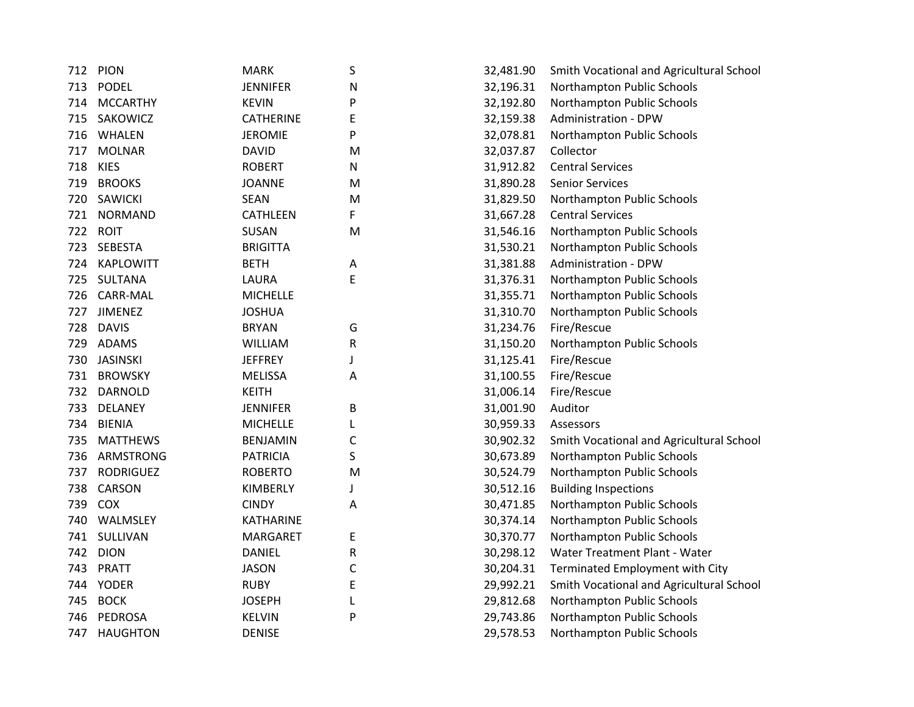| | | | | | |
|---|---|---|---|---|---|
| 712 | PION | MARK | S | 32,481.90 | Smith Vocational and Agricultural School |
| 713 | PODEL | JENNIFER | N | 32,196.31 | Northampton Public Schools |
| 714 | MCCARTHY | KEVIN | P | 32,192.80 | Northampton Public Schools |
| 715 | SAKOWICZ | CATHERINE | E | 32,159.38 | Administration - DPW |
| 716 | WHALEN | JEROMIE | P | 32,078.81 | Northampton Public Schools |
| 717 | MOLNAR | DAVID | M | 32,037.87 | Collector |
| 718 | KIES | ROBERT | N | 31,912.82 | Central Services |
| 719 | BROOKS | JOANNE | M | 31,890.28 | Senior Services |
| 720 | SAWICKI | SEAN | M | 31,829.50 | Northampton Public Schools |
| 721 | NORMAND | CATHLEEN | F | 31,667.28 | Central Services |
| 722 | ROIT | SUSAN | M | 31,546.16 | Northampton Public Schools |
| 723 | SEBESTA | BRIGITTA | | 31,530.21 | Northampton Public Schools |
| 724 | KAPLOWITT | BETH | A | 31,381.88 | Administration - DPW |
| 725 | SULTANA | LAURA | E | 31,376.31 | Northampton Public Schools |
| 726 | CARR-MAL | MICHELLE | | 31,355.71 | Northampton Public Schools |
| 727 | JIMENEZ | JOSHUA | | 31,310.70 | Northampton Public Schools |
| 728 | DAVIS | BRYAN | G | 31,234.76 | Fire/Rescue |
| 729 | ADAMS | WILLIAM | R | 31,150.20 | Northampton Public Schools |
| 730 | JASINSKI | JEFFREY | J | 31,125.41 | Fire/Rescue |
| 731 | BROWSKY | MELISSA | A | 31,100.55 | Fire/Rescue |
| 732 | DARNOLD | KEITH | | 31,006.14 | Fire/Rescue |
| 733 | DELANEY | JENNIFER | B | 31,001.90 | Auditor |
| 734 | BIENIA | MICHELLE | L | 30,959.33 | Assessors |
| 735 | MATTHEWS | BENJAMIN | C | 30,902.32 | Smith Vocational and Agricultural School |
| 736 | ARMSTRONG | PATRICIA | S | 30,673.89 | Northampton Public Schools |
| 737 | RODRIGUEZ | ROBERTO | M | 30,524.79 | Northampton Public Schools |
| 738 | CARSON | KIMBERLY | J | 30,512.16 | Building Inspections |
| 739 | COX | CINDY | A | 30,471.85 | Northampton Public Schools |
| 740 | WALMSLEY | KATHARINE | | 30,374.14 | Northampton Public Schools |
| 741 | SULLIVAN | MARGARET | E | 30,370.77 | Northampton Public Schools |
| 742 | DION | DANIEL | R | 30,298.12 | Water Treatment Plant - Water |
| 743 | PRATT | JASON | C | 30,204.31 | Terminated Employment with City |
| 744 | YODER | RUBY | E | 29,992.21 | Smith Vocational and Agricultural School |
| 745 | BOCK | JOSEPH | L | 29,812.68 | Northampton Public Schools |
| 746 | PEDROSA | KELVIN | P | 29,743.86 | Northampton Public Schools |
| 747 | HAUGHTON | DENISE | | 29,578.53 | Northampton Public Schools |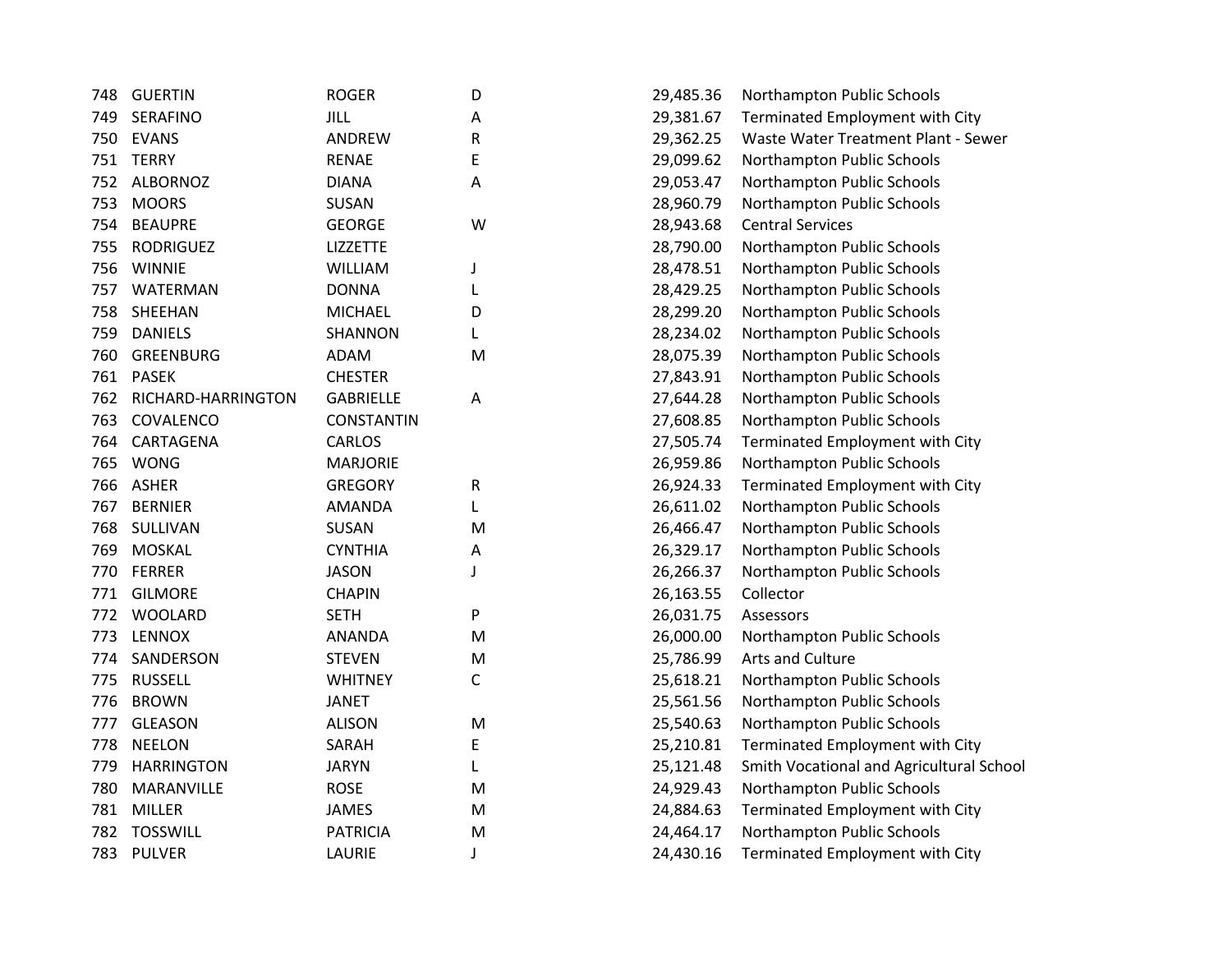| | | | | | |
|---|---|---|---|---|---|
| 748 | GUERTIN | ROGER | D | 29,485.36 | Northampton Public Schools |
| 749 | SERAFINO | JILL | A | 29,381.67 | Terminated Employment with City |
| 750 | EVANS | ANDREW | R | 29,362.25 | Waste Water Treatment Plant - Sewer |
| 751 | TERRY | RENAE | E | 29,099.62 | Northampton Public Schools |
| 752 | ALBORNOZ | DIANA | A | 29,053.47 | Northampton Public Schools |
| 753 | MOORS | SUSAN | | 28,960.79 | Northampton Public Schools |
| 754 | BEAUPRE | GEORGE | W | 28,943.68 | Central Services |
| 755 | RODRIGUEZ | LIZZETTE | | 28,790.00 | Northampton Public Schools |
| 756 | WINNIE | WILLIAM | J | 28,478.51 | Northampton Public Schools |
| 757 | WATERMAN | DONNA | L | 28,429.25 | Northampton Public Schools |
| 758 | SHEEHAN | MICHAEL | D | 28,299.20 | Northampton Public Schools |
| 759 | DANIELS | SHANNON | L | 28,234.02 | Northampton Public Schools |
| 760 | GREENBURG | ADAM | M | 28,075.39 | Northampton Public Schools |
| 761 | PASEK | CHESTER | | 27,843.91 | Northampton Public Schools |
| 762 | RICHARD-HARRINGTON | GABRIELLE | A | 27,644.28 | Northampton Public Schools |
| 763 | COVALENCO | CONSTANTIN | | 27,608.85 | Northampton Public Schools |
| 764 | CARTAGENA | CARLOS | | 27,505.74 | Terminated Employment with City |
| 765 | WONG | MARJORIE | | 26,959.86 | Northampton Public Schools |
| 766 | ASHER | GREGORY | R | 26,924.33 | Terminated Employment with City |
| 767 | BERNIER | AMANDA | L | 26,611.02 | Northampton Public Schools |
| 768 | SULLIVAN | SUSAN | M | 26,466.47 | Northampton Public Schools |
| 769 | MOSKAL | CYNTHIA | A | 26,329.17 | Northampton Public Schools |
| 770 | FERRER | JASON | J | 26,266.37 | Northampton Public Schools |
| 771 | GILMORE | CHAPIN | | 26,163.55 | Collector |
| 772 | WOOLARD | SETH | P | 26,031.75 | Assessors |
| 773 | LENNOX | ANANDA | M | 26,000.00 | Northampton Public Schools |
| 774 | SANDERSON | STEVEN | M | 25,786.99 | Arts and Culture |
| 775 | RUSSELL | WHITNEY | C | 25,618.21 | Northampton Public Schools |
| 776 | BROWN | JANET | | 25,561.56 | Northampton Public Schools |
| 777 | GLEASON | ALISON | M | 25,540.63 | Northampton Public Schools |
| 778 | NEELON | SARAH | E | 25,210.81 | Terminated Employment with City |
| 779 | HARRINGTON | JARYN | L | 25,121.48 | Smith Vocational and Agricultural School |
| 780 | MARANVILLE | ROSE | M | 24,929.43 | Northampton Public Schools |
| 781 | MILLER | JAMES | M | 24,884.63 | Terminated Employment with City |
| 782 | TOSSWILL | PATRICIA | M | 24,464.17 | Northampton Public Schools |
| 783 | PULVER | LAURIE | J | 24,430.16 | Terminated Employment with City |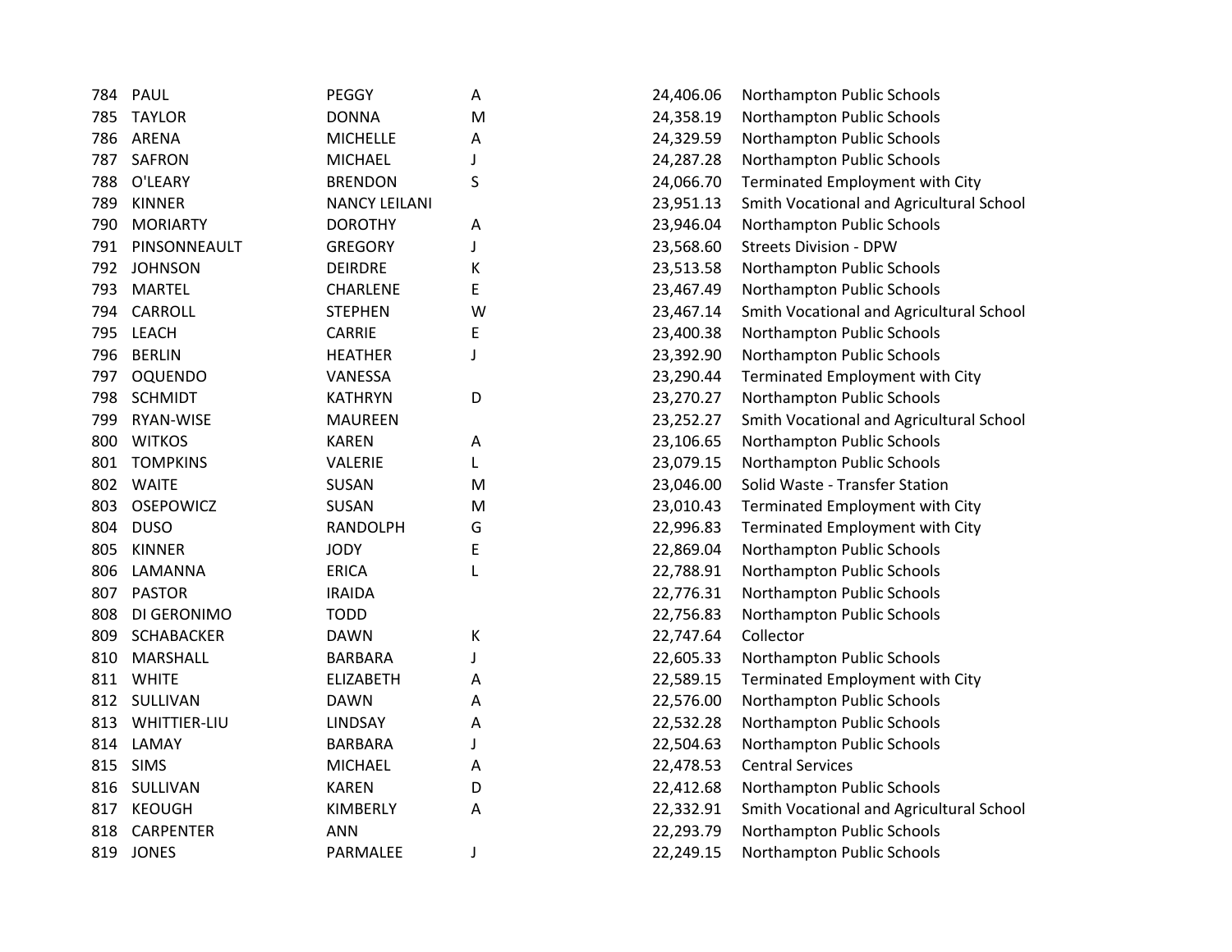| | | | | | |
|---|---|---|---|---|---|
| 784 | PAUL | PEGGY | A | 24,406.06 | Northampton Public Schools |
| 785 | TAYLOR | DONNA | M | 24,358.19 | Northampton Public Schools |
| 786 | ARENA | MICHELLE | A | 24,329.59 | Northampton Public Schools |
| 787 | SAFRON | MICHAEL | J | 24,287.28 | Northampton Public Schools |
| 788 | O'LEARY | BRENDON | S | 24,066.70 | Terminated Employment with City |
| 789 | KINNER | NANCY LEILANI | | 23,951.13 | Smith Vocational and Agricultural School |
| 790 | MORIARTY | DOROTHY | A | 23,946.04 | Northampton Public Schools |
| 791 | PINSONNEAULT | GREGORY | J | 23,568.60 | Streets Division - DPW |
| 792 | JOHNSON | DEIRDRE | K | 23,513.58 | Northampton Public Schools |
| 793 | MARTEL | CHARLENE | E | 23,467.49 | Northampton Public Schools |
| 794 | CARROLL | STEPHEN | W | 23,467.14 | Smith Vocational and Agricultural School |
| 795 | LEACH | CARRIE | E | 23,400.38 | Northampton Public Schools |
| 796 | BERLIN | HEATHER | J | 23,392.90 | Northampton Public Schools |
| 797 | OQUENDO | VANESSA | | 23,290.44 | Terminated Employment with City |
| 798 | SCHMIDT | KATHRYN | D | 23,270.27 | Northampton Public Schools |
| 799 | RYAN-WISE | MAUREEN | | 23,252.27 | Smith Vocational and Agricultural School |
| 800 | WITKOS | KAREN | A | 23,106.65 | Northampton Public Schools |
| 801 | TOMPKINS | VALERIE | L | 23,079.15 | Northampton Public Schools |
| 802 | WAITE | SUSAN | M | 23,046.00 | Solid Waste - Transfer Station |
| 803 | OSEPOWICZ | SUSAN | M | 23,010.43 | Terminated Employment with City |
| 804 | DUSO | RANDOLPH | G | 22,996.83 | Terminated Employment with City |
| 805 | KINNER | JODY | E | 22,869.04 | Northampton Public Schools |
| 806 | LAMANNA | ERICA | L | 22,788.91 | Northampton Public Schools |
| 807 | PASTOR | IRAIDA | | 22,776.31 | Northampton Public Schools |
| 808 | DI GERONIMO | TODD | | 22,756.83 | Northampton Public Schools |
| 809 | SCHABACKER | DAWN | K | 22,747.64 | Collector |
| 810 | MARSHALL | BARBARA | J | 22,605.33 | Northampton Public Schools |
| 811 | WHITE | ELIZABETH | A | 22,589.15 | Terminated Employment with City |
| 812 | SULLIVAN | DAWN | A | 22,576.00 | Northampton Public Schools |
| 813 | WHITTIER-LIU | LINDSAY | A | 22,532.28 | Northampton Public Schools |
| 814 | LAMAY | BARBARA | J | 22,504.63 | Northampton Public Schools |
| 815 | SIMS | MICHAEL | A | 22,478.53 | Central Services |
| 816 | SULLIVAN | KAREN | D | 22,412.68 | Northampton Public Schools |
| 817 | KEOUGH | KIMBERLY | A | 22,332.91 | Smith Vocational and Agricultural School |
| 818 | CARPENTER | ANN | | 22,293.79 | Northampton Public Schools |
| 819 | JONES | PARMALEE | J | 22,249.15 | Northampton Public Schools |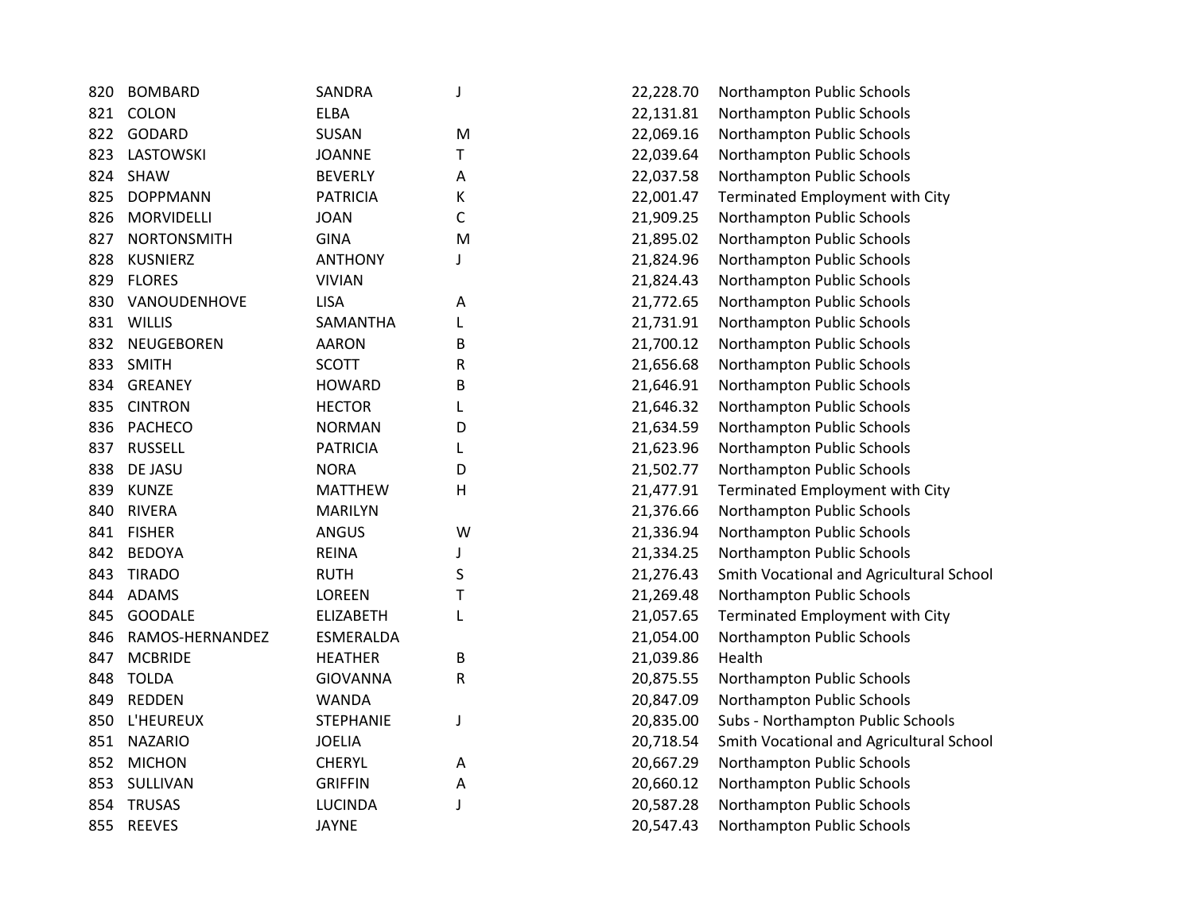| | | | | | |
|---|---|---|---|---|---|
| 820 | BOMBARD | SANDRA | J | 22,228.70 | Northampton Public Schools |
| 821 | COLON | ELBA | | 22,131.81 | Northampton Public Schools |
| 822 | GODARD | SUSAN | M | 22,069.16 | Northampton Public Schools |
| 823 | LASTOWSKI | JOANNE | T | 22,039.64 | Northampton Public Schools |
| 824 | SHAW | BEVERLY | A | 22,037.58 | Northampton Public Schools |
| 825 | DOPPMANN | PATRICIA | K | 22,001.47 | Terminated Employment with City |
| 826 | MORVIDELLI | JOAN | C | 21,909.25 | Northampton Public Schools |
| 827 | NORTONSMITH | GINA | M | 21,895.02 | Northampton Public Schools |
| 828 | KUSNIERZ | ANTHONY | J | 21,824.96 | Northampton Public Schools |
| 829 | FLORES | VIVIAN | | 21,824.43 | Northampton Public Schools |
| 830 | VANOUDENHOVE | LISA | A | 21,772.65 | Northampton Public Schools |
| 831 | WILLIS | SAMANTHA | L | 21,731.91 | Northampton Public Schools |
| 832 | NEUGEBOREN | AARON | B | 21,700.12 | Northampton Public Schools |
| 833 | SMITH | SCOTT | R | 21,656.68 | Northampton Public Schools |
| 834 | GREANEY | HOWARD | B | 21,646.91 | Northampton Public Schools |
| 835 | CINTRON | HECTOR | L | 21,646.32 | Northampton Public Schools |
| 836 | PACHECO | NORMAN | D | 21,634.59 | Northampton Public Schools |
| 837 | RUSSELL | PATRICIA | L | 21,623.96 | Northampton Public Schools |
| 838 | DE JASU | NORA | D | 21,502.77 | Northampton Public Schools |
| 839 | KUNZE | MATTHEW | H | 21,477.91 | Terminated Employment with City |
| 840 | RIVERA | MARILYN | | 21,376.66 | Northampton Public Schools |
| 841 | FISHER | ANGUS | W | 21,336.94 | Northampton Public Schools |
| 842 | BEDOYA | REINA | J | 21,334.25 | Northampton Public Schools |
| 843 | TIRADO | RUTH | S | 21,276.43 | Smith Vocational and Agricultural School |
| 844 | ADAMS | LOREEN | T | 21,269.48 | Northampton Public Schools |
| 845 | GOODALE | ELIZABETH | L | 21,057.65 | Terminated Employment with City |
| 846 | RAMOS-HERNANDEZ | ESMERALDA | | 21,054.00 | Northampton Public Schools |
| 847 | MCBRIDE | HEATHER | B | 21,039.86 | Health |
| 848 | TOLDA | GIOVANNA | R | 20,875.55 | Northampton Public Schools |
| 849 | REDDEN | WANDA | | 20,847.09 | Northampton Public Schools |
| 850 | L'HEUREUX | STEPHANIE | J | 20,835.00 | Subs - Northampton Public Schools |
| 851 | NAZARIO | JOELIA | | 20,718.54 | Smith Vocational and Agricultural School |
| 852 | MICHON | CHERYL | A | 20,667.29 | Northampton Public Schools |
| 853 | SULLIVAN | GRIFFIN | A | 20,660.12 | Northampton Public Schools |
| 854 | TRUSAS | LUCINDA | J | 20,587.28 | Northampton Public Schools |
| 855 | REEVES | JAYNE | | 20,547.43 | Northampton Public Schools |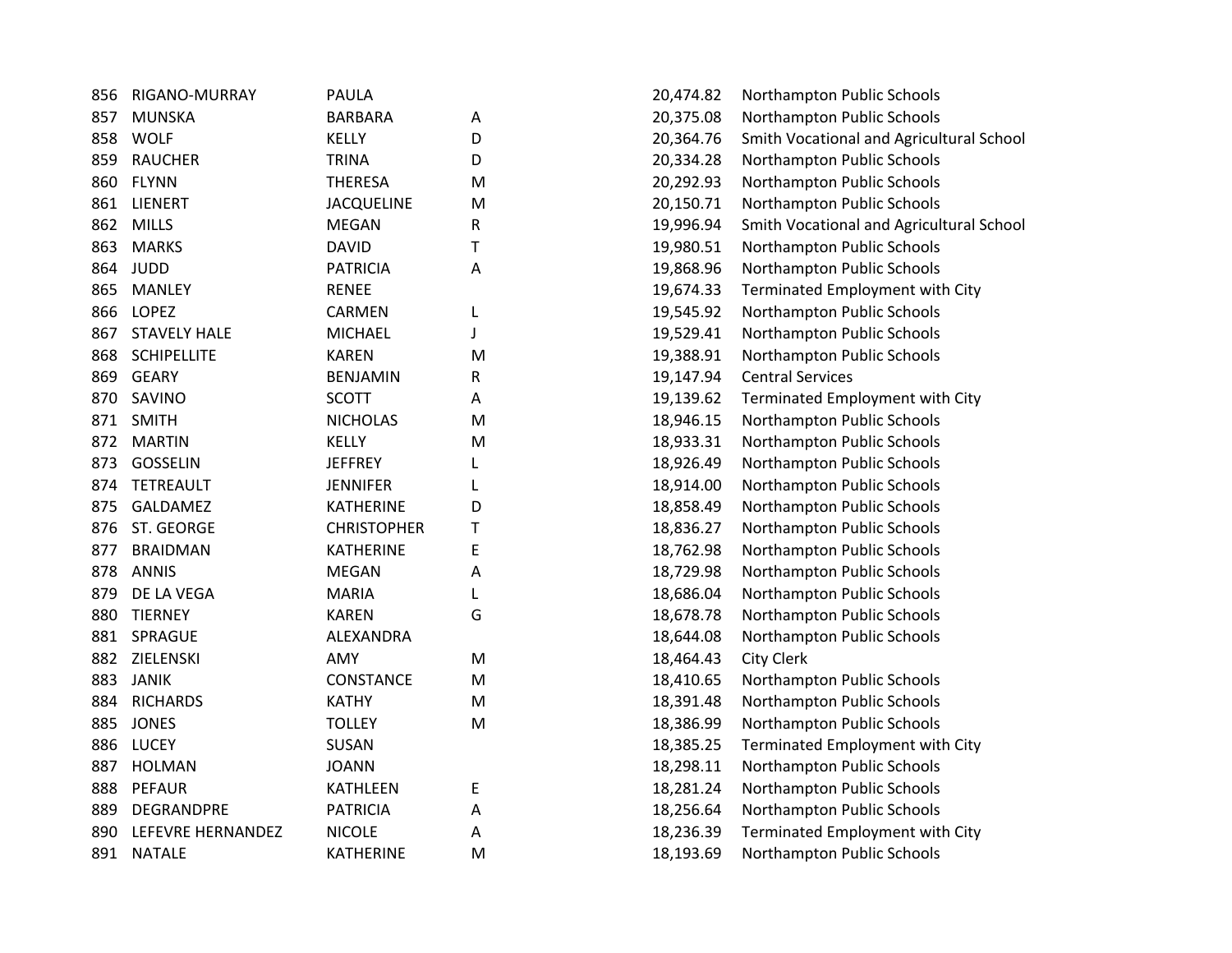| | | | | | |
|---|---|---|---|---|---|
| 856 | RIGANO-MURRAY | PAULA | | 20,474.82 | Northampton Public Schools |
| 857 | MUNSKA | BARBARA | A | 20,375.08 | Northampton Public Schools |
| 858 | WOLF | KELLY | D | 20,364.76 | Smith Vocational and Agricultural School |
| 859 | RAUCHER | TRINA | D | 20,334.28 | Northampton Public Schools |
| 860 | FLYNN | THERESA | M | 20,292.93 | Northampton Public Schools |
| 861 | LIENERT | JACQUELINE | M | 20,150.71 | Northampton Public Schools |
| 862 | MILLS | MEGAN | R | 19,996.94 | Smith Vocational and Agricultural School |
| 863 | MARKS | DAVID | T | 19,980.51 | Northampton Public Schools |
| 864 | JUDD | PATRICIA | A | 19,868.96 | Northampton Public Schools |
| 865 | MANLEY | RENEE | | 19,674.33 | Terminated Employment with City |
| 866 | LOPEZ | CARMEN | L | 19,545.92 | Northampton Public Schools |
| 867 | STAVELY HALE | MICHAEL | J | 19,529.41 | Northampton Public Schools |
| 868 | SCHIPELLITE | KAREN | M | 19,388.91 | Northampton Public Schools |
| 869 | GEARY | BENJAMIN | R | 19,147.94 | Central Services |
| 870 | SAVINO | SCOTT | A | 19,139.62 | Terminated Employment with City |
| 871 | SMITH | NICHOLAS | M | 18,946.15 | Northampton Public Schools |
| 872 | MARTIN | KELLY | M | 18,933.31 | Northampton Public Schools |
| 873 | GOSSELIN | JEFFREY | L | 18,926.49 | Northampton Public Schools |
| 874 | TETREAULT | JENNIFER | L | 18,914.00 | Northampton Public Schools |
| 875 | GALDAMEZ | KATHERINE | D | 18,858.49 | Northampton Public Schools |
| 876 | ST. GEORGE | CHRISTOPHER | T | 18,836.27 | Northampton Public Schools |
| 877 | BRAIDMAN | KATHERINE | E | 18,762.98 | Northampton Public Schools |
| 878 | ANNIS | MEGAN | A | 18,729.98 | Northampton Public Schools |
| 879 | DE LA VEGA | MARIA | L | 18,686.04 | Northampton Public Schools |
| 880 | TIERNEY | KAREN | G | 18,678.78 | Northampton Public Schools |
| 881 | SPRAGUE | ALEXANDRA | | 18,644.08 | Northampton Public Schools |
| 882 | ZIELENSKI | AMY | M | 18,464.43 | City Clerk |
| 883 | JANIK | CONSTANCE | M | 18,410.65 | Northampton Public Schools |
| 884 | RICHARDS | KATHY | M | 18,391.48 | Northampton Public Schools |
| 885 | JONES | TOLLEY | M | 18,386.99 | Northampton Public Schools |
| 886 | LUCEY | SUSAN | | 18,385.25 | Terminated Employment with City |
| 887 | HOLMAN | JOANN | | 18,298.11 | Northampton Public Schools |
| 888 | PEFAUR | KATHLEEN | E | 18,281.24 | Northampton Public Schools |
| 889 | DEGRANDPRE | PATRICIA | A | 18,256.64 | Northampton Public Schools |
| 890 | LEFEVRE HERNANDEZ | NICOLE | A | 18,236.39 | Terminated Employment with City |
| 891 | NATALE | KATHERINE | M | 18,193.69 | Northampton Public Schools |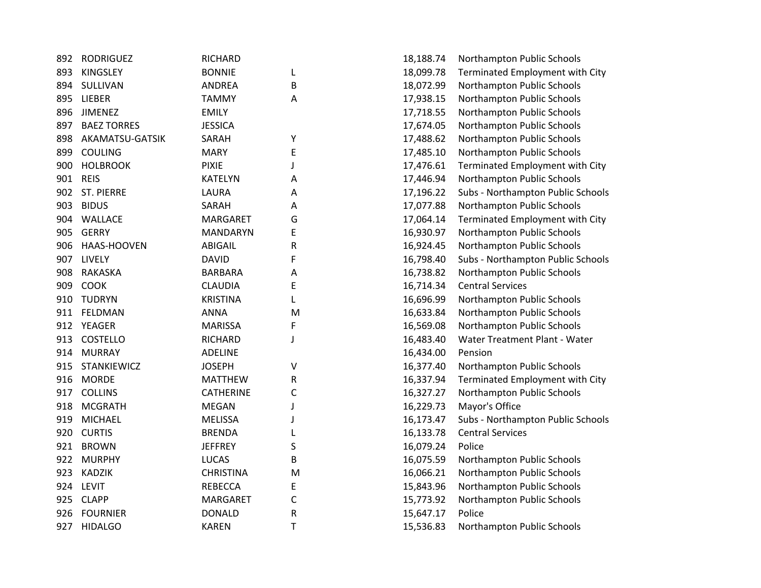| | | | | | |
|---|---|---|---|---|---|
| 892 | RODRIGUEZ | RICHARD | | 18,188.74 | Northampton Public Schools |
| 893 | KINGSLEY | BONNIE | L | 18,099.78 | Terminated Employment with City |
| 894 | SULLIVAN | ANDREA | B | 18,072.99 | Northampton Public Schools |
| 895 | LIEBER | TAMMY | A | 17,938.15 | Northampton Public Schools |
| 896 | JIMENEZ | EMILY | | 17,718.55 | Northampton Public Schools |
| 897 | BAEZ TORRES | JESSICA | | 17,674.05 | Northampton Public Schools |
| 898 | AKAMATSU-GATSIK | SARAH | Y | 17,488.62 | Northampton Public Schools |
| 899 | COULING | MARY | E | 17,485.10 | Northampton Public Schools |
| 900 | HOLBROOK | PIXIE | J | 17,476.61 | Terminated Employment with City |
| 901 | REIS | KATELYN | A | 17,446.94 | Northampton Public Schools |
| 902 | ST. PIERRE | LAURA | A | 17,196.22 | Subs - Northampton Public Schools |
| 903 | BIDUS | SARAH | A | 17,077.88 | Northampton Public Schools |
| 904 | WALLACE | MARGARET | G | 17,064.14 | Terminated Employment with City |
| 905 | GERRY | MANDARYN | E | 16,930.97 | Northampton Public Schools |
| 906 | HAAS-HOOVEN | ABIGAIL | R | 16,924.45 | Northampton Public Schools |
| 907 | LIVELY | DAVID | F | 16,798.40 | Subs - Northampton Public Schools |
| 908 | RAKASKA | BARBARA | A | 16,738.82 | Northampton Public Schools |
| 909 | COOK | CLAUDIA | E | 16,714.34 | Central Services |
| 910 | TUDRYN | KRISTINA | L | 16,696.99 | Northampton Public Schools |
| 911 | FELDMAN | ANNA | M | 16,633.84 | Northampton Public Schools |
| 912 | YEAGER | MARISSA | F | 16,569.08 | Northampton Public Schools |
| 913 | COSTELLO | RICHARD | J | 16,483.40 | Water Treatment Plant - Water |
| 914 | MURRAY | ADELINE | | 16,434.00 | Pension |
| 915 | STANKIEWICZ | JOSEPH | V | 16,377.40 | Northampton Public Schools |
| 916 | MORDE | MATTHEW | R | 16,337.94 | Terminated Employment with City |
| 917 | COLLINS | CATHERINE | C | 16,327.27 | Northampton Public Schools |
| 918 | MCGRATH | MEGAN | J | 16,229.73 | Mayor's Office |
| 919 | MICHAEL | MELISSA | J | 16,173.47 | Subs - Northampton Public Schools |
| 920 | CURTIS | BRENDA | L | 16,133.78 | Central Services |
| 921 | BROWN | JEFFREY | S | 16,079.24 | Police |
| 922 | MURPHY | LUCAS | B | 16,075.59 | Northampton Public Schools |
| 923 | KADZIK | CHRISTINA | M | 16,066.21 | Northampton Public Schools |
| 924 | LEVIT | REBECCA | E | 15,843.96 | Northampton Public Schools |
| 925 | CLAPP | MARGARET | C | 15,773.92 | Northampton Public Schools |
| 926 | FOURNIER | DONALD | R | 15,647.17 | Police |
| 927 | HIDALGO | KAREN | T | 15,536.83 | Northampton Public Schools |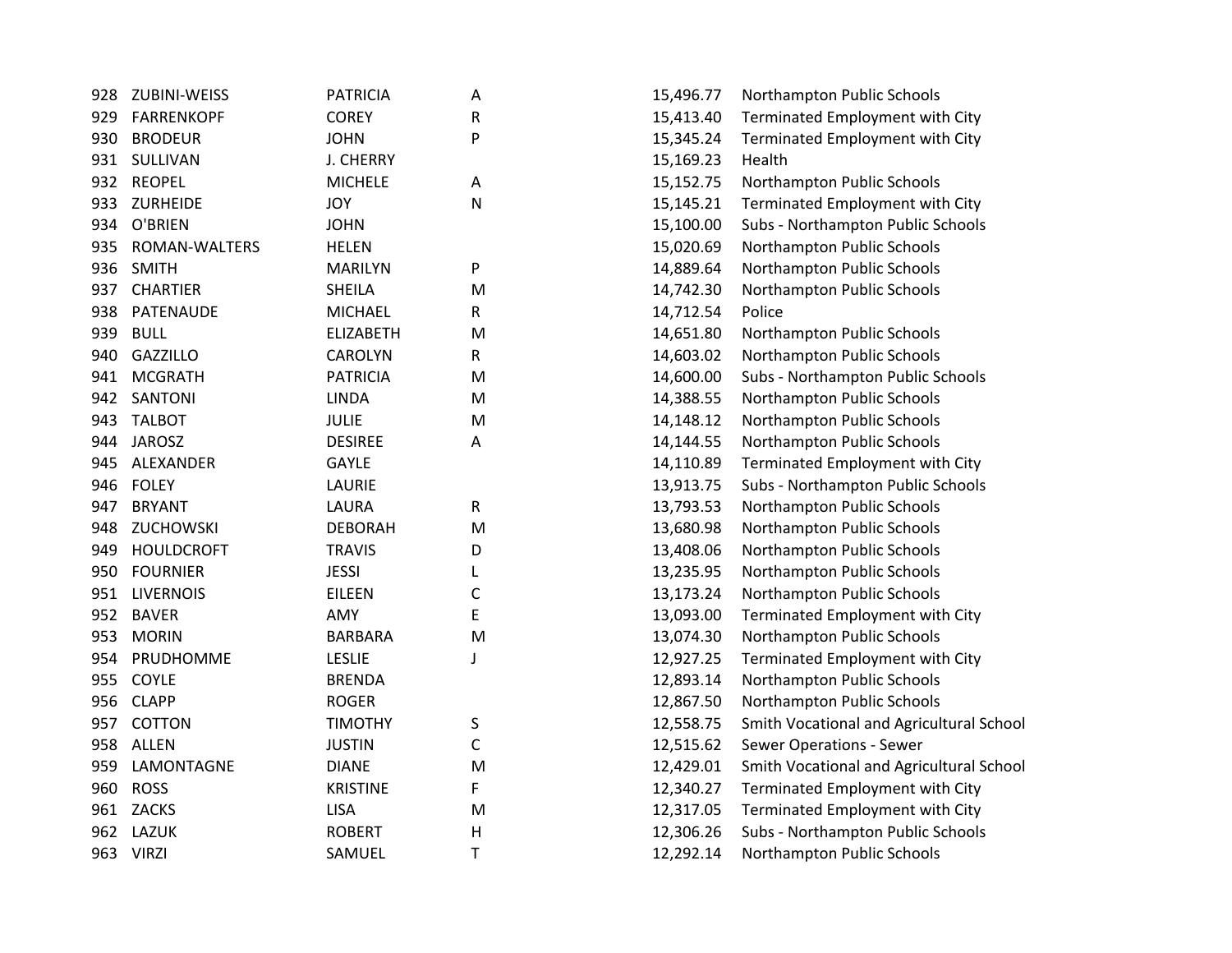| | | | | | |
|---|---|---|---|---|---|
| 928 | ZUBINI-WEISS | PATRICIA | A | 15,496.77 | Northampton Public Schools |
| 929 | FARRENKOPF | COREY | R | 15,413.40 | Terminated Employment with City |
| 930 | BRODEUR | JOHN | P | 15,345.24 | Terminated Employment with City |
| 931 | SULLIVAN | J. CHERRY | | 15,169.23 | Health |
| 932 | REOPEL | MICHELE | A | 15,152.75 | Northampton Public Schools |
| 933 | ZURHEIDE | JOY | N | 15,145.21 | Terminated Employment with City |
| 934 | O'BRIEN | JOHN | | 15,100.00 | Subs - Northampton Public Schools |
| 935 | ROMAN-WALTERS | HELEN | | 15,020.69 | Northampton Public Schools |
| 936 | SMITH | MARILYN | P | 14,889.64 | Northampton Public Schools |
| 937 | CHARTIER | SHEILA | M | 14,742.30 | Northampton Public Schools |
| 938 | PATENAUDE | MICHAEL | R | 14,712.54 | Police |
| 939 | BULL | ELIZABETH | M | 14,651.80 | Northampton Public Schools |
| 940 | GAZZILLO | CAROLYN | R | 14,603.02 | Northampton Public Schools |
| 941 | MCGRATH | PATRICIA | M | 14,600.00 | Subs - Northampton Public Schools |
| 942 | SANTONI | LINDA | M | 14,388.55 | Northampton Public Schools |
| 943 | TALBOT | JULIE | M | 14,148.12 | Northampton Public Schools |
| 944 | JAROSZ | DESIREE | A | 14,144.55 | Northampton Public Schools |
| 945 | ALEXANDER | GAYLE | | 14,110.89 | Terminated Employment with City |
| 946 | FOLEY | LAURIE | | 13,913.75 | Subs - Northampton Public Schools |
| 947 | BRYANT | LAURA | R | 13,793.53 | Northampton Public Schools |
| 948 | ZUCHOWSKI | DEBORAH | M | 13,680.98 | Northampton Public Schools |
| 949 | HOULDCROFT | TRAVIS | D | 13,408.06 | Northampton Public Schools |
| 950 | FOURNIER | JESSI | L | 13,235.95 | Northampton Public Schools |
| 951 | LIVERNOIS | EILEEN | C | 13,173.24 | Northampton Public Schools |
| 952 | BAVER | AMY | E | 13,093.00 | Terminated Employment with City |
| 953 | MORIN | BARBARA | M | 13,074.30 | Northampton Public Schools |
| 954 | PRUDHOMME | LESLIE | J | 12,927.25 | Terminated Employment with City |
| 955 | COYLE | BRENDA | | 12,893.14 | Northampton Public Schools |
| 956 | CLAPP | ROGER | | 12,867.50 | Northampton Public Schools |
| 957 | COTTON | TIMOTHY | S | 12,558.75 | Smith Vocational and Agricultural School |
| 958 | ALLEN | JUSTIN | C | 12,515.62 | Sewer Operations - Sewer |
| 959 | LAMONTAGNE | DIANE | M | 12,429.01 | Smith Vocational and Agricultural School |
| 960 | ROSS | KRISTINE | F | 12,340.27 | Terminated Employment with City |
| 961 | ZACKS | LISA | M | 12,317.05 | Terminated Employment with City |
| 962 | LAZUK | ROBERT | H | 12,306.26 | Subs - Northampton Public Schools |
| 963 | VIRZI | SAMUEL | T | 12,292.14 | Northampton Public Schools |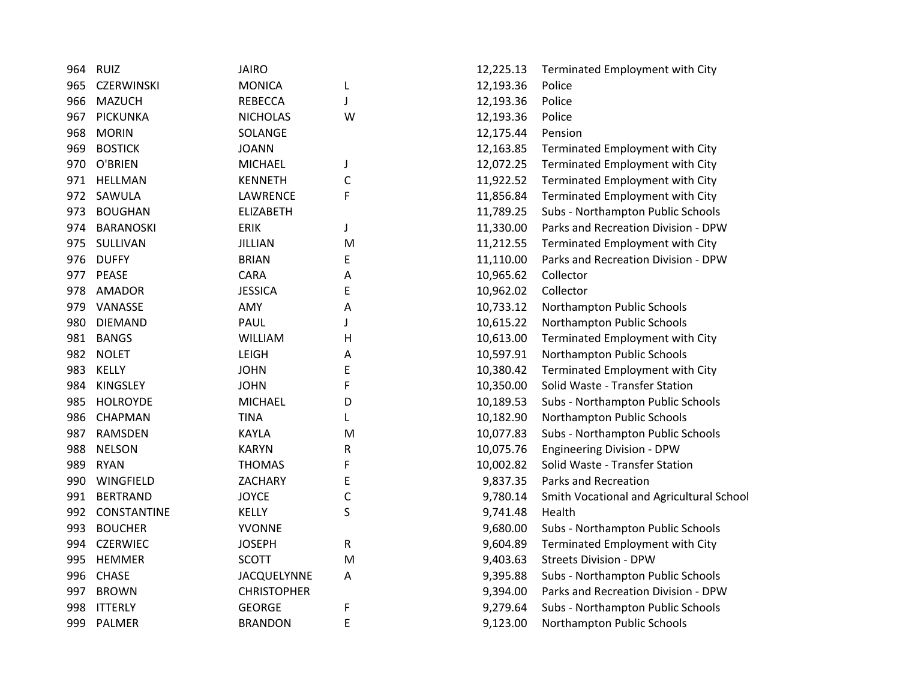| | | | | | |
|---|---|---|---|---|---|
| 964 | RUIZ | JAIRO | | 12,225.13 | Terminated Employment with City |
| 965 | CZERWINSKI | MONICA | L | 12,193.36 | Police |
| 966 | MAZUCH | REBECCA | J | 12,193.36 | Police |
| 967 | PICKUNKA | NICHOLAS | W | 12,193.36 | Police |
| 968 | MORIN | SOLANGE | | 12,175.44 | Pension |
| 969 | BOSTICK | JOANN | | 12,163.85 | Terminated Employment with City |
| 970 | O'BRIEN | MICHAEL | J | 12,072.25 | Terminated Employment with City |
| 971 | HELLMAN | KENNETH | C | 11,922.52 | Terminated Employment with City |
| 972 | SAWULA | LAWRENCE | F | 11,856.84 | Terminated Employment with City |
| 973 | BOUGHAN | ELIZABETH | | 11,789.25 | Subs - Northampton Public Schools |
| 974 | BARANOSKI | ERIK | J | 11,330.00 | Parks and Recreation Division - DPW |
| 975 | SULLIVAN | JILLIAN | M | 11,212.55 | Terminated Employment with City |
| 976 | DUFFY | BRIAN | E | 11,110.00 | Parks and Recreation Division - DPW |
| 977 | PEASE | CARA | A | 10,965.62 | Collector |
| 978 | AMADOR | JESSICA | E | 10,962.02 | Collector |
| 979 | VANASSE | AMY | A | 10,733.12 | Northampton Public Schools |
| 980 | DIEMAND | PAUL | J | 10,615.22 | Northampton Public Schools |
| 981 | BANGS | WILLIAM | H | 10,613.00 | Terminated Employment with City |
| 982 | NOLET | LEIGH | A | 10,597.91 | Northampton Public Schools |
| 983 | KELLY | JOHN | E | 10,380.42 | Terminated Employment with City |
| 984 | KINGSLEY | JOHN | F | 10,350.00 | Solid Waste - Transfer Station |
| 985 | HOLROYDE | MICHAEL | D | 10,189.53 | Subs - Northampton Public Schools |
| 986 | CHAPMAN | TINA | L | 10,182.90 | Northampton Public Schools |
| 987 | RAMSDEN | KAYLA | M | 10,077.83 | Subs - Northampton Public Schools |
| 988 | NELSON | KARYN | R | 10,075.76 | Engineering Division - DPW |
| 989 | RYAN | THOMAS | F | 10,002.82 | Solid Waste - Transfer Station |
| 990 | WINGFIELD | ZACHARY | E | 9,837.35 | Parks and Recreation |
| 991 | BERTRAND | JOYCE | C | 9,780.14 | Smith Vocational and Agricultural School |
| 992 | CONSTANTINE | KELLY | S | 9,741.48 | Health |
| 993 | BOUCHER | YVONNE | | 9,680.00 | Subs - Northampton Public Schools |
| 994 | CZERWIEC | JOSEPH | R | 9,604.89 | Terminated Employment with City |
| 995 | HEMMER | SCOTT | M | 9,403.63 | Streets Division - DPW |
| 996 | CHASE | JACQUELYNNE | A | 9,395.88 | Subs - Northampton Public Schools |
| 997 | BROWN | CHRISTOPHER | | 9,394.00 | Parks and Recreation Division - DPW |
| 998 | ITTERLY | GEORGE | F | 9,279.64 | Subs - Northampton Public Schools |
| 999 | PALMER | BRANDON | E | 9,123.00 | Northampton Public Schools |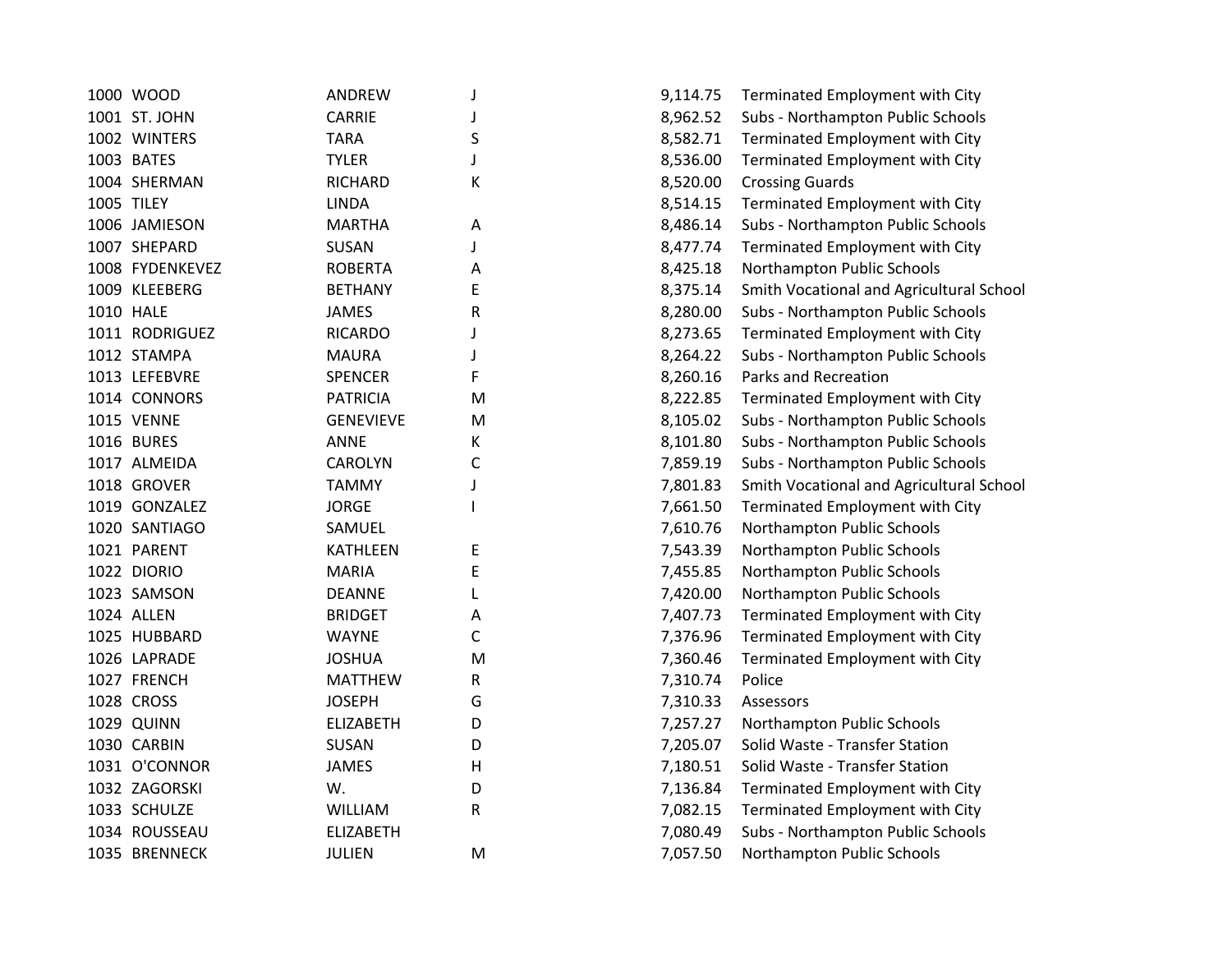| | | | | | |
|---|---|---|---|---|---|
| 1000 | WOOD | ANDREW | J | 9,114.75 | Terminated Employment with City |
| 1001 | ST. JOHN | CARRIE | J | 8,962.52 | Subs - Northampton Public Schools |
| 1002 | WINTERS | TARA | S | 8,582.71 | Terminated Employment with City |
| 1003 | BATES | TYLER | J | 8,536.00 | Terminated Employment with City |
| 1004 | SHERMAN | RICHARD | K | 8,520.00 | Crossing Guards |
| 1005 | TILEY | LINDA | | 8,514.15 | Terminated Employment with City |
| 1006 | JAMIESON | MARTHA | A | 8,486.14 | Subs - Northampton Public Schools |
| 1007 | SHEPARD | SUSAN | J | 8,477.74 | Terminated Employment with City |
| 1008 | FYDENKEVEZ | ROBERTA | A | 8,425.18 | Northampton Public Schools |
| 1009 | KLEEBERG | BETHANY | E | 8,375.14 | Smith Vocational and Agricultural School |
| 1010 | HALE | JAMES | R | 8,280.00 | Subs - Northampton Public Schools |
| 1011 | RODRIGUEZ | RICARDO | J | 8,273.65 | Terminated Employment with City |
| 1012 | STAMPA | MAURA | J | 8,264.22 | Subs - Northampton Public Schools |
| 1013 | LEFEBVRE | SPENCER | F | 8,260.16 | Parks and Recreation |
| 1014 | CONNORS | PATRICIA | M | 8,222.85 | Terminated Employment with City |
| 1015 | VENNE | GENEVIEVE | M | 8,105.02 | Subs - Northampton Public Schools |
| 1016 | BURES | ANNE | K | 8,101.80 | Subs - Northampton Public Schools |
| 1017 | ALMEIDA | CAROLYN | C | 7,859.19 | Subs - Northampton Public Schools |
| 1018 | GROVER | TAMMY | J | 7,801.83 | Smith Vocational and Agricultural School |
| 1019 | GONZALEZ | JORGE | I | 7,661.50 | Terminated Employment with City |
| 1020 | SANTIAGO | SAMUEL | | 7,610.76 | Northampton Public Schools |
| 1021 | PARENT | KATHLEEN | E | 7,543.39 | Northampton Public Schools |
| 1022 | DIORIO | MARIA | E | 7,455.85 | Northampton Public Schools |
| 1023 | SAMSON | DEANNE | L | 7,420.00 | Northampton Public Schools |
| 1024 | ALLEN | BRIDGET | A | 7,407.73 | Terminated Employment with City |
| 1025 | HUBBARD | WAYNE | C | 7,376.96 | Terminated Employment with City |
| 1026 | LAPRADE | JOSHUA | M | 7,360.46 | Terminated Employment with City |
| 1027 | FRENCH | MATTHEW | R | 7,310.74 | Police |
| 1028 | CROSS | JOSEPH | G | 7,310.33 | Assessors |
| 1029 | QUINN | ELIZABETH | D | 7,257.27 | Northampton Public Schools |
| 1030 | CARBIN | SUSAN | D | 7,205.07 | Solid Waste - Transfer Station |
| 1031 | O'CONNOR | JAMES | H | 7,180.51 | Solid Waste - Transfer Station |
| 1032 | ZAGORSKI | W. | D | 7,136.84 | Terminated Employment with City |
| 1033 | SCHULZE | WILLIAM | R | 7,082.15 | Terminated Employment with City |
| 1034 | ROUSSEAU | ELIZABETH | | 7,080.49 | Subs - Northampton Public Schools |
| 1035 | BRENNECK | JULIEN | M | 7,057.50 | Northampton Public Schools |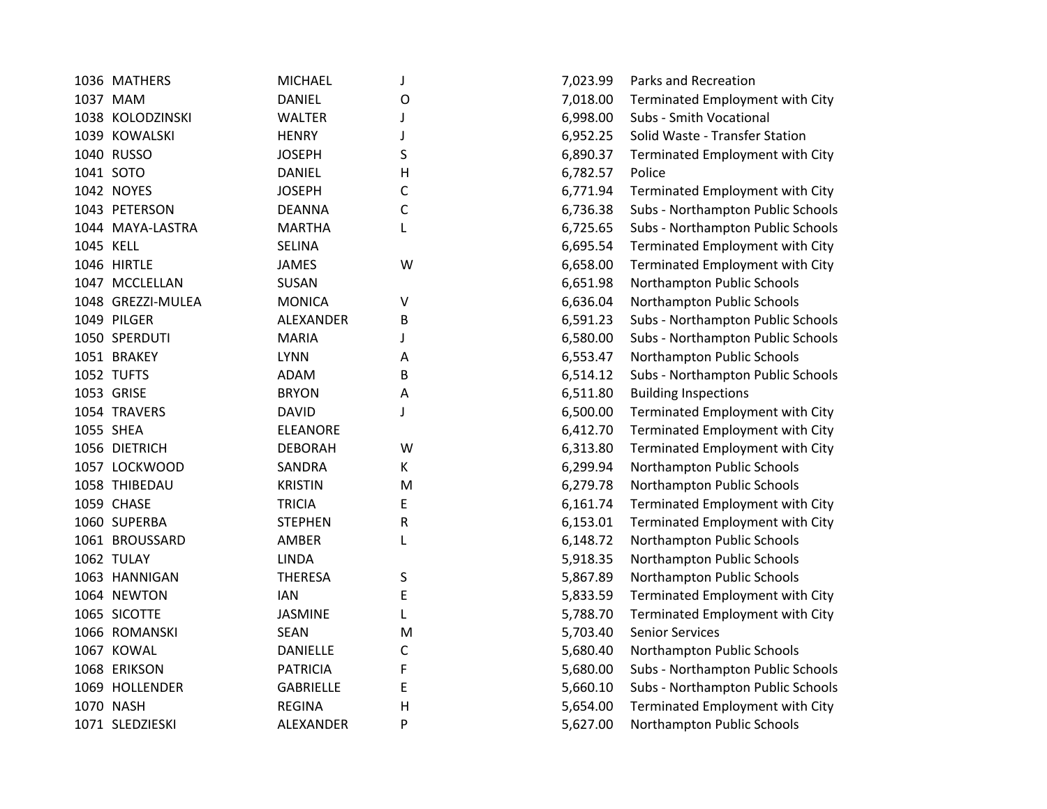| | | | | | |
|---|---|---|---|---|---|
| 1036 | MATHERS | MICHAEL | J | 7,023.99 | Parks and Recreation |
| 1037 | MAM | DANIEL | O | 7,018.00 | Terminated Employment with City |
| 1038 | KOLODZINSKI | WALTER | J | 6,998.00 | Subs - Smith Vocational |
| 1039 | KOWALSKI | HENRY | J | 6,952.25 | Solid Waste - Transfer Station |
| 1040 | RUSSO | JOSEPH | S | 6,890.37 | Terminated Employment with City |
| 1041 | SOTO | DANIEL | H | 6,782.57 | Police |
| 1042 | NOYES | JOSEPH | C | 6,771.94 | Terminated Employment with City |
| 1043 | PETERSON | DEANNA | C | 6,736.38 | Subs - Northampton Public Schools |
| 1044 | MAYA-LASTRA | MARTHA | L | 6,725.65 | Subs - Northampton Public Schools |
| 1045 | KELL | SELINA | | 6,695.54 | Terminated Employment with City |
| 1046 | HIRTLE | JAMES | W | 6,658.00 | Terminated Employment with City |
| 1047 | MCCLELLAN | SUSAN | | 6,651.98 | Northampton Public Schools |
| 1048 | GREZZI-MULEA | MONICA | V | 6,636.04 | Northampton Public Schools |
| 1049 | PILGER | ALEXANDER | B | 6,591.23 | Subs - Northampton Public Schools |
| 1050 | SPERDUTI | MARIA | J | 6,580.00 | Subs - Northampton Public Schools |
| 1051 | BRAKEY | LYNN | A | 6,553.47 | Northampton Public Schools |
| 1052 | TUFTS | ADAM | B | 6,514.12 | Subs - Northampton Public Schools |
| 1053 | GRISE | BRYON | A | 6,511.80 | Building Inspections |
| 1054 | TRAVERS | DAVID | J | 6,500.00 | Terminated Employment with City |
| 1055 | SHEA | ELEANORE | | 6,412.70 | Terminated Employment with City |
| 1056 | DIETRICH | DEBORAH | W | 6,313.80 | Terminated Employment with City |
| 1057 | LOCKWOOD | SANDRA | K | 6,299.94 | Northampton Public Schools |
| 1058 | THIBEDAU | KRISTIN | M | 6,279.78 | Northampton Public Schools |
| 1059 | CHASE | TRICIA | E | 6,161.74 | Terminated Employment with City |
| 1060 | SUPERBA | STEPHEN | R | 6,153.01 | Terminated Employment with City |
| 1061 | BROUSSARD | AMBER | L | 6,148.72 | Northampton Public Schools |
| 1062 | TULAY | LINDA | | 5,918.35 | Northampton Public Schools |
| 1063 | HANNIGAN | THERESA | S | 5,867.89 | Northampton Public Schools |
| 1064 | NEWTON | IAN | E | 5,833.59 | Terminated Employment with City |
| 1065 | SICOTTE | JASMINE | L | 5,788.70 | Terminated Employment with City |
| 1066 | ROMANSKI | SEAN | M | 5,703.40 | Senior Services |
| 1067 | KOWAL | DANIELLE | C | 5,680.40 | Northampton Public Schools |
| 1068 | ERIKSON | PATRICIA | F | 5,680.00 | Subs - Northampton Public Schools |
| 1069 | HOLLENDER | GABRIELLE | E | 5,660.10 | Subs - Northampton Public Schools |
| 1070 | NASH | REGINA | H | 5,654.00 | Terminated Employment with City |
| 1071 | SLEDZIESKI | ALEXANDER | P | 5,627.00 | Northampton Public Schools |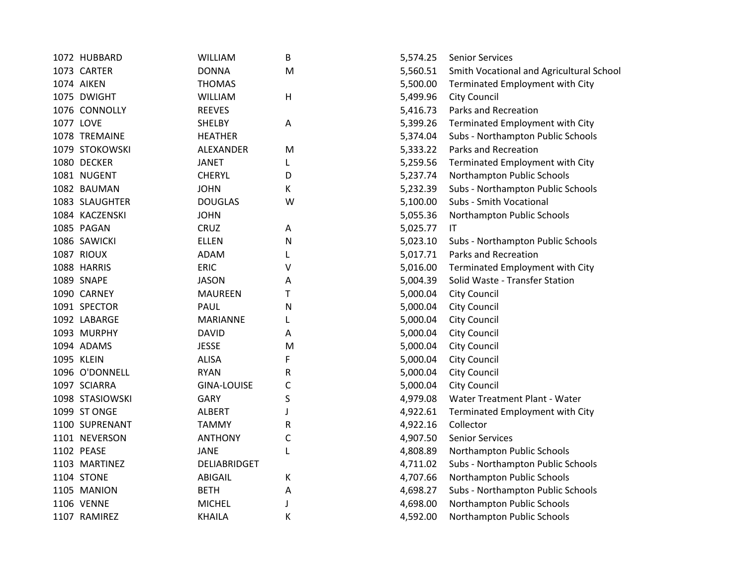| | | | | | |
|---|---|---|---|---|---|
| 1072 | HUBBARD | WILLIAM | B | 5,574.25 | Senior Services |
| 1073 | CARTER | DONNA | M | 5,560.51 | Smith Vocational and Agricultural School |
| 1074 | AIKEN | THOMAS | | 5,500.00 | Terminated Employment with City |
| 1075 | DWIGHT | WILLIAM | H | 5,499.96 | City Council |
| 1076 | CONNOLLY | REEVES | | 5,416.73 | Parks and Recreation |
| 1077 | LOVE | SHELBY | A | 5,399.26 | Terminated Employment with City |
| 1078 | TREMAINE | HEATHER | | 5,374.04 | Subs - Northampton Public Schools |
| 1079 | STOKOWSKI | ALEXANDER | M | 5,333.22 | Parks and Recreation |
| 1080 | DECKER | JANET | L | 5,259.56 | Terminated Employment with City |
| 1081 | NUGENT | CHERYL | D | 5,237.74 | Northampton Public Schools |
| 1082 | BAUMAN | JOHN | K | 5,232.39 | Subs - Northampton Public Schools |
| 1083 | SLAUGHTER | DOUGLAS | W | 5,100.00 | Subs - Smith Vocational |
| 1084 | KACZENSKI | JOHN | | 5,055.36 | Northampton Public Schools |
| 1085 | PAGAN | CRUZ | A | 5,025.77 | IT |
| 1086 | SAWICKI | ELLEN | N | 5,023.10 | Subs - Northampton Public Schools |
| 1087 | RIOUX | ADAM | L | 5,017.71 | Parks and Recreation |
| 1088 | HARRIS | ERIC | V | 5,016.00 | Terminated Employment with City |
| 1089 | SNAPE | JASON | A | 5,004.39 | Solid Waste - Transfer Station |
| 1090 | CARNEY | MAUREEN | T | 5,000.04 | City Council |
| 1091 | SPECTOR | PAUL | N | 5,000.04 | City Council |
| 1092 | LABARGE | MARIANNE | L | 5,000.04 | City Council |
| 1093 | MURPHY | DAVID | A | 5,000.04 | City Council |
| 1094 | ADAMS | JESSE | M | 5,000.04 | City Council |
| 1095 | KLEIN | ALISA | F | 5,000.04 | City Council |
| 1096 | O'DONNELL | RYAN | R | 5,000.04 | City Council |
| 1097 | SCIARRA | GINA-LOUISE | C | 5,000.04 | City Council |
| 1098 | STASIOWSKI | GARY | S | 4,979.08 | Water Treatment Plant - Water |
| 1099 | ST ONGE | ALBERT | J | 4,922.61 | Terminated Employment with City |
| 1100 | SUPRENANT | TAMMY | R | 4,922.16 | Collector |
| 1101 | NEVERSON | ANTHONY | C | 4,907.50 | Senior Services |
| 1102 | PEASE | JANE | L | 4,808.89 | Northampton Public Schools |
| 1103 | MARTINEZ | DELIABRIDGET | | 4,711.02 | Subs - Northampton Public Schools |
| 1104 | STONE | ABIGAIL | K | 4,707.66 | Northampton Public Schools |
| 1105 | MANION | BETH | A | 4,698.27 | Subs - Northampton Public Schools |
| 1106 | VENNE | MICHEL | J | 4,698.00 | Northampton Public Schools |
| 1107 | RAMIREZ | KHAILA | K | 4,592.00 | Northampton Public Schools |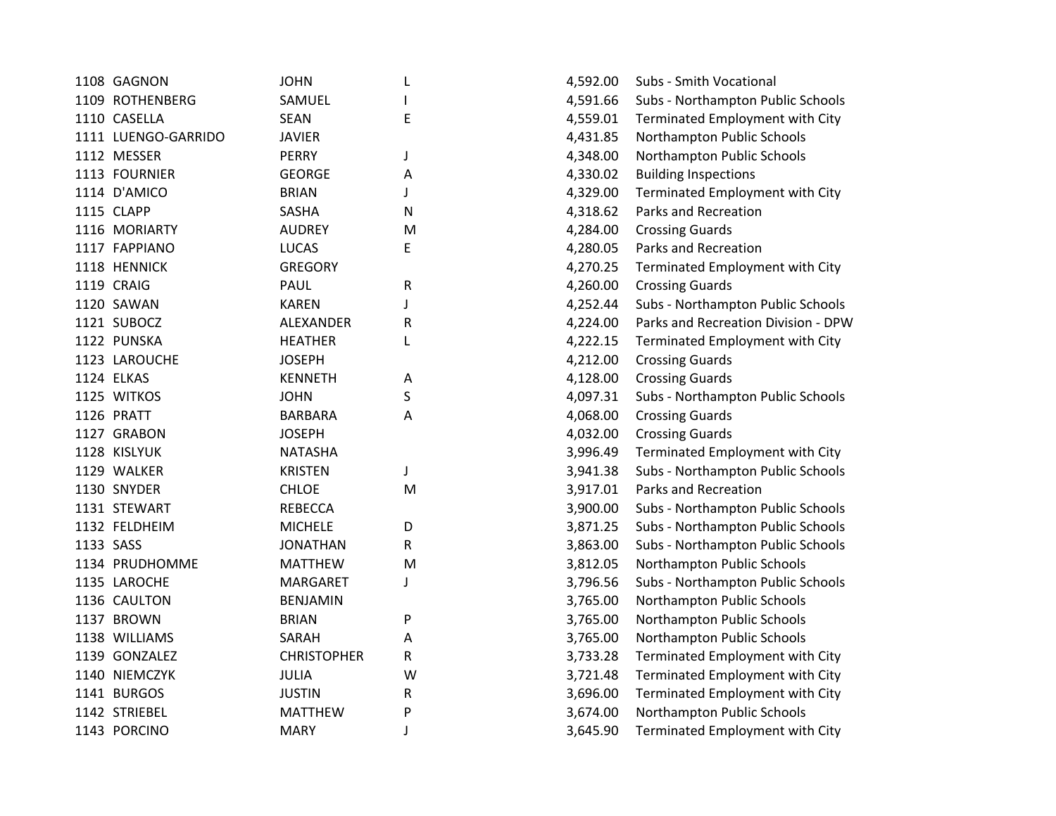| | | | | | |
|---|---|---|---|---|---|
| 1108 | GAGNON | JOHN | L | 4,592.00 | Subs - Smith Vocational |
| 1109 | ROTHENBERG | SAMUEL | I | 4,591.66 | Subs - Northampton Public Schools |
| 1110 | CASELLA | SEAN | E | 4,559.01 | Terminated Employment with City |
| 1111 | LUENGO-GARRIDO | JAVIER | | 4,431.85 | Northampton Public Schools |
| 1112 | MESSER | PERRY | J | 4,348.00 | Northampton Public Schools |
| 1113 | FOURNIER | GEORGE | A | 4,330.02 | Building Inspections |
| 1114 | D'AMICO | BRIAN | J | 4,329.00 | Terminated Employment with City |
| 1115 | CLAPP | SASHA | N | 4,318.62 | Parks and Recreation |
| 1116 | MORIARTY | AUDREY | M | 4,284.00 | Crossing Guards |
| 1117 | FAPPIANO | LUCAS | E | 4,280.05 | Parks and Recreation |
| 1118 | HENNICK | GREGORY | | 4,270.25 | Terminated Employment with City |
| 1119 | CRAIG | PAUL | R | 4,260.00 | Crossing Guards |
| 1120 | SAWAN | KAREN | J | 4,252.44 | Subs - Northampton Public Schools |
| 1121 | SUBOCZ | ALEXANDER | R | 4,224.00 | Parks and Recreation Division - DPW |
| 1122 | PUNSKA | HEATHER | L | 4,222.15 | Terminated Employment with City |
| 1123 | LAROUCHE | JOSEPH | | 4,212.00 | Crossing Guards |
| 1124 | ELKAS | KENNETH | A | 4,128.00 | Crossing Guards |
| 1125 | WITKOS | JOHN | S | 4,097.31 | Subs - Northampton Public Schools |
| 1126 | PRATT | BARBARA | A | 4,068.00 | Crossing Guards |
| 1127 | GRABON | JOSEPH | | 4,032.00 | Crossing Guards |
| 1128 | KISLYUK | NATASHA | | 3,996.49 | Terminated Employment with City |
| 1129 | WALKER | KRISTEN | J | 3,941.38 | Subs - Northampton Public Schools |
| 1130 | SNYDER | CHLOE | M | 3,917.01 | Parks and Recreation |
| 1131 | STEWART | REBECCA | | 3,900.00 | Subs - Northampton Public Schools |
| 1132 | FELDHEIM | MICHELE | D | 3,871.25 | Subs - Northampton Public Schools |
| 1133 | SASS | JONATHAN | R | 3,863.00 | Subs - Northampton Public Schools |
| 1134 | PRUDHOMME | MATTHEW | M | 3,812.05 | Northampton Public Schools |
| 1135 | LAROCHE | MARGARET | J | 3,796.56 | Subs - Northampton Public Schools |
| 1136 | CAULTON | BENJAMIN | | 3,765.00 | Northampton Public Schools |
| 1137 | BROWN | BRIAN | P | 3,765.00 | Northampton Public Schools |
| 1138 | WILLIAMS | SARAH | A | 3,765.00 | Northampton Public Schools |
| 1139 | GONZALEZ | CHRISTOPHER | R | 3,733.28 | Terminated Employment with City |
| 1140 | NIEMCZYK | JULIA | W | 3,721.48 | Terminated Employment with City |
| 1141 | BURGOS | JUSTIN | R | 3,696.00 | Terminated Employment with City |
| 1142 | STRIEBEL | MATTHEW | P | 3,674.00 | Northampton Public Schools |
| 1143 | PORCINO | MARY | J | 3,645.90 | Terminated Employment with City |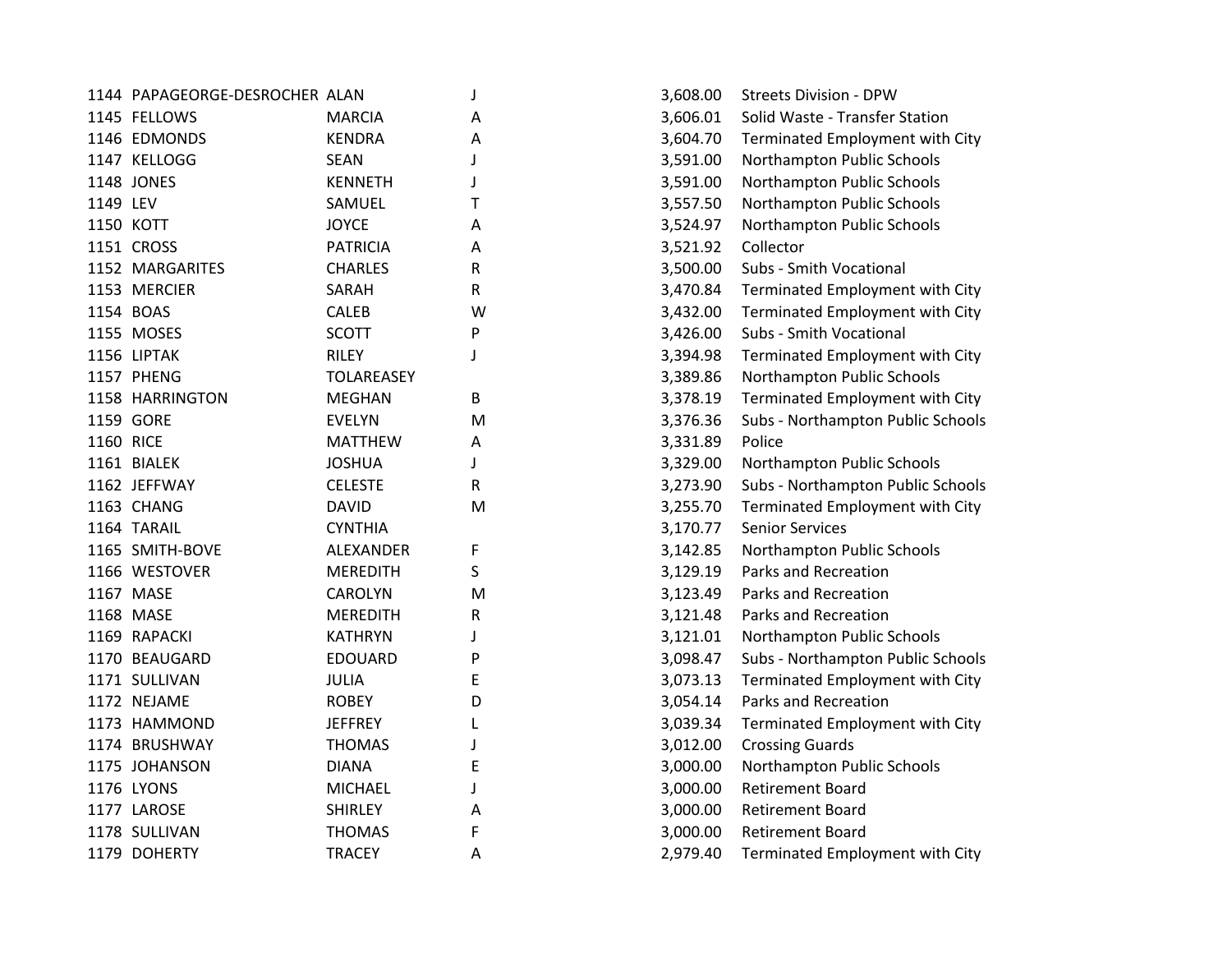| | | | | | |
|---|---|---|---|---|---|
| 1144 | PAPAGEORGE-DESROCHER | ALAN | J | 3,608.00 | Streets Division - DPW |
| 1145 | FELLOWS | MARCIA | A | 3,606.01 | Solid Waste - Transfer Station |
| 1146 | EDMONDS | KENDRA | A | 3,604.70 | Terminated Employment with City |
| 1147 | KELLOGG | SEAN | J | 3,591.00 | Northampton Public Schools |
| 1148 | JONES | KENNETH | J | 3,591.00 | Northampton Public Schools |
| 1149 | LEV | SAMUEL | T | 3,557.50 | Northampton Public Schools |
| 1150 | KOTT | JOYCE | A | 3,524.97 | Northampton Public Schools |
| 1151 | CROSS | PATRICIA | A | 3,521.92 | Collector |
| 1152 | MARGARITES | CHARLES | R | 3,500.00 | Subs - Smith Vocational |
| 1153 | MERCIER | SARAH | R | 3,470.84 | Terminated Employment with City |
| 1154 | BOAS | CALEB | W | 3,432.00 | Terminated Employment with City |
| 1155 | MOSES | SCOTT | P | 3,426.00 | Subs - Smith Vocational |
| 1156 | LIPTAK | RILEY | J | 3,394.98 | Terminated Employment with City |
| 1157 | PHENG | TOLAREASEY | | 3,389.86 | Northampton Public Schools |
| 1158 | HARRINGTON | MEGHAN | B | 3,378.19 | Terminated Employment with City |
| 1159 | GORE | EVELYN | M | 3,376.36 | Subs - Northampton Public Schools |
| 1160 | RICE | MATTHEW | A | 3,331.89 | Police |
| 1161 | BIALEK | JOSHUA | J | 3,329.00 | Northampton Public Schools |
| 1162 | JEFFWAY | CELESTE | R | 3,273.90 | Subs - Northampton Public Schools |
| 1163 | CHANG | DAVID | M | 3,255.70 | Terminated Employment with City |
| 1164 | TARAIL | CYNTHIA | | 3,170.77 | Senior Services |
| 1165 | SMITH-BOVE | ALEXANDER | F | 3,142.85 | Northampton Public Schools |
| 1166 | WESTOVER | MEREDITH | S | 3,129.19 | Parks and Recreation |
| 1167 | MASE | CAROLYN | M | 3,123.49 | Parks and Recreation |
| 1168 | MASE | MEREDITH | R | 3,121.48 | Parks and Recreation |
| 1169 | RAPACKI | KATHRYN | J | 3,121.01 | Northampton Public Schools |
| 1170 | BEAUGARD | EDOUARD | P | 3,098.47 | Subs - Northampton Public Schools |
| 1171 | SULLIVAN | JULIA | E | 3,073.13 | Terminated Employment with City |
| 1172 | NEJAME | ROBEY | D | 3,054.14 | Parks and Recreation |
| 1173 | HAMMOND | JEFFREY | L | 3,039.34 | Terminated Employment with City |
| 1174 | BRUSHWAY | THOMAS | J | 3,012.00 | Crossing Guards |
| 1175 | JOHANSON | DIANA | E | 3,000.00 | Northampton Public Schools |
| 1176 | LYONS | MICHAEL | J | 3,000.00 | Retirement Board |
| 1177 | LAROSE | SHIRLEY | A | 3,000.00 | Retirement Board |
| 1178 | SULLIVAN | THOMAS | F | 3,000.00 | Retirement Board |
| 1179 | DOHERTY | TRACEY | A | 2,979.40 | Terminated Employment with City |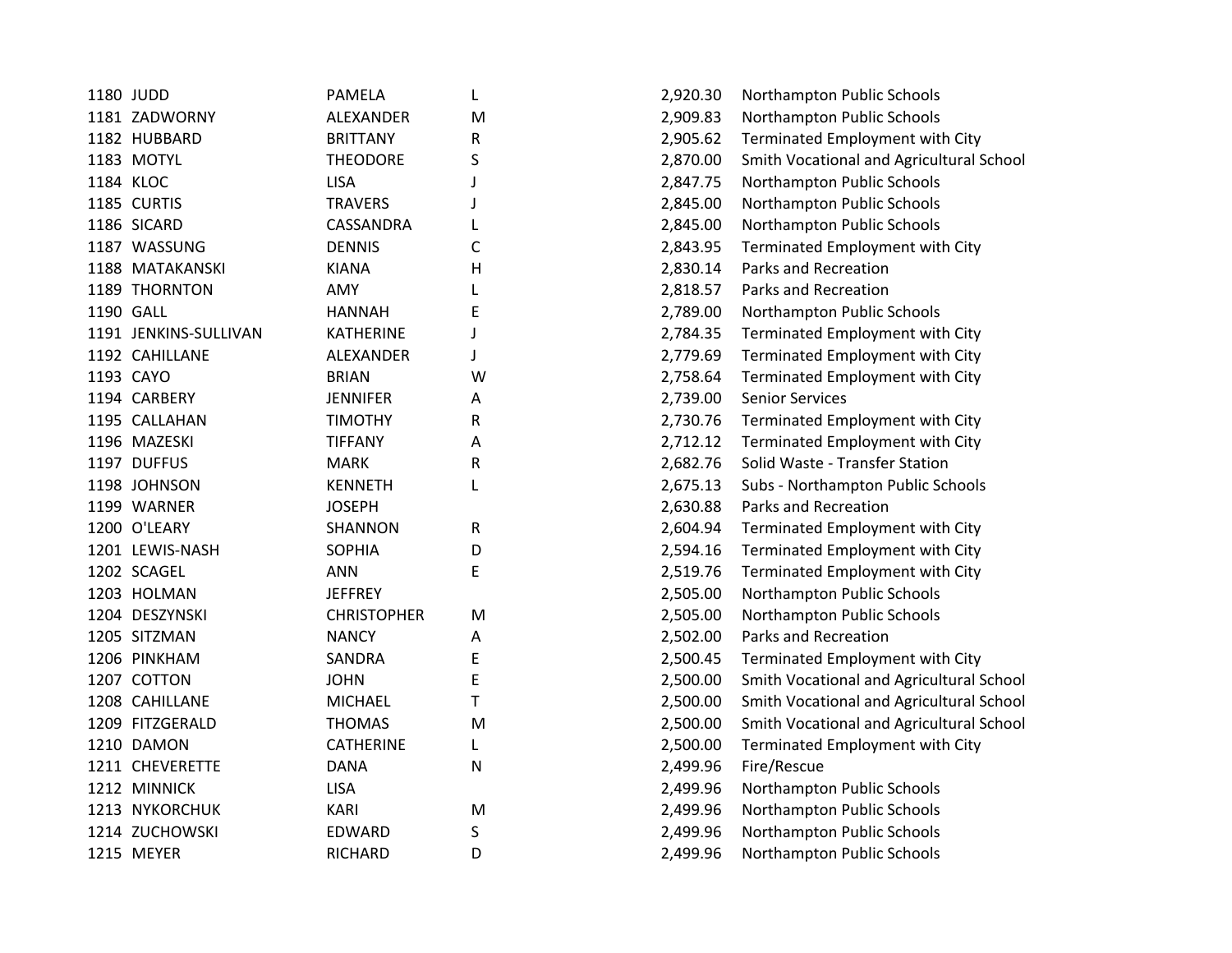| | | | | | |
|---|---|---|---|---|---|
| 1180 | JUDD | PAMELA | L | 2,920.30 | Northampton Public Schools |
| 1181 | ZADWORNY | ALEXANDER | M | 2,909.83 | Northampton Public Schools |
| 1182 | HUBBARD | BRITTANY | R | 2,905.62 | Terminated Employment with City |
| 1183 | MOTYL | THEODORE | S | 2,870.00 | Smith Vocational and Agricultural School |
| 1184 | KLOC | LISA | J | 2,847.75 | Northampton Public Schools |
| 1185 | CURTIS | TRAVERS | J | 2,845.00 | Northampton Public Schools |
| 1186 | SICARD | CASSANDRA | L | 2,845.00 | Northampton Public Schools |
| 1187 | WASSUNG | DENNIS | C | 2,843.95 | Terminated Employment with City |
| 1188 | MATAKANSKI | KIANA | H | 2,830.14 | Parks and Recreation |
| 1189 | THORNTON | AMY | L | 2,818.57 | Parks and Recreation |
| 1190 | GALL | HANNAH | E | 2,789.00 | Northampton Public Schools |
| 1191 | JENKINS-SULLIVAN | KATHERINE | J | 2,784.35 | Terminated Employment with City |
| 1192 | CAHILLANE | ALEXANDER | J | 2,779.69 | Terminated Employment with City |
| 1193 | CAYO | BRIAN | W | 2,758.64 | Terminated Employment with City |
| 1194 | CARBERY | JENNIFER | A | 2,739.00 | Senior Services |
| 1195 | CALLAHAN | TIMOTHY | R | 2,730.76 | Terminated Employment with City |
| 1196 | MAZESKI | TIFFANY | A | 2,712.12 | Terminated Employment with City |
| 1197 | DUFFUS | MARK | R | 2,682.76 | Solid Waste - Transfer Station |
| 1198 | JOHNSON | KENNETH | L | 2,675.13 | Subs - Northampton Public Schools |
| 1199 | WARNER | JOSEPH | | 2,630.88 | Parks and Recreation |
| 1200 | O'LEARY | SHANNON | R | 2,604.94 | Terminated Employment with City |
| 1201 | LEWIS-NASH | SOPHIA | D | 2,594.16 | Terminated Employment with City |
| 1202 | SCAGEL | ANN | E | 2,519.76 | Terminated Employment with City |
| 1203 | HOLMAN | JEFFREY | | 2,505.00 | Northampton Public Schools |
| 1204 | DESZYNSKI | CHRISTOPHER | M | 2,505.00 | Northampton Public Schools |
| 1205 | SITZMAN | NANCY | A | 2,502.00 | Parks and Recreation |
| 1206 | PINKHAM | SANDRA | E | 2,500.45 | Terminated Employment with City |
| 1207 | COTTON | JOHN | E | 2,500.00 | Smith Vocational and Agricultural School |
| 1208 | CAHILLANE | MICHAEL | T | 2,500.00 | Smith Vocational and Agricultural School |
| 1209 | FITZGERALD | THOMAS | M | 2,500.00 | Smith Vocational and Agricultural School |
| 1210 | DAMON | CATHERINE | L | 2,500.00 | Terminated Employment with City |
| 1211 | CHEVERETTE | DANA | N | 2,499.96 | Fire/Rescue |
| 1212 | MINNICK | LISA | | 2,499.96 | Northampton Public Schools |
| 1213 | NYKORCHUK | KARI | M | 2,499.96 | Northampton Public Schools |
| 1214 | ZUCHOWSKI | EDWARD | S | 2,499.96 | Northampton Public Schools |
| 1215 | MEYER | RICHARD | D | 2,499.96 | Northampton Public Schools |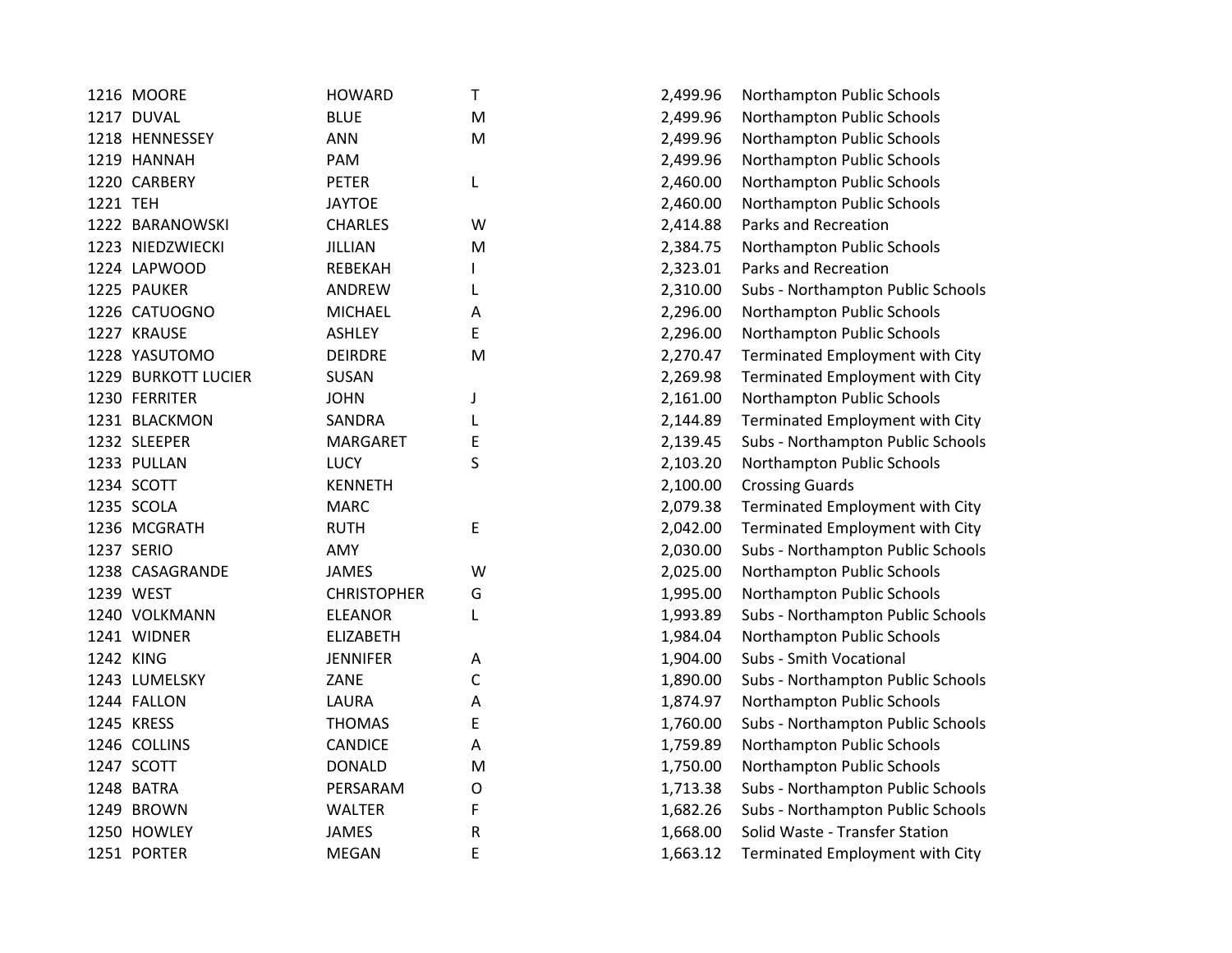| | | | | | |
|---|---|---|---|---|---|
| 1216 | MOORE | HOWARD | T | 2,499.96 | Northampton Public Schools |
| 1217 | DUVAL | BLUE | M | 2,499.96 | Northampton Public Schools |
| 1218 | HENNESSEY | ANN | M | 2,499.96 | Northampton Public Schools |
| 1219 | HANNAH | PAM | | 2,499.96 | Northampton Public Schools |
| 1220 | CARBERY | PETER | L | 2,460.00 | Northampton Public Schools |
| 1221 | TEH | JAYTOE | | 2,460.00 | Northampton Public Schools |
| 1222 | BARANOWSKI | CHARLES | W | 2,414.88 | Parks and Recreation |
| 1223 | NIEDZWIECKI | JILLIAN | M | 2,384.75 | Northampton Public Schools |
| 1224 | LAPWOOD | REBEKAH | I | 2,323.01 | Parks and Recreation |
| 1225 | PAUKER | ANDREW | L | 2,310.00 | Subs - Northampton Public Schools |
| 1226 | CATUOGNO | MICHAEL | A | 2,296.00 | Northampton Public Schools |
| 1227 | KRAUSE | ASHLEY | E | 2,296.00 | Northampton Public Schools |
| 1228 | YASUTOMO | DEIRDRE | M | 2,270.47 | Terminated Employment with City |
| 1229 | BURKOTT LUCIER | SUSAN | | 2,269.98 | Terminated Employment with City |
| 1230 | FERRITER | JOHN | J | 2,161.00 | Northampton Public Schools |
| 1231 | BLACKMON | SANDRA | L | 2,144.89 | Terminated Employment with City |
| 1232 | SLEEPER | MARGARET | E | 2,139.45 | Subs - Northampton Public Schools |
| 1233 | PULLAN | LUCY | S | 2,103.20 | Northampton Public Schools |
| 1234 | SCOTT | KENNETH | | 2,100.00 | Crossing Guards |
| 1235 | SCOLA | MARC | | 2,079.38 | Terminated Employment with City |
| 1236 | MCGRATH | RUTH | E | 2,042.00 | Terminated Employment with City |
| 1237 | SERIO | AMY | | 2,030.00 | Subs - Northampton Public Schools |
| 1238 | CASAGRANDE | JAMES | W | 2,025.00 | Northampton Public Schools |
| 1239 | WEST | CHRISTOPHER | G | 1,995.00 | Northampton Public Schools |
| 1240 | VOLKMANN | ELEANOR | L | 1,993.89 | Subs - Northampton Public Schools |
| 1241 | WIDNER | ELIZABETH | | 1,984.04 | Northampton Public Schools |
| 1242 | KING | JENNIFER | A | 1,904.00 | Subs - Smith Vocational |
| 1243 | LUMELSKY | ZANE | C | 1,890.00 | Subs - Northampton Public Schools |
| 1244 | FALLON | LAURA | A | 1,874.97 | Northampton Public Schools |
| 1245 | KRESS | THOMAS | E | 1,760.00 | Subs - Northampton Public Schools |
| 1246 | COLLINS | CANDICE | A | 1,759.89 | Northampton Public Schools |
| 1247 | SCOTT | DONALD | M | 1,750.00 | Northampton Public Schools |
| 1248 | BATRA | PERSARAM | O | 1,713.38 | Subs - Northampton Public Schools |
| 1249 | BROWN | WALTER | F | 1,682.26 | Subs - Northampton Public Schools |
| 1250 | HOWLEY | JAMES | R | 1,668.00 | Solid Waste - Transfer Station |
| 1251 | PORTER | MEGAN | E | 1,663.12 | Terminated Employment with City |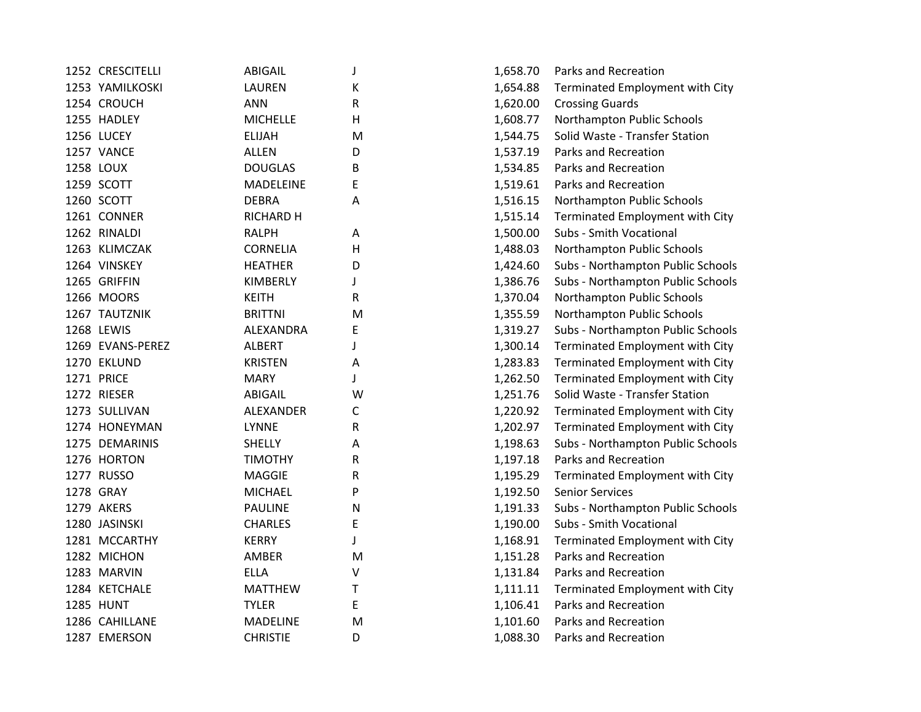| | | | | | |
|---|---|---|---|---|---|
| 1252 | CRESCITELLI | ABIGAIL | J | 1,658.70 | Parks and Recreation |
| 1253 | YAMILKOSKI | LAUREN | K | 1,654.88 | Terminated Employment with City |
| 1254 | CROUCH | ANN | R | 1,620.00 | Crossing Guards |
| 1255 | HADLEY | MICHELLE | H | 1,608.77 | Northampton Public Schools |
| 1256 | LUCEY | ELIJAH | M | 1,544.75 | Solid Waste - Transfer Station |
| 1257 | VANCE | ALLEN | D | 1,537.19 | Parks and Recreation |
| 1258 | LOUX | DOUGLAS | B | 1,534.85 | Parks and Recreation |
| 1259 | SCOTT | MADELEINE | E | 1,519.61 | Parks and Recreation |
| 1260 | SCOTT | DEBRA | A | 1,516.15 | Northampton Public Schools |
| 1261 | CONNER | RICHARD H | | 1,515.14 | Terminated Employment with City |
| 1262 | RINALDI | RALPH | A | 1,500.00 | Subs - Smith Vocational |
| 1263 | KLIMCZAK | CORNELIA | H | 1,488.03 | Northampton Public Schools |
| 1264 | VINSKEY | HEATHER | D | 1,424.60 | Subs - Northampton Public Schools |
| 1265 | GRIFFIN | KIMBERLY | J | 1,386.76 | Subs - Northampton Public Schools |
| 1266 | MOORS | KEITH | R | 1,370.04 | Northampton Public Schools |
| 1267 | TAUTZNIK | BRITTNI | M | 1,355.59 | Northampton Public Schools |
| 1268 | LEWIS | ALEXANDRA | E | 1,319.27 | Subs - Northampton Public Schools |
| 1269 | EVANS-PEREZ | ALBERT | J | 1,300.14 | Terminated Employment with City |
| 1270 | EKLUND | KRISTEN | A | 1,283.83 | Terminated Employment with City |
| 1271 | PRICE | MARY | J | 1,262.50 | Terminated Employment with City |
| 1272 | RIESER | ABIGAIL | W | 1,251.76 | Solid Waste - Transfer Station |
| 1273 | SULLIVAN | ALEXANDER | C | 1,220.92 | Terminated Employment with City |
| 1274 | HONEYMAN | LYNNE | R | 1,202.97 | Terminated Employment with City |
| 1275 | DEMARINIS | SHELLY | A | 1,198.63 | Subs - Northampton Public Schools |
| 1276 | HORTON | TIMOTHY | R | 1,197.18 | Parks and Recreation |
| 1277 | RUSSO | MAGGIE | R | 1,195.29 | Terminated Employment with City |
| 1278 | GRAY | MICHAEL | P | 1,192.50 | Senior Services |
| 1279 | AKERS | PAULINE | N | 1,191.33 | Subs - Northampton Public Schools |
| 1280 | JASINSKI | CHARLES | E | 1,190.00 | Subs - Smith Vocational |
| 1281 | MCCARTHY | KERRY | J | 1,168.91 | Terminated Employment with City |
| 1282 | MICHON | AMBER | M | 1,151.28 | Parks and Recreation |
| 1283 | MARVIN | ELLA | V | 1,131.84 | Parks and Recreation |
| 1284 | KETCHALE | MATTHEW | T | 1,111.11 | Terminated Employment with City |
| 1285 | HUNT | TYLER | E | 1,106.41 | Parks and Recreation |
| 1286 | CAHILLANE | MADELINE | M | 1,101.60 | Parks and Recreation |
| 1287 | EMERSON | CHRISTIE | D | 1,088.30 | Parks and Recreation |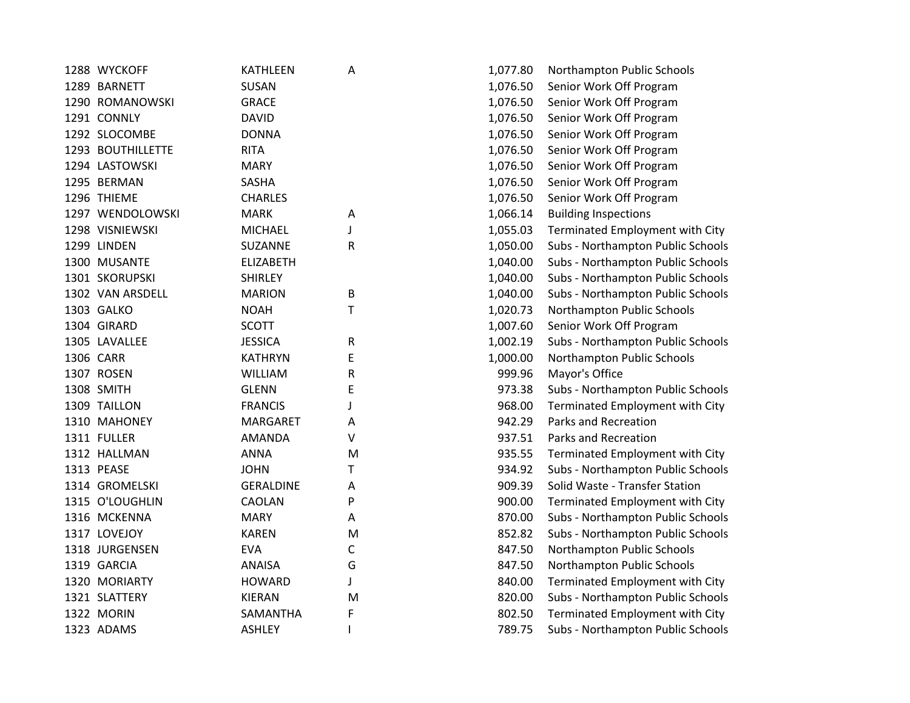| | | | | | |
|---|---|---|---|---|---|
| 1288 | WYCKOFF | KATHLEEN | A | 1,077.80 | Northampton Public Schools |
| 1289 | BARNETT | SUSAN | | 1,076.50 | Senior Work Off Program |
| 1290 | ROMANOWSKI | GRACE | | 1,076.50 | Senior Work Off Program |
| 1291 | CONNLY | DAVID | | 1,076.50 | Senior Work Off Program |
| 1292 | SLOCOMBE | DONNA | | 1,076.50 | Senior Work Off Program |
| 1293 | BOUTHILLETTE | RITA | | 1,076.50 | Senior Work Off Program |
| 1294 | LASTOWSKI | MARY | | 1,076.50 | Senior Work Off Program |
| 1295 | BERMAN | SASHA | | 1,076.50 | Senior Work Off Program |
| 1296 | THIEME | CHARLES | | 1,076.50 | Senior Work Off Program |
| 1297 | WENDOLOWSKI | MARK | A | 1,066.14 | Building Inspections |
| 1298 | VISNIEWSKI | MICHAEL | J | 1,055.03 | Terminated Employment with City |
| 1299 | LINDEN | SUZANNE | R | 1,050.00 | Subs - Northampton Public Schools |
| 1300 | MUSANTE | ELIZABETH | | 1,040.00 | Subs - Northampton Public Schools |
| 1301 | SKORUPSKI | SHIRLEY | | 1,040.00 | Subs - Northampton Public Schools |
| 1302 | VAN ARSDELL | MARION | B | 1,040.00 | Subs - Northampton Public Schools |
| 1303 | GALKO | NOAH | T | 1,020.73 | Northampton Public Schools |
| 1304 | GIRARD | SCOTT | | 1,007.60 | Senior Work Off Program |
| 1305 | LAVALLEE | JESSICA | R | 1,002.19 | Subs - Northampton Public Schools |
| 1306 | CARR | KATHRYN | E | 1,000.00 | Northampton Public Schools |
| 1307 | ROSEN | WILLIAM | R | 999.96 | Mayor's Office |
| 1308 | SMITH | GLENN | E | 973.38 | Subs - Northampton Public Schools |
| 1309 | TAILLON | FRANCIS | J | 968.00 | Terminated Employment with City |
| 1310 | MAHONEY | MARGARET | A | 942.29 | Parks and Recreation |
| 1311 | FULLER | AMANDA | V | 937.51 | Parks and Recreation |
| 1312 | HALLMAN | ANNA | M | 935.55 | Terminated Employment with City |
| 1313 | PEASE | JOHN | T | 934.92 | Subs - Northampton Public Schools |
| 1314 | GROMELSKI | GERALDINE | A | 909.39 | Solid Waste - Transfer Station |
| 1315 | O'LOUGHLIN | CAOLAN | P | 900.00 | Terminated Employment with City |
| 1316 | MCKENNA | MARY | A | 870.00 | Subs - Northampton Public Schools |
| 1317 | LOVEJOY | KAREN | M | 852.82 | Subs - Northampton Public Schools |
| 1318 | JURGENSEN | EVA | C | 847.50 | Northampton Public Schools |
| 1319 | GARCIA | ANAISA | G | 847.50 | Northampton Public Schools |
| 1320 | MORIARTY | HOWARD | J | 840.00 | Terminated Employment with City |
| 1321 | SLATTERY | KIERAN | M | 820.00 | Subs - Northampton Public Schools |
| 1322 | MORIN | SAMANTHA | F | 802.50 | Terminated Employment with City |
| 1323 | ADAMS | ASHLEY | I | 789.75 | Subs - Northampton Public Schools |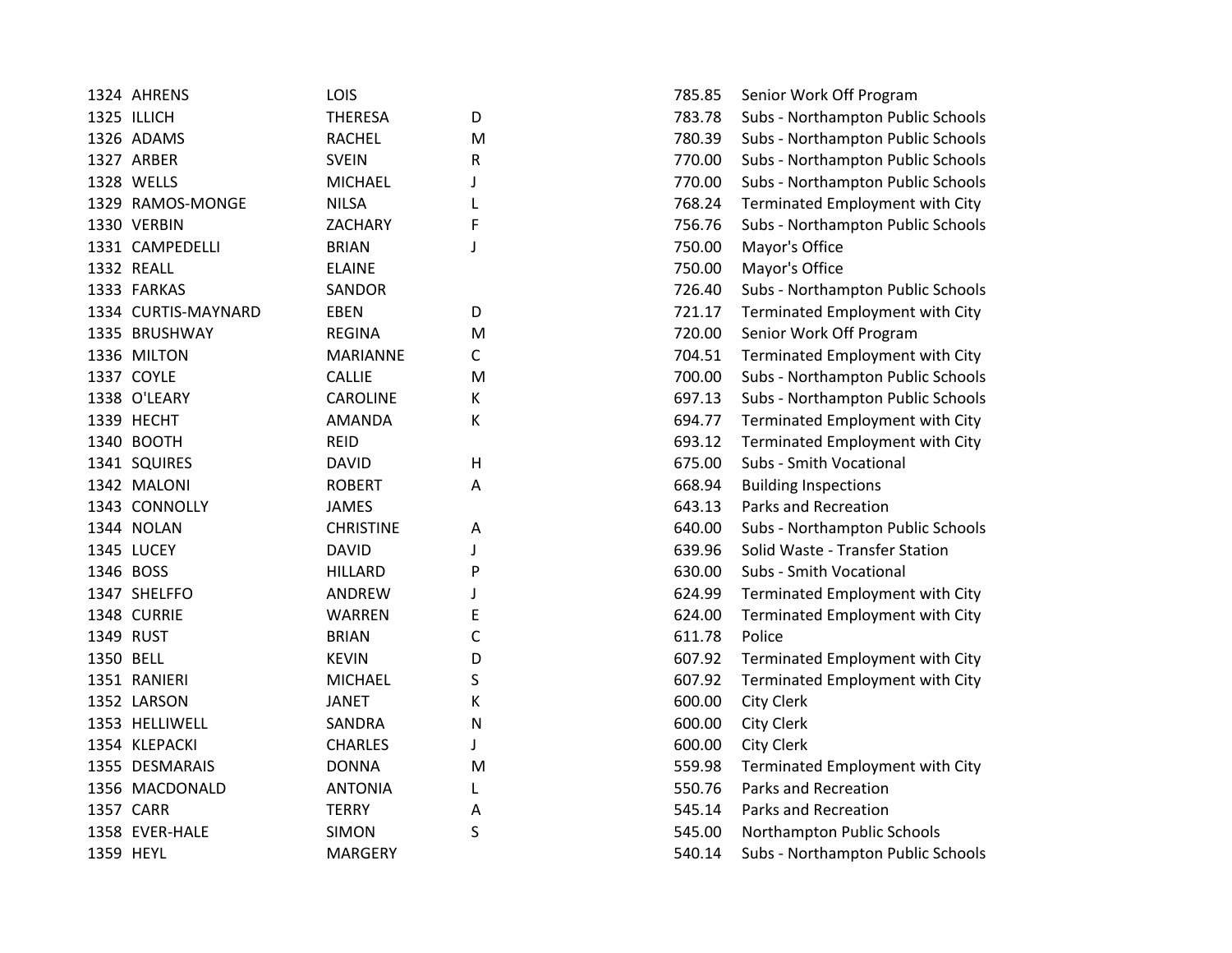| | | | | | |
|---|---|---|---|---|---|
| 1324 | AHRENS | LOIS | | 785.85 | Senior Work Off Program |
| 1325 | ILLICH | THERESA | D | 783.78 | Subs - Northampton Public Schools |
| 1326 | ADAMS | RACHEL | M | 780.39 | Subs - Northampton Public Schools |
| 1327 | ARBER | SVEIN | R | 770.00 | Subs - Northampton Public Schools |
| 1328 | WELLS | MICHAEL | J | 770.00 | Subs - Northampton Public Schools |
| 1329 | RAMOS-MONGE | NILSA | L | 768.24 | Terminated Employment with City |
| 1330 | VERBIN | ZACHARY | F | 756.76 | Subs - Northampton Public Schools |
| 1331 | CAMPEDELLI | BRIAN | J | 750.00 | Mayor's Office |
| 1332 | REALL | ELAINE | | 750.00 | Mayor's Office |
| 1333 | FARKAS | SANDOR | | 726.40 | Subs - Northampton Public Schools |
| 1334 | CURTIS-MAYNARD | EBEN | D | 721.17 | Terminated Employment with City |
| 1335 | BRUSHWAY | REGINA | M | 720.00 | Senior Work Off Program |
| 1336 | MILTON | MARIANNE | C | 704.51 | Terminated Employment with City |
| 1337 | COYLE | CALLIE | M | 700.00 | Subs - Northampton Public Schools |
| 1338 | O'LEARY | CAROLINE | K | 697.13 | Subs - Northampton Public Schools |
| 1339 | HECHT | AMANDA | K | 694.77 | Terminated Employment with City |
| 1340 | BOOTH | REID | | 693.12 | Terminated Employment with City |
| 1341 | SQUIRES | DAVID | H | 675.00 | Subs - Smith Vocational |
| 1342 | MALONI | ROBERT | A | 668.94 | Building Inspections |
| 1343 | CONNOLLY | JAMES | | 643.13 | Parks and Recreation |
| 1344 | NOLAN | CHRISTINE | A | 640.00 | Subs - Northampton Public Schools |
| 1345 | LUCEY | DAVID | J | 639.96 | Solid Waste - Transfer Station |
| 1346 | BOSS | HILLARD | P | 630.00 | Subs - Smith Vocational |
| 1347 | SHELFFO | ANDREW | J | 624.99 | Terminated Employment with City |
| 1348 | CURRIE | WARREN | E | 624.00 | Terminated Employment with City |
| 1349 | RUST | BRIAN | C | 611.78 | Police |
| 1350 | BELL | KEVIN | D | 607.92 | Terminated Employment with City |
| 1351 | RANIERI | MICHAEL | S | 607.92 | Terminated Employment with City |
| 1352 | LARSON | JANET | K | 600.00 | City Clerk |
| 1353 | HELLIWELL | SANDRA | N | 600.00 | City Clerk |
| 1354 | KLEPACKI | CHARLES | J | 600.00 | City Clerk |
| 1355 | DESMARAIS | DONNA | M | 559.98 | Terminated Employment with City |
| 1356 | MACDONALD | ANTONIA | L | 550.76 | Parks and Recreation |
| 1357 | CARR | TERRY | A | 545.14 | Parks and Recreation |
| 1358 | EVER-HALE | SIMON | S | 545.00 | Northampton Public Schools |
| 1359 | HEYL | MARGERY | | 540.14 | Subs - Northampton Public Schools |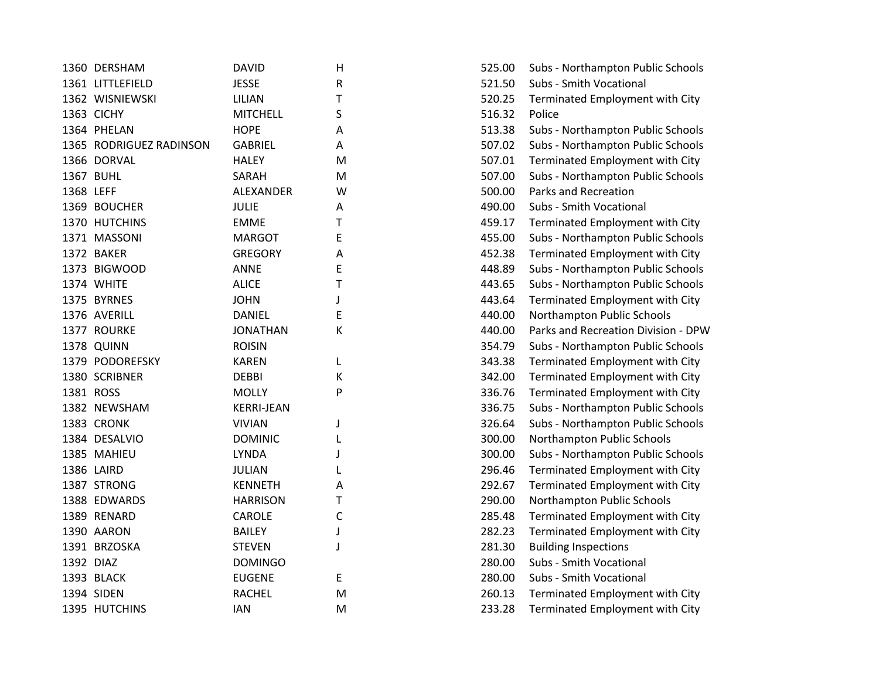| | | | | | |
|---|---|---|---|---|---|
| 1360 | DERSHAM | DAVID | H | 525.00 | Subs - Northampton Public Schools |
| 1361 | LITTLEFIELD | JESSE | R | 521.50 | Subs - Smith Vocational |
| 1362 | WISNIEWSKI | LILIAN | T | 520.25 | Terminated Employment with City |
| 1363 | CICHY | MITCHELL | S | 516.32 | Police |
| 1364 | PHELAN | HOPE | A | 513.38 | Subs - Northampton Public Schools |
| 1365 | RODRIGUEZ RADINSON | GABRIEL | A | 507.02 | Subs - Northampton Public Schools |
| 1366 | DORVAL | HALEY | M | 507.01 | Terminated Employment with City |
| 1367 | BUHL | SARAH | M | 507.00 | Subs - Northampton Public Schools |
| 1368 | LEFF | ALEXANDER | W | 500.00 | Parks and Recreation |
| 1369 | BOUCHER | JULIE | A | 490.00 | Subs - Smith Vocational |
| 1370 | HUTCHINS | EMME | T | 459.17 | Terminated Employment with City |
| 1371 | MASSONI | MARGOT | E | 455.00 | Subs - Northampton Public Schools |
| 1372 | BAKER | GREGORY | A | 452.38 | Terminated Employment with City |
| 1373 | BIGWOOD | ANNE | E | 448.89 | Subs - Northampton Public Schools |
| 1374 | WHITE | ALICE | T | 443.65 | Subs - Northampton Public Schools |
| 1375 | BYRNES | JOHN | J | 443.64 | Terminated Employment with City |
| 1376 | AVERILL | DANIEL | E | 440.00 | Northampton Public Schools |
| 1377 | ROURKE | JONATHAN | K | 440.00 | Parks and Recreation Division - DPW |
| 1378 | QUINN | ROISIN | | 354.79 | Subs - Northampton Public Schools |
| 1379 | PODOREFSKY | KAREN | L | 343.38 | Terminated Employment with City |
| 1380 | SCRIBNER | DEBBI | K | 342.00 | Terminated Employment with City |
| 1381 | ROSS | MOLLY | P | 336.76 | Terminated Employment with City |
| 1382 | NEWSHAM | KERRI-JEAN | | 336.75 | Subs - Northampton Public Schools |
| 1383 | CRONK | VIVIAN | J | 326.64 | Subs - Northampton Public Schools |
| 1384 | DESALVIO | DOMINIC | L | 300.00 | Northampton Public Schools |
| 1385 | MAHIEU | LYNDA | J | 300.00 | Subs - Northampton Public Schools |
| 1386 | LAIRD | JULIAN | L | 296.46 | Terminated Employment with City |
| 1387 | STRONG | KENNETH | A | 292.67 | Terminated Employment with City |
| 1388 | EDWARDS | HARRISON | T | 290.00 | Northampton Public Schools |
| 1389 | RENARD | CAROLE | C | 285.48 | Terminated Employment with City |
| 1390 | AARON | BAILEY | J | 282.23 | Terminated Employment with City |
| 1391 | BRZOSKA | STEVEN | J | 281.30 | Building Inspections |
| 1392 | DIAZ | DOMINGO | | 280.00 | Subs - Smith Vocational |
| 1393 | BLACK | EUGENE | E | 280.00 | Subs - Smith Vocational |
| 1394 | SIDEN | RACHEL | M | 260.13 | Terminated Employment with City |
| 1395 | HUTCHINS | IAN | M | 233.28 | Terminated Employment with City |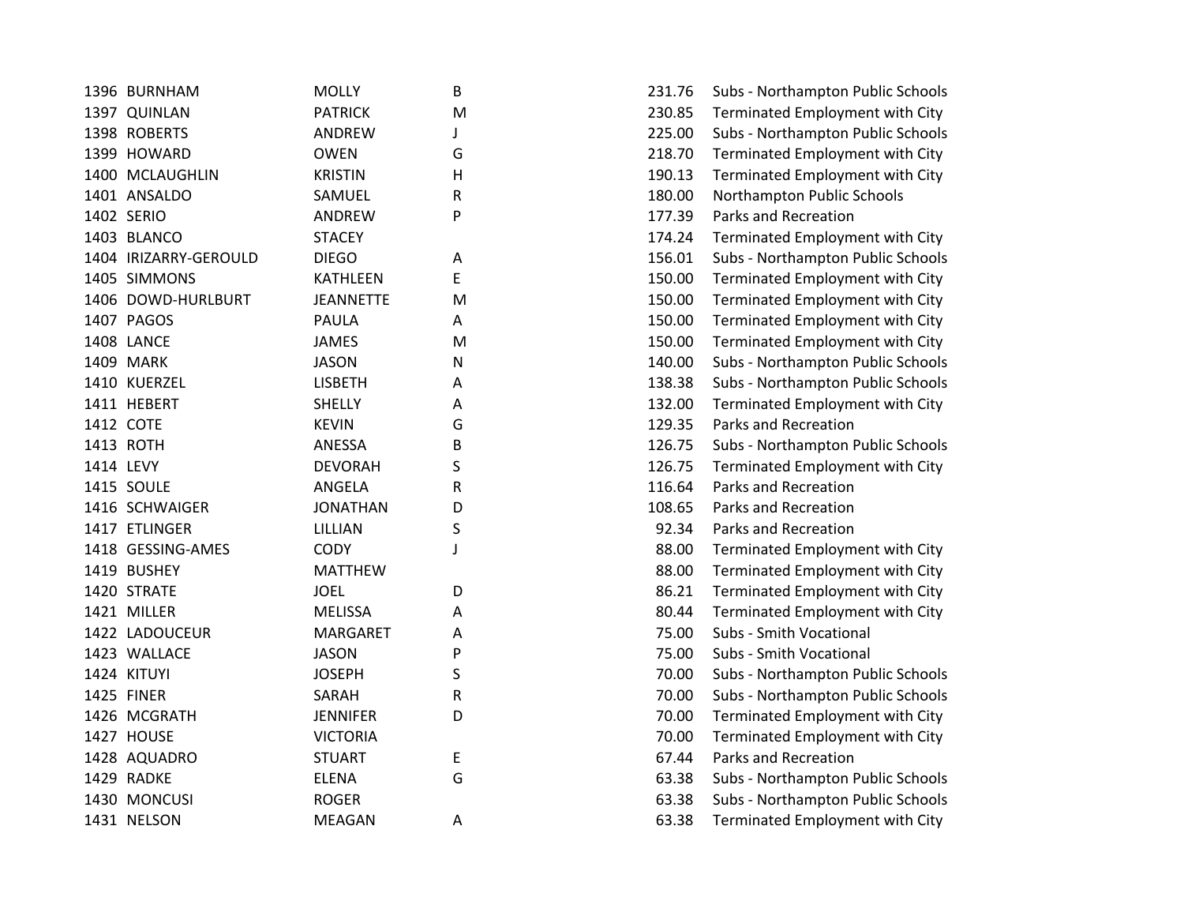| | | | | | |
|---|---|---|---|---|---|
| 1396 | BURNHAM | MOLLY | B | 231.76 | Subs - Northampton Public Schools |
| 1397 | QUINLAN | PATRICK | M | 230.85 | Terminated Employment with City |
| 1398 | ROBERTS | ANDREW | J | 225.00 | Subs - Northampton Public Schools |
| 1399 | HOWARD | OWEN | G | 218.70 | Terminated Employment with City |
| 1400 | MCLAUGHLIN | KRISTIN | H | 190.13 | Terminated Employment with City |
| 1401 | ANSALDO | SAMUEL | R | 180.00 | Northampton Public Schools |
| 1402 | SERIO | ANDREW | P | 177.39 | Parks and Recreation |
| 1403 | BLANCO | STACEY | | 174.24 | Terminated Employment with City |
| 1404 | IRIZARRY-GEROULD | DIEGO | A | 156.01 | Subs - Northampton Public Schools |
| 1405 | SIMMONS | KATHLEEN | E | 150.00 | Terminated Employment with City |
| 1406 | DOWD-HURLBURT | JEANNETTE | M | 150.00 | Terminated Employment with City |
| 1407 | PAGOS | PAULA | A | 150.00 | Terminated Employment with City |
| 1408 | LANCE | JAMES | M | 150.00 | Terminated Employment with City |
| 1409 | MARK | JASON | N | 140.00 | Subs - Northampton Public Schools |
| 1410 | KUERZEL | LISBETH | A | 138.38 | Subs - Northampton Public Schools |
| 1411 | HEBERT | SHELLY | A | 132.00 | Terminated Employment with City |
| 1412 | COTE | KEVIN | G | 129.35 | Parks and Recreation |
| 1413 | ROTH | ANESSA | B | 126.75 | Subs - Northampton Public Schools |
| 1414 | LEVY | DEVORAH | S | 126.75 | Terminated Employment with City |
| 1415 | SOULE | ANGELA | R | 116.64 | Parks and Recreation |
| 1416 | SCHWAIGER | JONATHAN | D | 108.65 | Parks and Recreation |
| 1417 | ETLINGER | LILLIAN | S | 92.34 | Parks and Recreation |
| 1418 | GESSING-AMES | CODY | J | 88.00 | Terminated Employment with City |
| 1419 | BUSHEY | MATTHEW | | 88.00 | Terminated Employment with City |
| 1420 | STRATE | JOEL | D | 86.21 | Terminated Employment with City |
| 1421 | MILLER | MELISSA | A | 80.44 | Terminated Employment with City |
| 1422 | LADOUCEUR | MARGARET | A | 75.00 | Subs - Smith Vocational |
| 1423 | WALLACE | JASON | P | 75.00 | Subs - Smith Vocational |
| 1424 | KITUYI | JOSEPH | S | 70.00 | Subs - Northampton Public Schools |
| 1425 | FINER | SARAH | R | 70.00 | Subs - Northampton Public Schools |
| 1426 | MCGRATH | JENNIFER | D | 70.00 | Terminated Employment with City |
| 1427 | HOUSE | VICTORIA | | 70.00 | Terminated Employment with City |
| 1428 | AQUADRO | STUART | E | 67.44 | Parks and Recreation |
| 1429 | RADKE | ELENA | G | 63.38 | Subs - Northampton Public Schools |
| 1430 | MONCUSI | ROGER | | 63.38 | Subs - Northampton Public Schools |
| 1431 | NELSON | MEAGAN | A | 63.38 | Terminated Employment with City |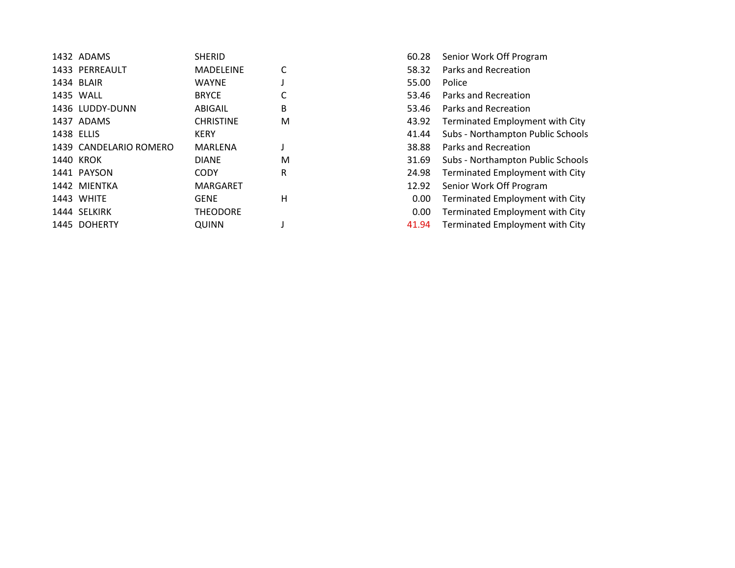| | | | | | |
|---|---|---|---|---|---|
| 1432 | ADAMS | SHERID | | 60.28 | Senior Work Off Program |
| 1433 | PERREAULT | MADELEINE | C | 58.32 | Parks and Recreation |
| 1434 | BLAIR | WAYNE | J | 55.00 | Police |
| 1435 | WALL | BRYCE | C | 53.46 | Parks and Recreation |
| 1436 | LUDDY-DUNN | ABIGAIL | B | 53.46 | Parks and Recreation |
| 1437 | ADAMS | CHRISTINE | M | 43.92 | Terminated Employment with City |
| 1438 | ELLIS | KERY | | 41.44 | Subs - Northampton Public Schools |
| 1439 | CANDELARIO ROMERO | MARLENA | J | 38.88 | Parks and Recreation |
| 1440 | KROK | DIANE | M | 31.69 | Subs - Northampton Public Schools |
| 1441 | PAYSON | CODY | R | 24.98 | Terminated Employment with City |
| 1442 | MIENTKA | MARGARET | | 12.92 | Senior Work Off Program |
| 1443 | WHITE | GENE | H | 0.00 | Terminated Employment with City |
| 1444 | SELKIRK | THEODORE | | 0.00 | Terminated Employment with City |
| 1445 | DOHERTY | QUINN | J | 41.94 | Terminated Employment with City |